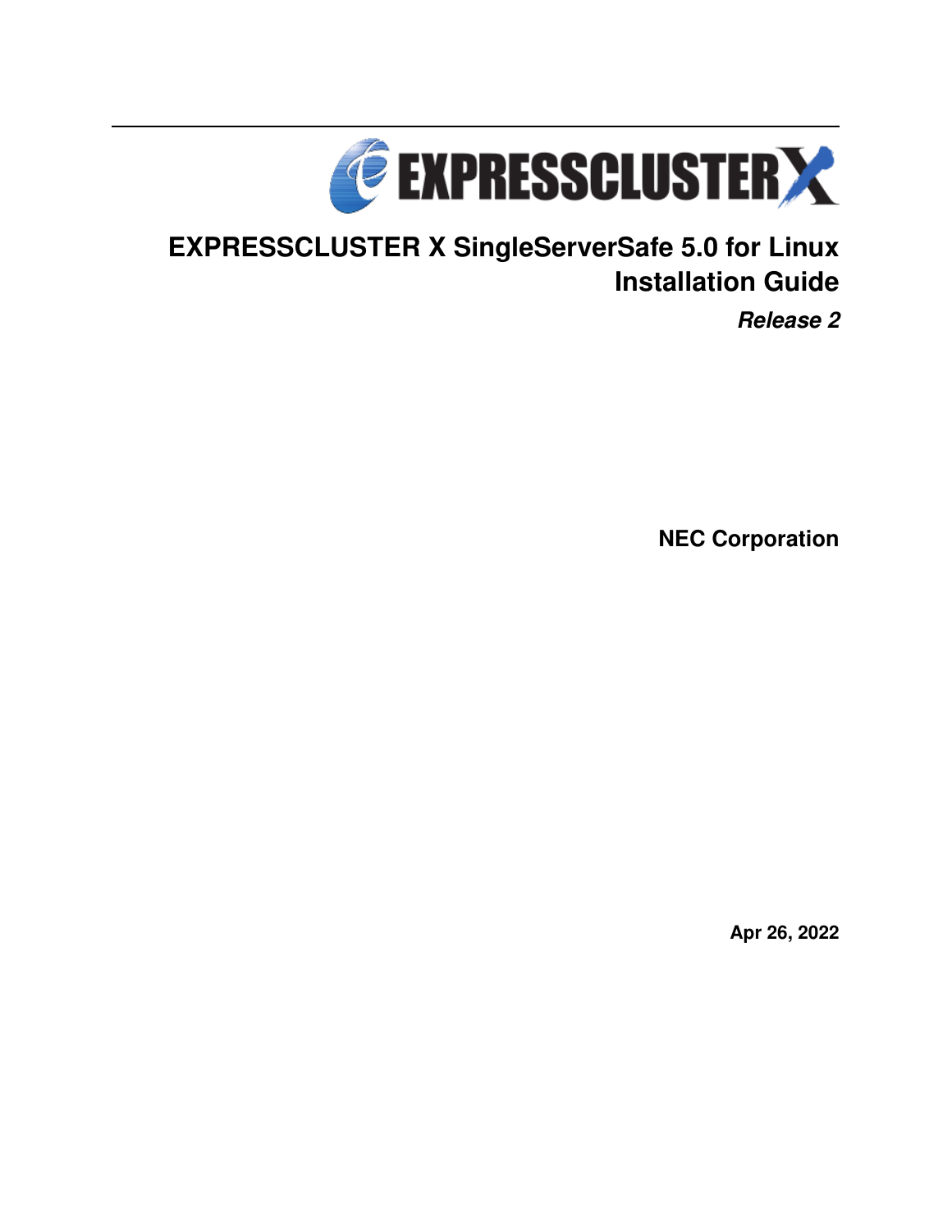# EXPRESSCLUSTER X SingleServerSafe 5.0 for Linux Installation Guide

***Release 2***

**NEC Corporation**

**Apr 26, 2022**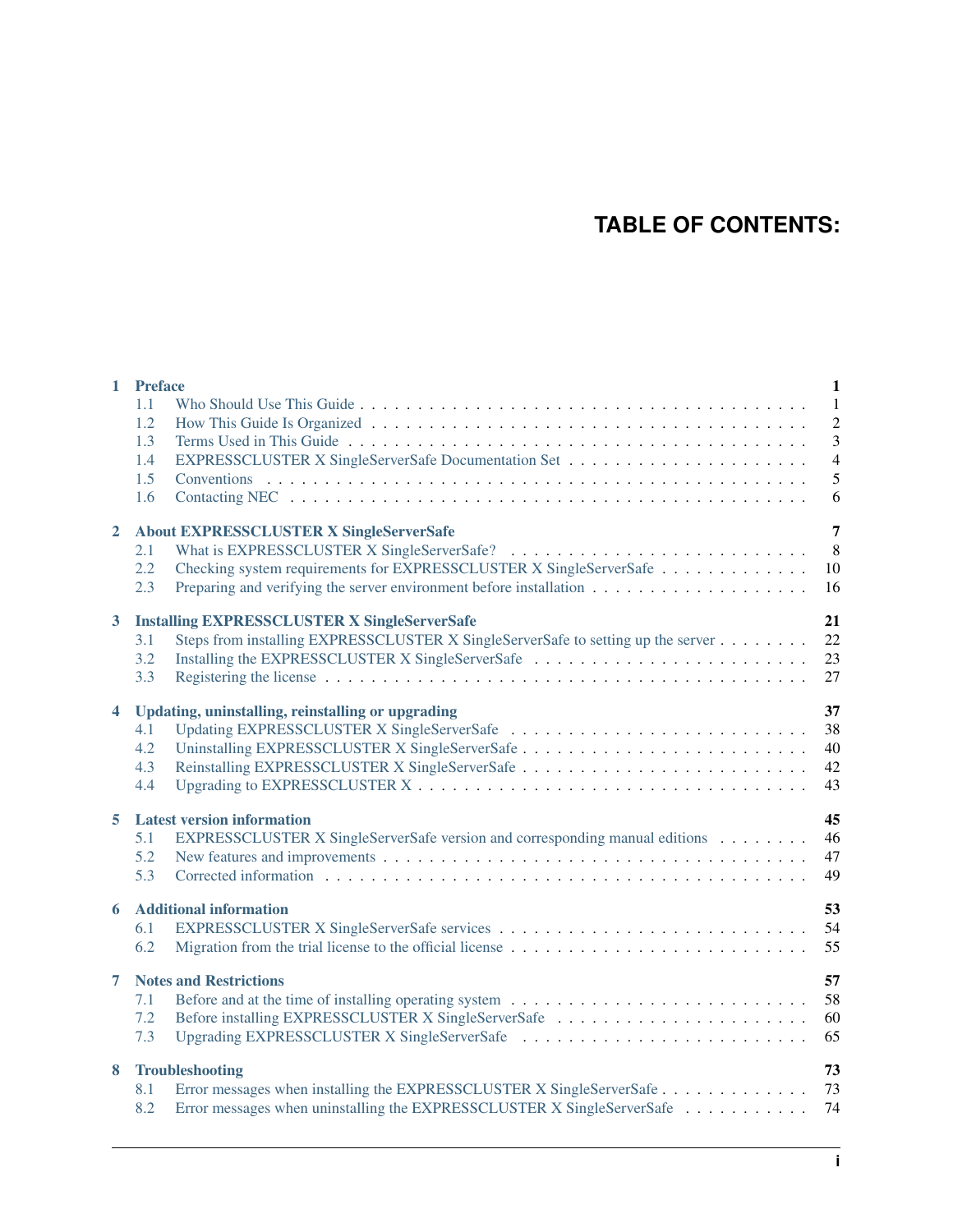# TABLE OF CONTENTS:

- **1 Preface** — 1
  - 1.1 Who Should Use This Guide — 1
  - 1.2 How This Guide Is Organized — 2
  - 1.3 Terms Used in This Guide — 3
  - 1.4 EXPRESSCLUSTER X SingleServerSafe Documentation Set — 4
  - 1.5 Conventions — 5
  - 1.6 Contacting NEC — 6
- **2 About EXPRESSCLUSTER X SingleServerSafe** — 7
  - 2.1 What is EXPRESSCLUSTER X SingleServerSafe? — 8
  - 2.2 Checking system requirements for EXPRESSCLUSTER X SingleServerSafe — 10
  - 2.3 Preparing and verifying the server environment before installation — 16
- **3 Installing EXPRESSCLUSTER X SingleServerSafe** — 21
  - 3.1 Steps from installing EXPRESSCLUSTER X SingleServerSafe to setting up the server — 22
  - 3.2 Installing the EXPRESSCLUSTER X SingleServerSafe — 23
  - 3.3 Registering the license — 27
- **4 Updating, uninstalling, reinstalling or upgrading** — 37
  - 4.1 Updating EXPRESSCLUSTER X SingleServerSafe — 38
  - 4.2 Uninstalling EXPRESSCLUSTER X SingleServerSafe — 40
  - 4.3 Reinstalling EXPRESSCLUSTER X SingleServerSafe — 42
  - 4.4 Upgrading to EXPRESSCLUSTER X — 43
- **5 Latest version information** — 45
  - 5.1 EXPRESSCLUSTER X SingleServerSafe version and corresponding manual editions — 46
  - 5.2 New features and improvements — 47
  - 5.3 Corrected information — 49
- **6 Additional information** — 53
  - 6.1 EXPRESSCLUSTER X SingleServerSafe services — 54
  - 6.2 Migration from the trial license to the official license — 55
- **7 Notes and Restrictions** — 57
  - 7.1 Before and at the time of installing operating system — 58
  - 7.2 Before installing EXPRESSCLUSTER X SingleServerSafe — 60
  - 7.3 Upgrading EXPRESSCLUSTER X SingleServerSafe — 65
- **8 Troubleshooting** — 73
  - 8.1 Error messages when installing the EXPRESSCLUSTER X SingleServerSafe — 73
  - 8.2 Error messages when uninstalling the EXPRESSCLUSTER X SingleServerSafe — 74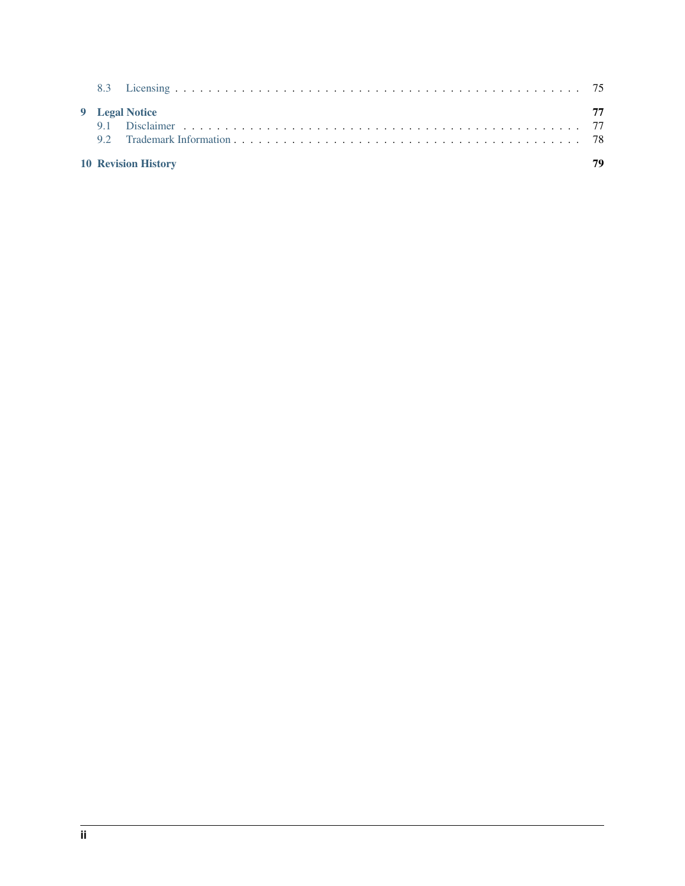8.3 Licensing . . . . . . . . . . . . . . . . . . . . . . . . . . . . . . . . . . . . . . . . . . . . . . 75

**9 Legal Notice** **77**

9.1 Disclaimer . . . . . . . . . . . . . . . . . . . . . . . . . . . . . . . . . . . . . . . . . . . . . 77

9.2 Trademark Information . . . . . . . . . . . . . . . . . . . . . . . . . . . . . . . . . . . . . . 78

**10 Revision History** **79**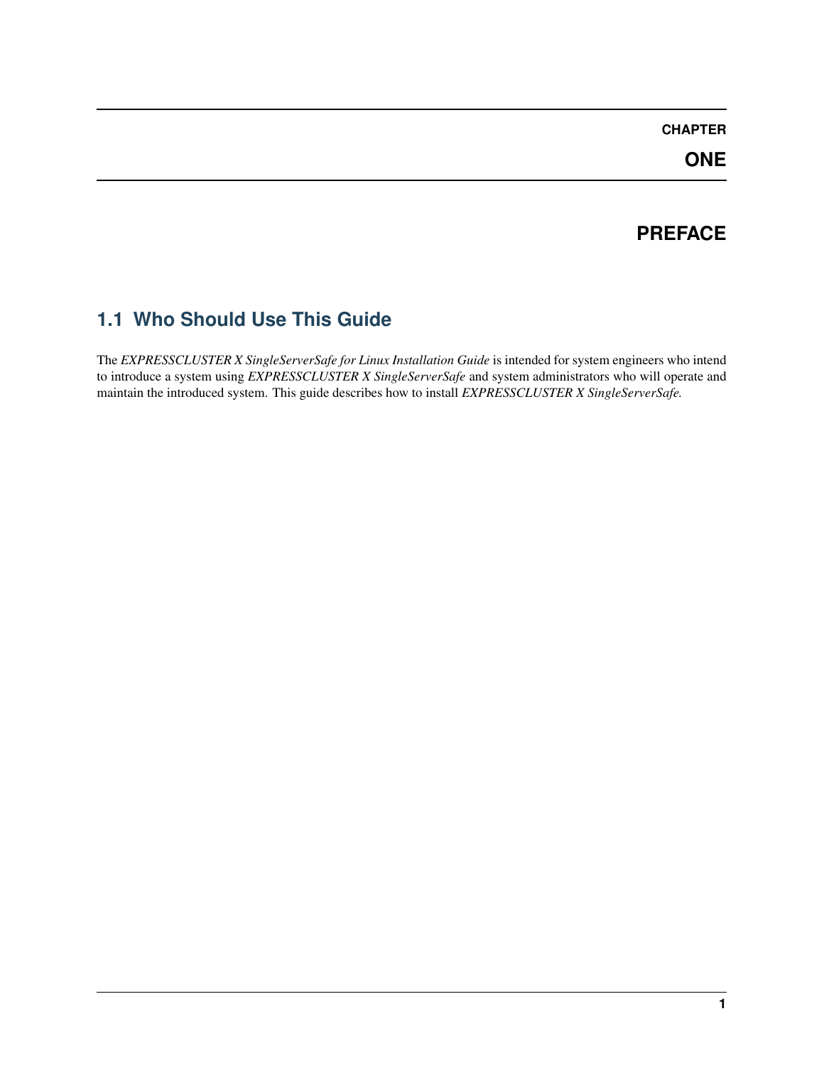# CHAPTER ONE

# PREFACE

## 1.1 Who Should Use This Guide

The *EXPRESSCLUSTER X SingleServerSafe for Linux Installation Guide* is intended for system engineers who intend to introduce a system using *EXPRESSCLUSTER X SingleServerSafe* and system administrators who will operate and maintain the introduced system. This guide describes how to install *EXPRESSCLUSTER X SingleServerSafe*.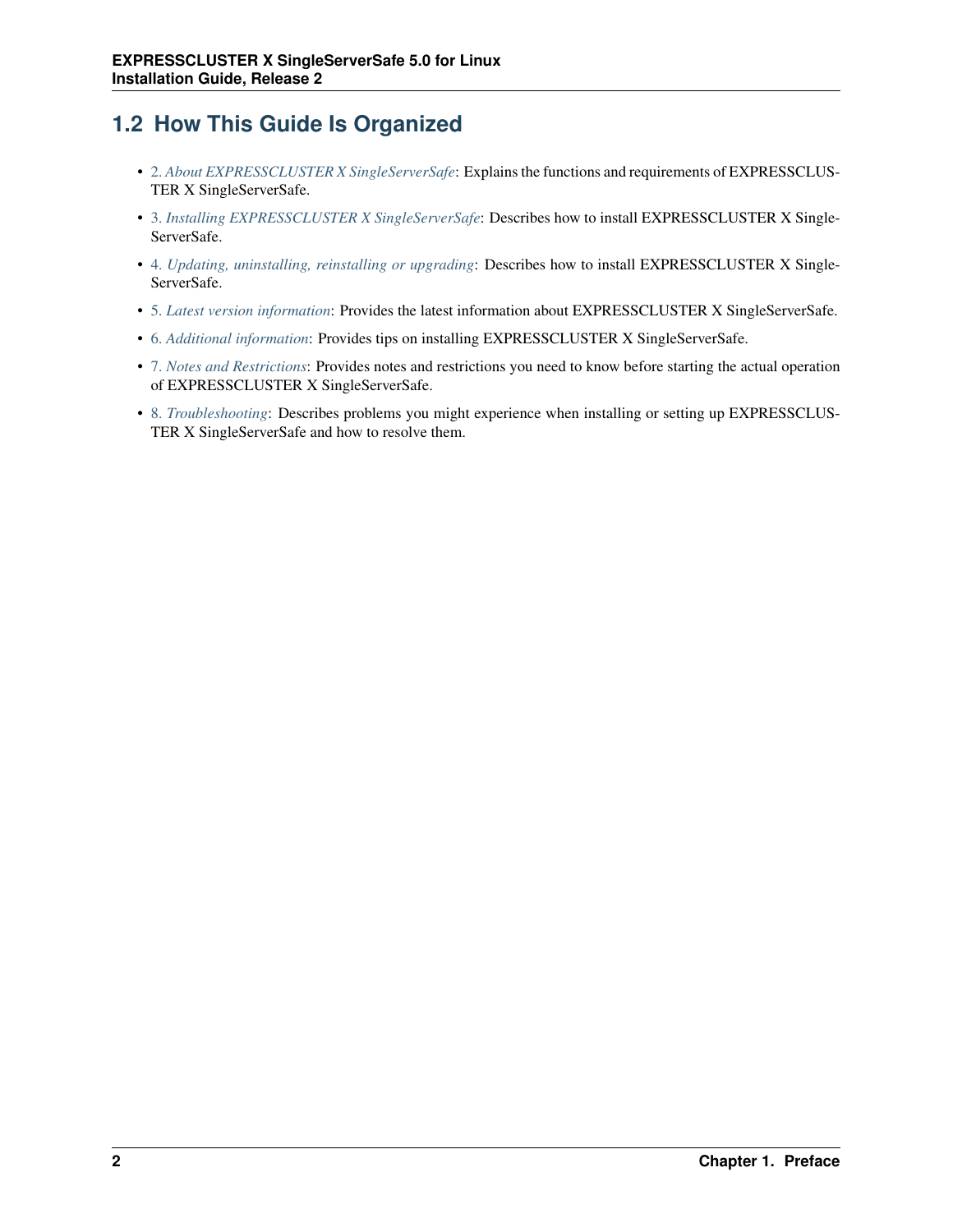## 1.2 How This Guide Is Organized

- 2. *About EXPRESSCLUSTER X SingleServerSafe*: Explains the functions and requirements of EXPRESSCLUSTER X SingleServerSafe.
- 3. *Installing EXPRESSCLUSTER X SingleServerSafe*: Describes how to install EXPRESSCLUSTER X SingleServerSafe.
- 4. *Updating, uninstalling, reinstalling or upgrading*: Describes how to install EXPRESSCLUSTER X SingleServerSafe.
- 5. *Latest version information*: Provides the latest information about EXPRESSCLUSTER X SingleServerSafe.
- 6. *Additional information*: Provides tips on installing EXPRESSCLUSTER X SingleServerSafe.
- 7. *Notes and Restrictions*: Provides notes and restrictions you need to know before starting the actual operation of EXPRESSCLUSTER X SingleServerSafe.
- 8. *Troubleshooting*: Describes problems you might experience when installing or setting up EXPRESSCLUSTER X SingleServerSafe and how to resolve them.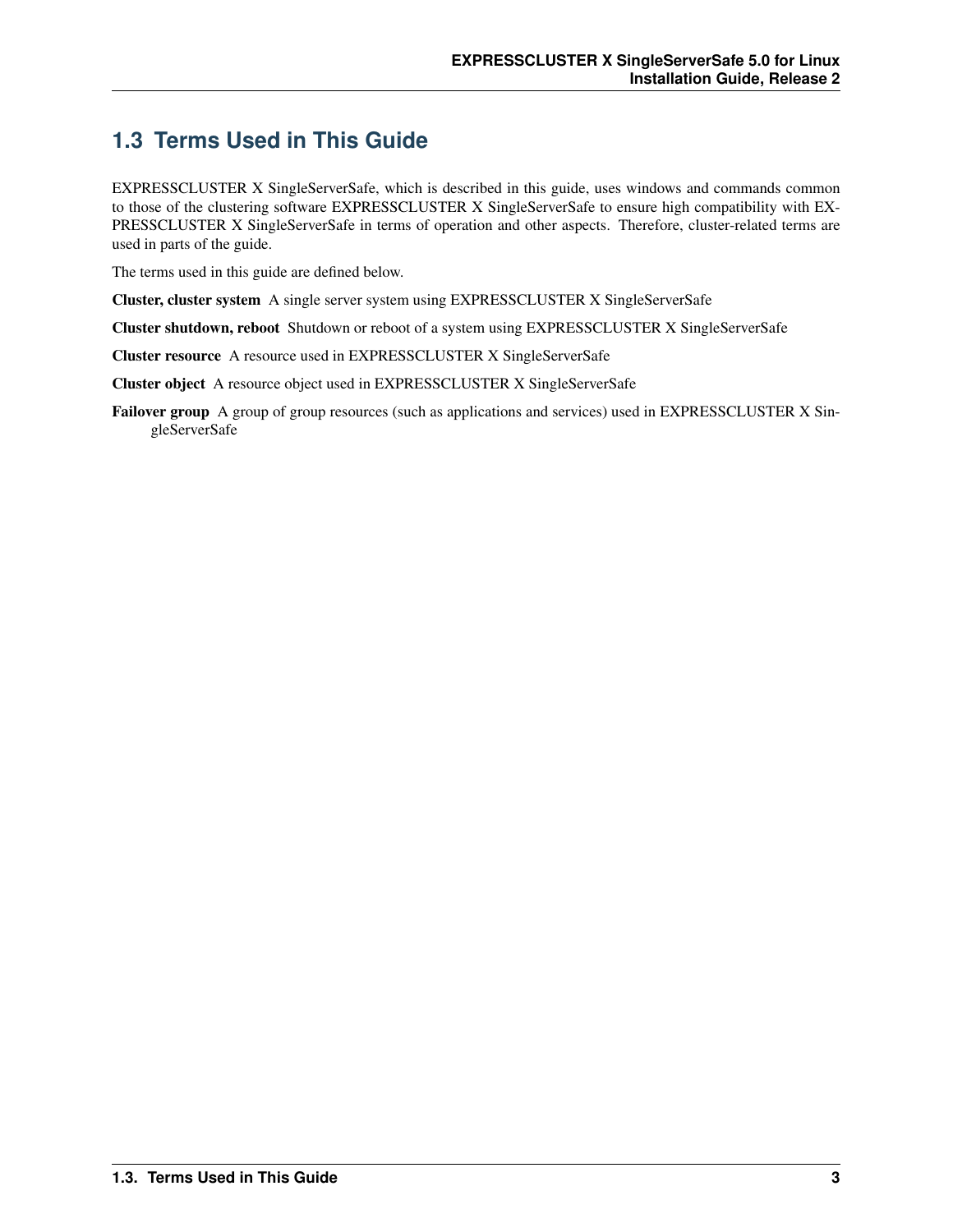## 1.3 Terms Used in This Guide

EXPRESSCLUSTER X SingleServerSafe, which is described in this guide, uses windows and commands common to those of the clustering software EXPRESSCLUSTER X SingleServerSafe to ensure high compatibility with EXPRESSCLUSTER X SingleServerSafe in terms of operation and other aspects. Therefore, cluster-related terms are used in parts of the guide.

The terms used in this guide are defined below.

**Cluster, cluster system** A single server system using EXPRESSCLUSTER X SingleServerSafe

**Cluster shutdown, reboot** Shutdown or reboot of a system using EXPRESSCLUSTER X SingleServerSafe

**Cluster resource** A resource used in EXPRESSCLUSTER X SingleServerSafe

**Cluster object** A resource object used in EXPRESSCLUSTER X SingleServerSafe

**Failover group** A group of group resources (such as applications and services) used in EXPRESSCLUSTER X SingleServerSafe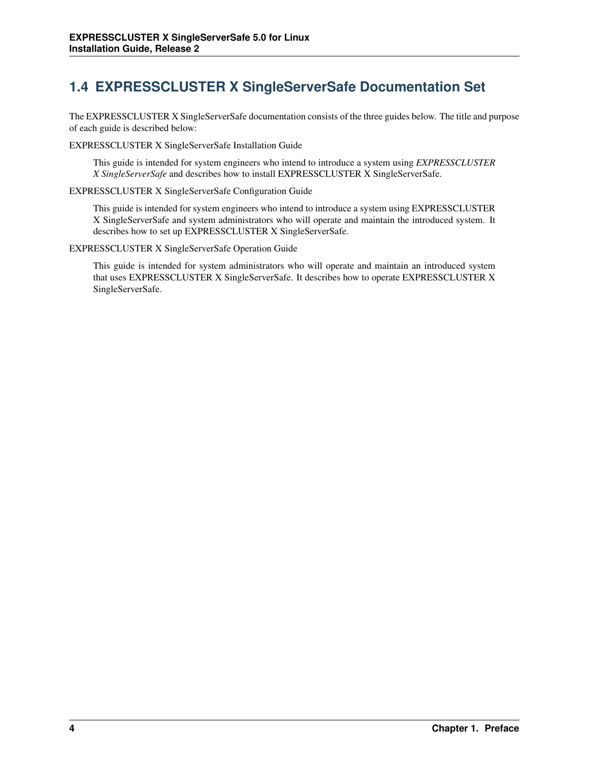## 1.4 EXPRESSCLUSTER X SingleServerSafe Documentation Set

The EXPRESSCLUSTER X SingleServerSafe documentation consists of the three guides below. The title and purpose of each guide is described below:

EXPRESSCLUSTER X SingleServerSafe Installation Guide

> This guide is intended for system engineers who intend to introduce a system using *EXPRESSCLUSTER X SingleServerSafe* and describes how to install EXPRESSCLUSTER X SingleServerSafe.

EXPRESSCLUSTER X SingleServerSafe Configuration Guide

> This guide is intended for system engineers who intend to introduce a system using EXPRESSCLUSTER X SingleServerSafe and system administrators who will operate and maintain the introduced system. It describes how to set up EXPRESSCLUSTER X SingleServerSafe.

EXPRESSCLUSTER X SingleServerSafe Operation Guide

> This guide is intended for system administrators who will operate and maintain an introduced system that uses EXPRESSCLUSTER X SingleServerSafe. It describes how to operate EXPRESSCLUSTER X SingleServerSafe.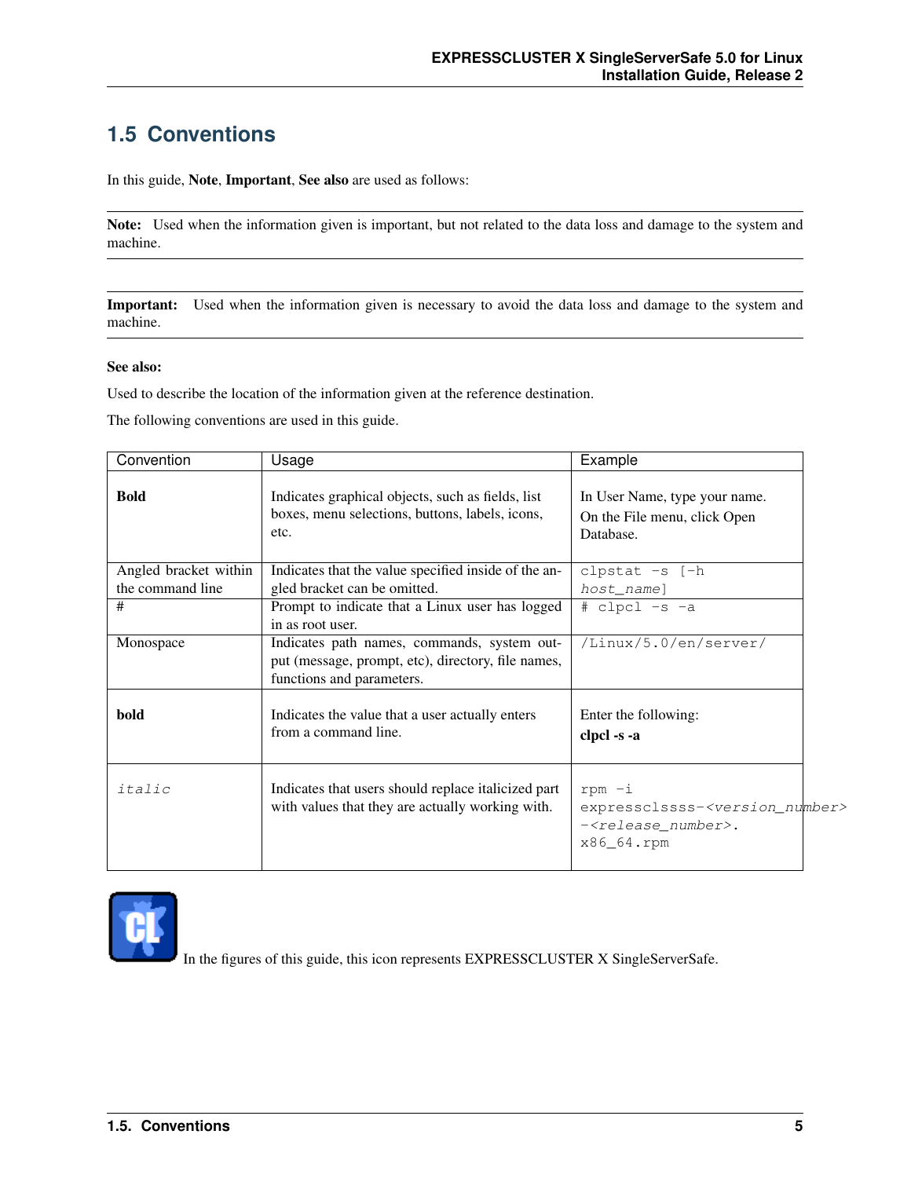## 1.5 Conventions

In this guide, **Note**, **Important**, **See also** are used as follows:

**Note:** Used when the information given is important, but not related to the data loss and damage to the system and machine.

**Important:** Used when the information given is necessary to avoid the data loss and damage to the system and machine.

**See also:**

Used to describe the location of the information given at the reference destination.

The following conventions are used in this guide.

| Convention | Usage | Example |
|---|---|---|
| **Bold** | Indicates graphical objects, such as fields, list boxes, menu selections, buttons, labels, icons, etc. | In User Name, type your name.<br>On the File menu, click Open Database. |
| Angled bracket within the command line | Indicates that the value specified inside of the angled bracket can be omitted. | `clpstat -s [-h host_name]` |
| # | Prompt to indicate that a Linux user has logged in as root user. | `# clpcl -s -a` |
| Monospace | Indicates path names, commands, system output (message, prompt, etc), directory, file names, functions and parameters. | `/Linux/5.0/en/server/` |
| **bold** | Indicates the value that a user actually enters from a command line. | Enter the following:<br>**clpcl -s -a** |
| *italic* | Indicates that users should replace italicized part with values that they are actually working with. | `rpm -i expressclssss-<version_number>-<release_number>.x86_64.rpm` |

In the figures of this guide, this icon represents EXPRESSCLUSTER X SingleServerSafe.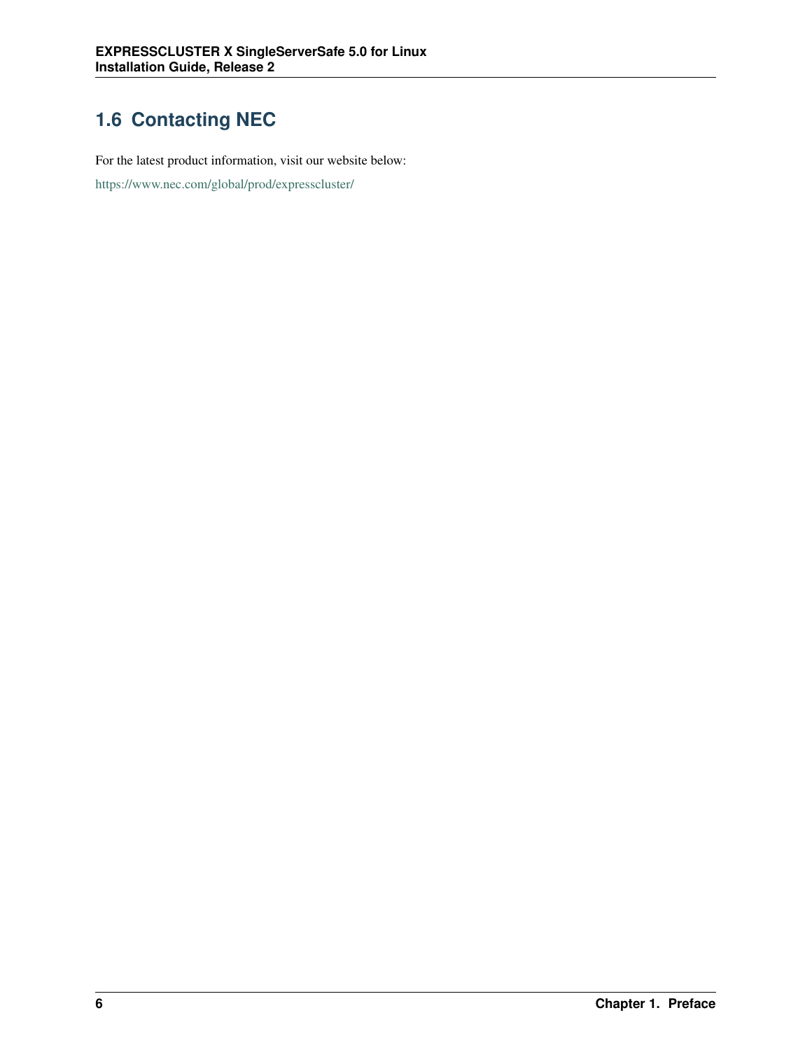## 1.6 Contacting NEC

For the latest product information, visit our website below:

https://www.nec.com/global/prod/expresscluster/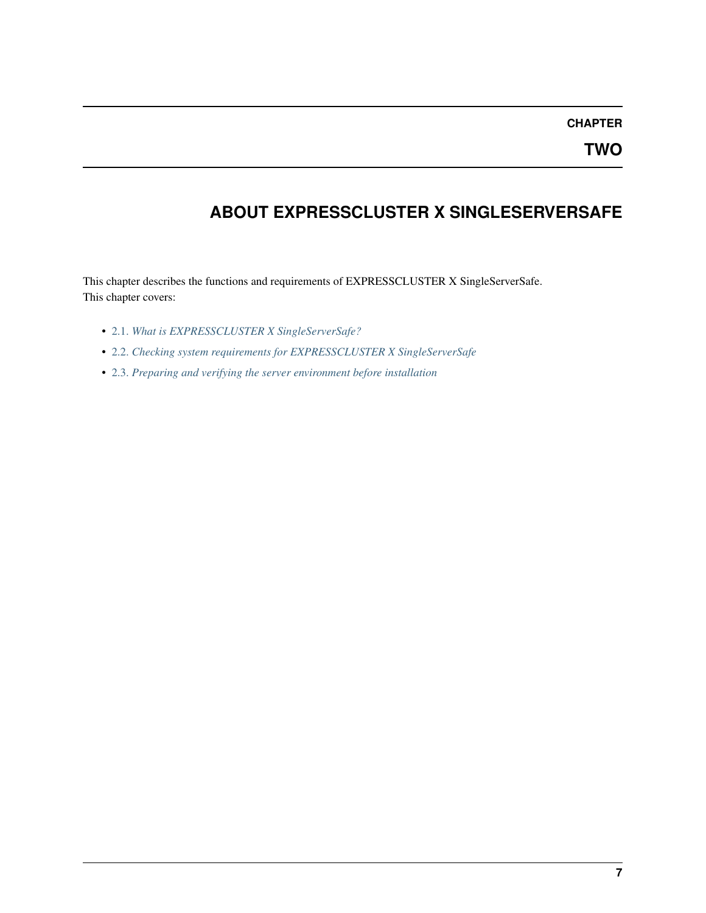CHAPTER

TWO

# ABOUT EXPRESSCLUSTER X SINGLESERVERSAFE

This chapter describes the functions and requirements of EXPRESSCLUSTER X SingleServerSafe.
This chapter covers:

- 2.1. *What is EXPRESSCLUSTER X SingleServerSafe?*
- 2.2. *Checking system requirements for EXPRESSCLUSTER X SingleServerSafe*
- 2.3. *Preparing and verifying the server environment before installation*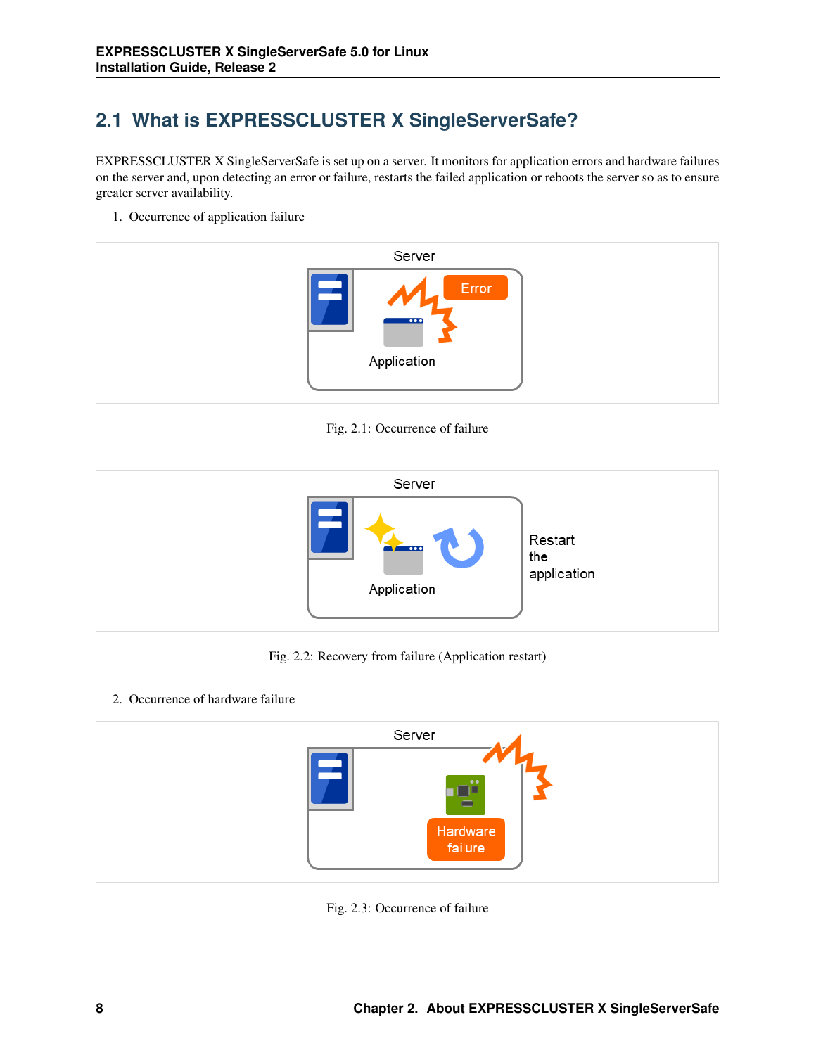## 2.1 What is EXPRESSCLUSTER X SingleServerSafe?

EXPRESSCLUSTER X SingleServerSafe is set up on a server. It monitors for application errors and hardware failures on the server and, upon detecting an error or failure, restarts the failed application or reboots the server so as to ensure greater server availability.

1. Occurrence of application failure

Fig. 2.1: Occurrence of failure

Fig. 2.2: Recovery from failure (Application restart)

2. Occurrence of hardware failure

Fig. 2.3: Occurrence of failure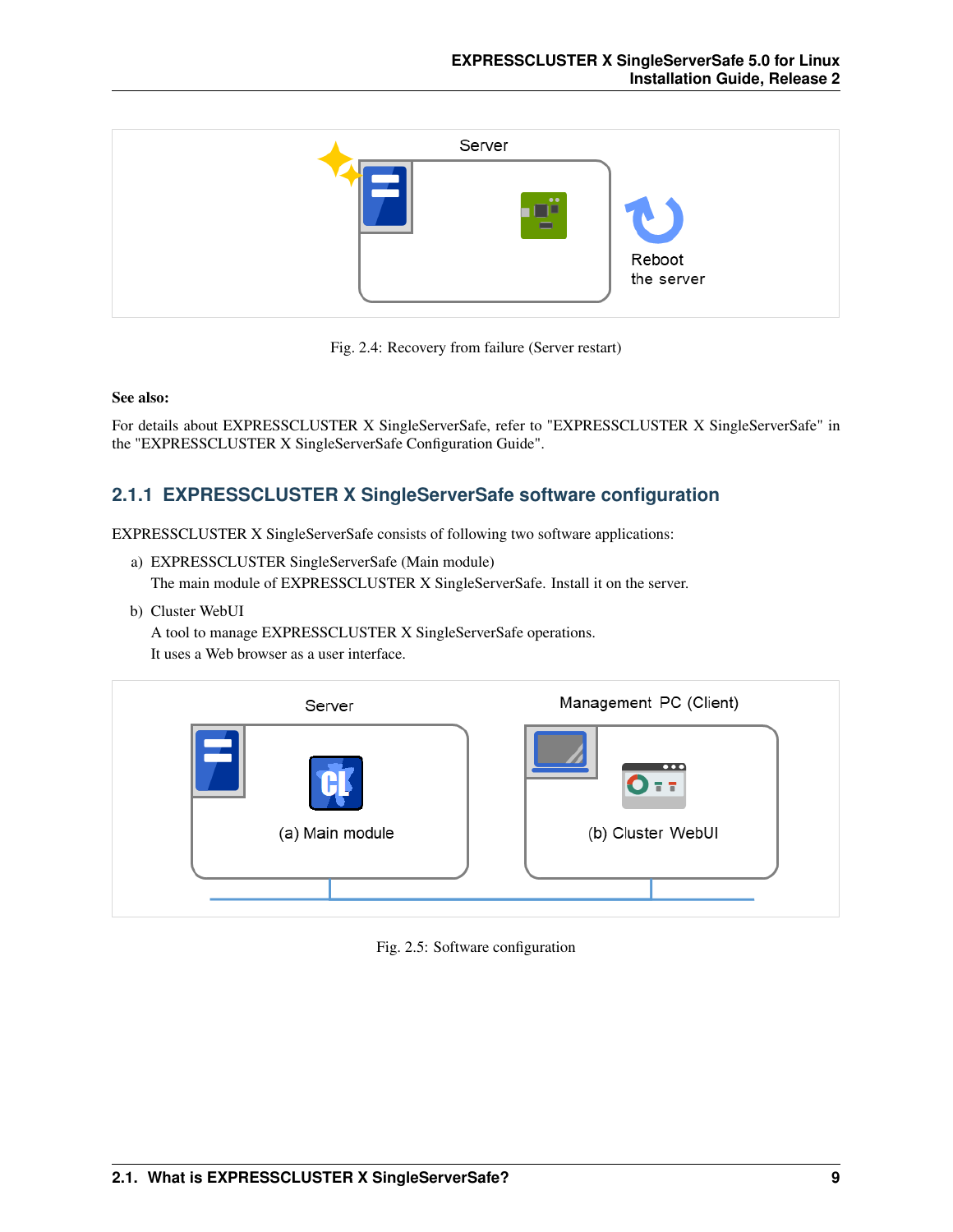Fig. 2.4: Recovery from failure (Server restart)

**See also:**

For details about EXPRESSCLUSTER X SingleServerSafe, refer to "EXPRESSCLUSTER X SingleServerSafe" in the "EXPRESSCLUSTER X SingleServerSafe Configuration Guide".

### 2.1.1 EXPRESSCLUSTER X SingleServerSafe software configuration

EXPRESSCLUSTER X SingleServerSafe consists of following two software applications:

a) EXPRESSCLUSTER SingleServerSafe (Main module)
   The main module of EXPRESSCLUSTER X SingleServerSafe. Install it on the server.

b) Cluster WebUI
   A tool to manage EXPRESSCLUSTER X SingleServerSafe operations.
   It uses a Web browser as a user interface.

Fig. 2.5: Software configuration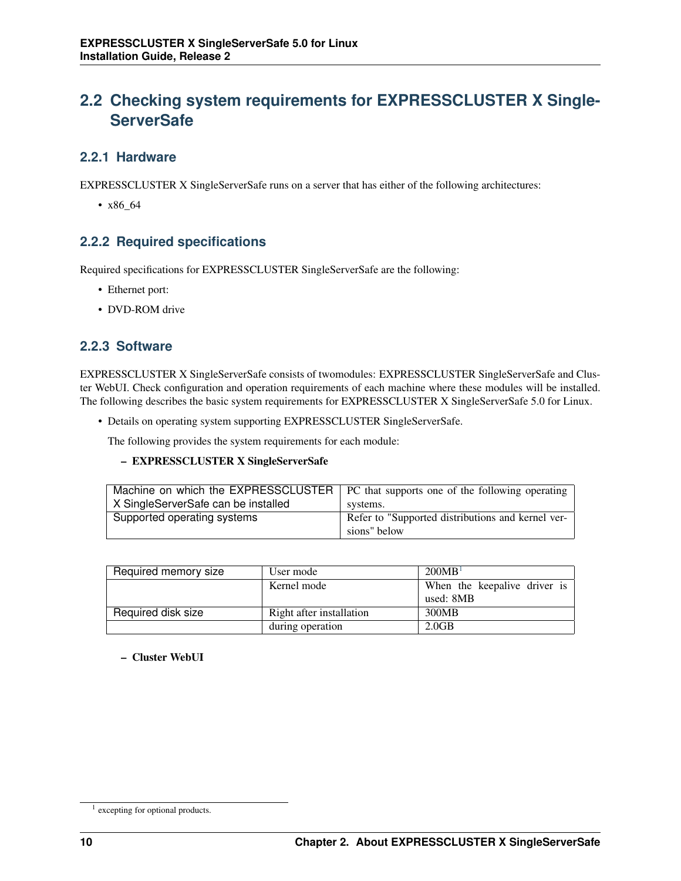## 2.2 Checking system requirements for EXPRESSCLUSTER X SingleServerSafe

### 2.2.1 Hardware

EXPRESSCLUSTER X SingleServerSafe runs on a server that has either of the following architectures:

- x86_64

### 2.2.2 Required specifications

Required specifications for EXPRESSCLUSTER SingleServerSafe are the following:

- Ethernet port:
- DVD-ROM drive

### 2.2.3 Software

EXPRESSCLUSTER X SingleServerSafe consists of twomodules: EXPRESSCLUSTER SingleServerSafe and Cluster WebUI. Check configuration and operation requirements of each machine where these modules will be installed. The following describes the basic system requirements for EXPRESSCLUSTER X SingleServerSafe 5.0 for Linux.

- Details on operating system supporting EXPRESSCLUSTER SingleServerSafe.

  The following provides the system requirements for each module:

  - **EXPRESSCLUSTER X SingleServerSafe**

| | |
|---|---|
| Machine on which the EXPRESSCLUSTER X SingleServerSafe can be installed | PC that supports one of the following operating systems. |
| Supported operating systems | Refer to "Supported distributions and kernel versions" below |

| | | |
|---|---|---|
| Required memory size | User mode | 200MB[1] |
| | Kernel mode | When the keepalive driver is used: 8MB |
| Required disk size | Right after installation | 300MB |
| | during operation | 2.0GB |

  - **Cluster WebUI**

[1] excepting for optional products.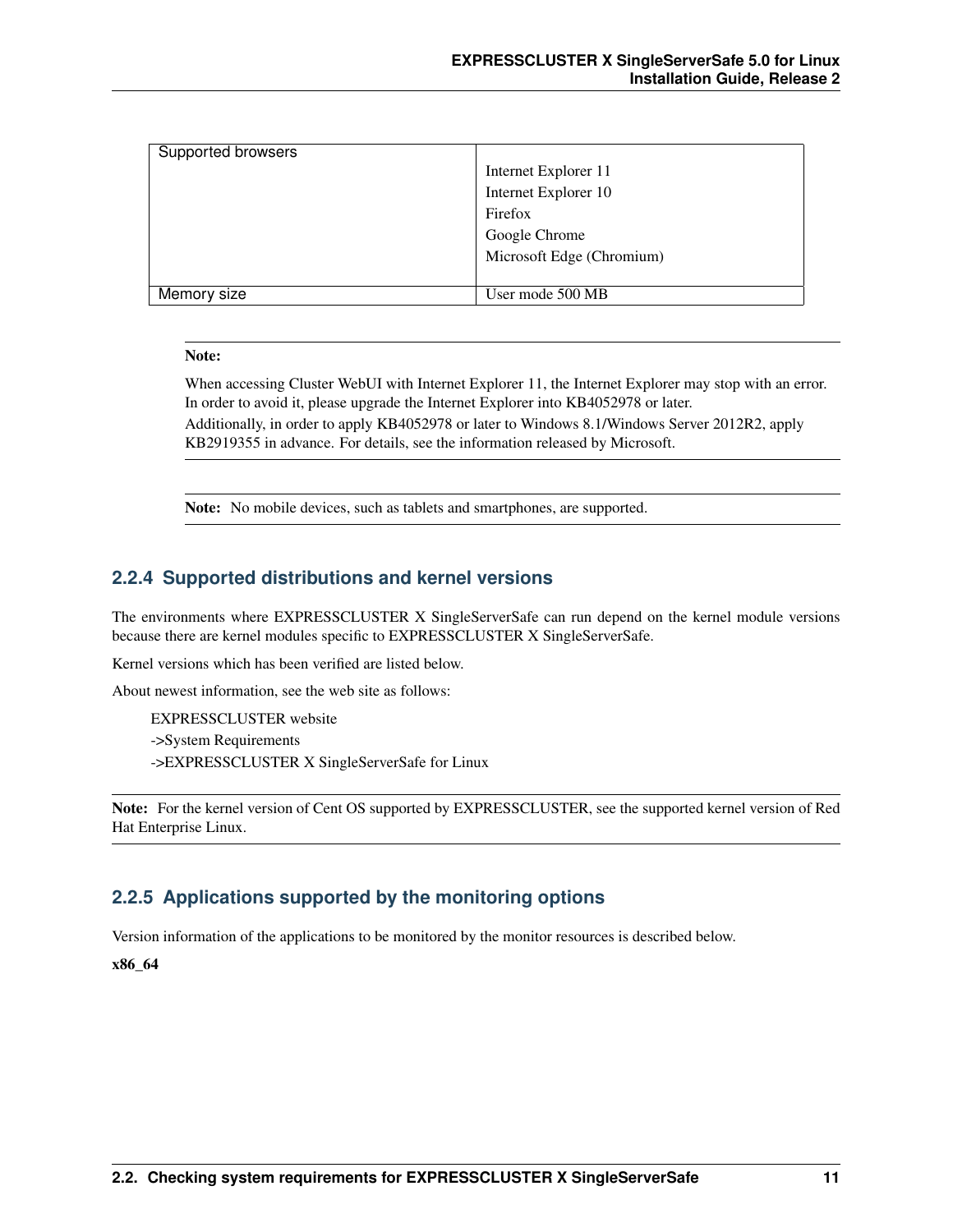| Supported browsers | Internet Explorer 11<br>Internet Explorer 10<br>Firefox<br>Google Chrome<br>Microsoft Edge (Chromium) |
|---|---|
| Memory size | User mode 500 MB |

**Note:**

When accessing Cluster WebUI with Internet Explorer 11, the Internet Explorer may stop with an error. In order to avoid it, please upgrade the Internet Explorer into KB4052978 or later.

Additionally, in order to apply KB4052978 or later to Windows 8.1/Windows Server 2012R2, apply KB2919355 in advance. For details, see the information released by Microsoft.

**Note:** No mobile devices, such as tablets and smartphones, are supported.

### 2.2.4 Supported distributions and kernel versions

The environments where EXPRESSCLUSTER X SingleServerSafe can run depend on the kernel module versions because there are kernel modules specific to EXPRESSCLUSTER X SingleServerSafe.

Kernel versions which has been verified are listed below.

About newest information, see the web site as follows:

EXPRESSCLUSTER website
->System Requirements
->EXPRESSCLUSTER X SingleServerSafe for Linux

**Note:** For the kernel version of Cent OS supported by EXPRESSCLUSTER, see the supported kernel version of Red Hat Enterprise Linux.

### 2.2.5 Applications supported by the monitoring options

Version information of the applications to be monitored by the monitor resources is described below.

**x86_64**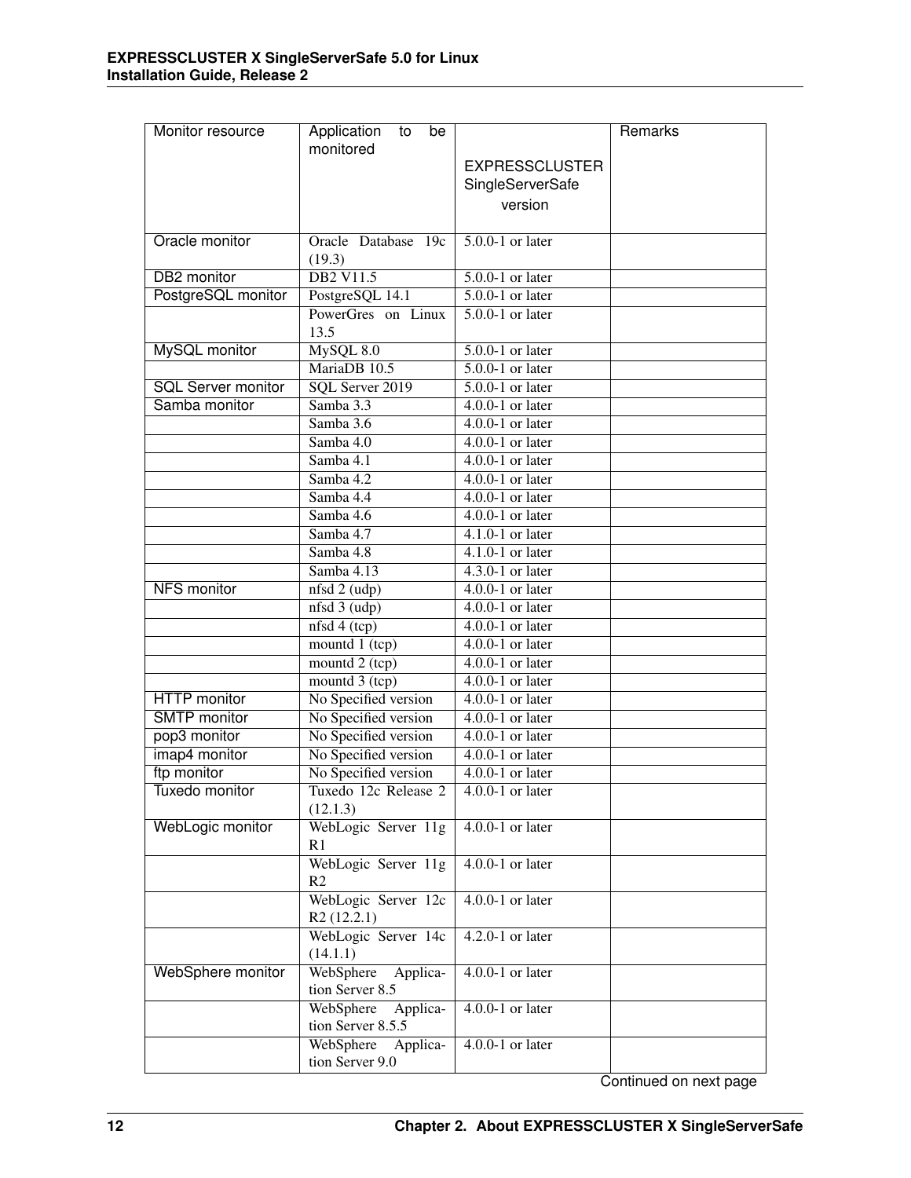| Monitor resource | Application to be monitored | EXPRESSCLUSTER SingleServerSafe version | Remarks |
|---|---|---|---|
| Oracle monitor | Oracle Database 19c (19.3) | 5.0.0-1 or later | |
| DB2 monitor | DB2 V11.5 | 5.0.0-1 or later | |
| PostgreSQL monitor | PostgreSQL 14.1 | 5.0.0-1 or later | |
| | PowerGres on Linux 13.5 | 5.0.0-1 or later | |
| MySQL monitor | MySQL 8.0 | 5.0.0-1 or later | |
| | MariaDB 10.5 | 5.0.0-1 or later | |
| SQL Server monitor | SQL Server 2019 | 5.0.0-1 or later | |
| Samba monitor | Samba 3.3 | 4.0.0-1 or later | |
| | Samba 3.6 | 4.0.0-1 or later | |
| | Samba 4.0 | 4.0.0-1 or later | |
| | Samba 4.1 | 4.0.0-1 or later | |
| | Samba 4.2 | 4.0.0-1 or later | |
| | Samba 4.4 | 4.0.0-1 or later | |
| | Samba 4.6 | 4.0.0-1 or later | |
| | Samba 4.7 | 4.1.0-1 or later | |
| | Samba 4.8 | 4.1.0-1 or later | |
| | Samba 4.13 | 4.3.0-1 or later | |
| NFS monitor | nfsd 2 (udp) | 4.0.0-1 or later | |
| | nfsd 3 (udp) | 4.0.0-1 or later | |
| | nfsd 4 (tcp) | 4.0.0-1 or later | |
| | mountd 1 (tcp) | 4.0.0-1 or later | |
| | mountd 2 (tcp) | 4.0.0-1 or later | |
| | mountd 3 (tcp) | 4.0.0-1 or later | |
| HTTP monitor | No Specified version | 4.0.0-1 or later | |
| SMTP monitor | No Specified version | 4.0.0-1 or later | |
| pop3 monitor | No Specified version | 4.0.0-1 or later | |
| imap4 monitor | No Specified version | 4.0.0-1 or later | |
| ftp monitor | No Specified version | 4.0.0-1 or later | |
| Tuxedo monitor | Tuxedo 12c Release 2 (12.1.3) | 4.0.0-1 or later | |
| WebLogic monitor | WebLogic Server 11g R1 | 4.0.0-1 or later | |
| | WebLogic Server 11g R2 | 4.0.0-1 or later | |
| | WebLogic Server 12c R2 (12.2.1) | 4.0.0-1 or later | |
| | WebLogic Server 14c (14.1.1) | 4.2.0-1 or later | |
| WebSphere monitor | WebSphere Application Server 8.5 | 4.0.0-1 or later | |
| | WebSphere Application Server 8.5.5 | 4.0.0-1 or later | |
| | WebSphere Application Server 9.0 | 4.0.0-1 or later | |

Continued on next page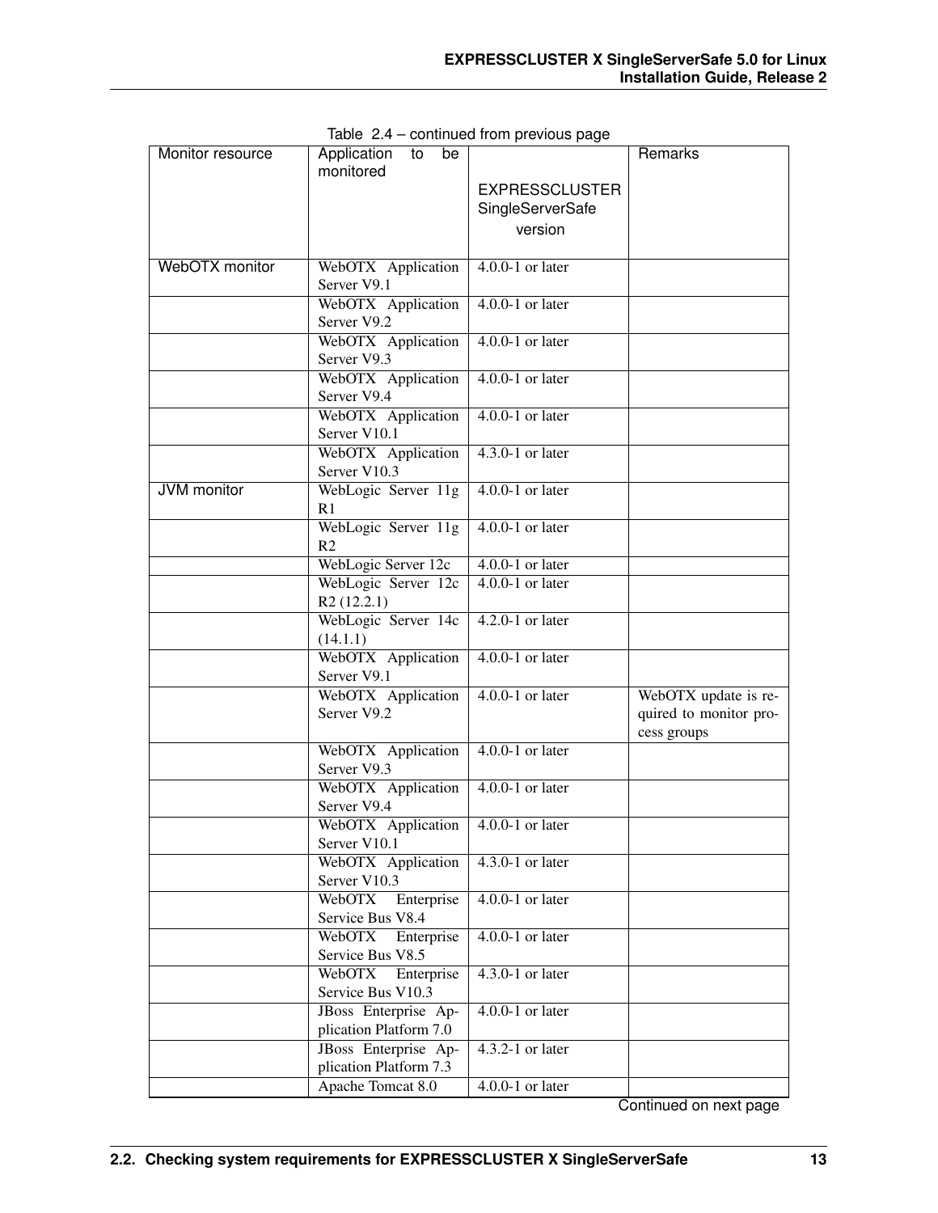Table 2.4 – continued from previous page

| Monitor resource | Application to be monitored | EXPRESSCLUSTER SingleServerSafe version | Remarks |
|---|---|---|---|
| WebOTX monitor | WebOTX Application Server V9.1 | 4.0.0-1 or later | |
| | WebOTX Application Server V9.2 | 4.0.0-1 or later | |
| | WebOTX Application Server V9.3 | 4.0.0-1 or later | |
| | WebOTX Application Server V9.4 | 4.0.0-1 or later | |
| | WebOTX Application Server V10.1 | 4.0.0-1 or later | |
| | WebOTX Application Server V10.3 | 4.3.0-1 or later | |
| JVM monitor | WebLogic Server 11g R1 | 4.0.0-1 or later | |
| | WebLogic Server 11g R2 | 4.0.0-1 or later | |
| | WebLogic Server 12c | 4.0.0-1 or later | |
| | WebLogic Server 12c R2 (12.2.1) | 4.0.0-1 or later | |
| | WebLogic Server 14c (14.1.1) | 4.2.0-1 or later | |
| | WebOTX Application Server V9.1 | 4.0.0-1 or later | |
| | WebOTX Application Server V9.2 | 4.0.0-1 or later | WebOTX update is required to monitor process groups |
| | WebOTX Application Server V9.3 | 4.0.0-1 or later | |
| | WebOTX Application Server V9.4 | 4.0.0-1 or later | |
| | WebOTX Application Server V10.1 | 4.0.0-1 or later | |
| | WebOTX Application Server V10.3 | 4.3.0-1 or later | |
| | WebOTX Enterprise Service Bus V8.4 | 4.0.0-1 or later | |
| | WebOTX Enterprise Service Bus V8.5 | 4.0.0-1 or later | |
| | WebOTX Enterprise Service Bus V10.3 | 4.3.0-1 or later | |
| | JBoss Enterprise Application Platform 7.0 | 4.0.0-1 or later | |
| | JBoss Enterprise Application Platform 7.3 | 4.3.2-1 or later | |
| | Apache Tomcat 8.0 | 4.0.0-1 or later | |

Continued on next page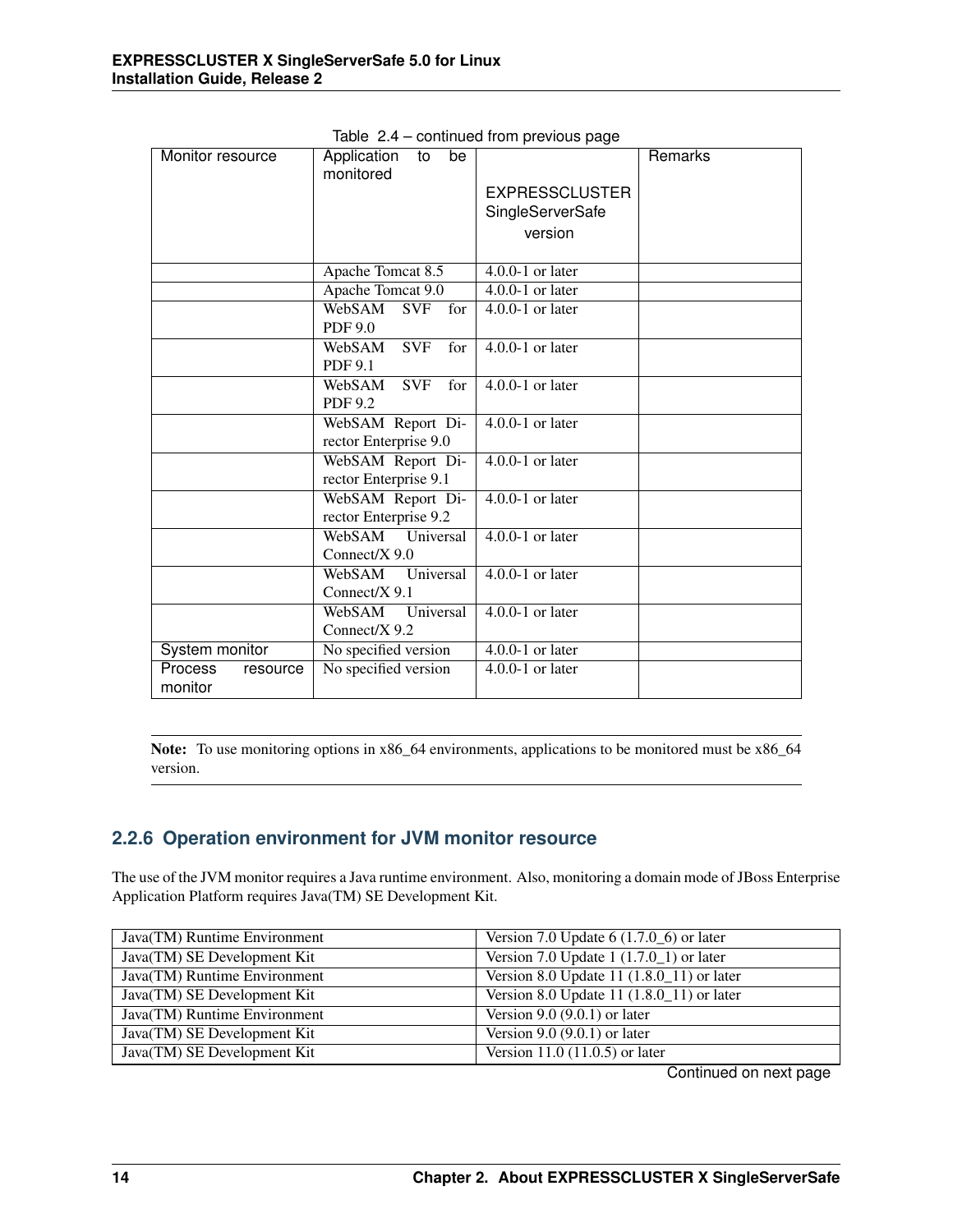Table 2.4 – continued from previous page

| Monitor resource | Application to be monitored | EXPRESSCLUSTER SingleServerSafe version | Remarks |
|---|---|---|---|
| | Apache Tomcat 8.5 | 4.0.0-1 or later | |
| | Apache Tomcat 9.0 | 4.0.0-1 or later | |
| | WebSAM SVF for PDF 9.0 | 4.0.0-1 or later | |
| | WebSAM SVF for PDF 9.1 | 4.0.0-1 or later | |
| | WebSAM SVF for PDF 9.2 | 4.0.0-1 or later | |
| | WebSAM Report Director Enterprise 9.0 | 4.0.0-1 or later | |
| | WebSAM Report Director Enterprise 9.1 | 4.0.0-1 or later | |
| | WebSAM Report Director Enterprise 9.2 | 4.0.0-1 or later | |
| | WebSAM Universal Connect/X 9.0 | 4.0.0-1 or later | |
| | WebSAM Universal Connect/X 9.1 | 4.0.0-1 or later | |
| | WebSAM Universal Connect/X 9.2 | 4.0.0-1 or later | |
| System monitor | No specified version | 4.0.0-1 or later | |
| Process resource monitor | No specified version | 4.0.0-1 or later | |

**Note:** To use monitoring options in x86_64 environments, applications to be monitored must be x86_64 version.

### 2.2.6 Operation environment for JVM monitor resource

The use of the JVM monitor requires a Java runtime environment. Also, monitoring a domain mode of JBoss Enterprise Application Platform requires Java(TM) SE Development Kit.

| | |
|---|---|
| Java(TM) Runtime Environment | Version 7.0 Update 6 (1.7.0_6) or later |
| Java(TM) SE Development Kit | Version 7.0 Update 1 (1.7.0_1) or later |
| Java(TM) Runtime Environment | Version 8.0 Update 11 (1.8.0_11) or later |
| Java(TM) SE Development Kit | Version 8.0 Update 11 (1.8.0_11) or later |
| Java(TM) Runtime Environment | Version 9.0 (9.0.1) or later |
| Java(TM) SE Development Kit | Version 9.0 (9.0.1) or later |
| Java(TM) SE Development Kit | Version 11.0 (11.0.5) or later |

Continued on next page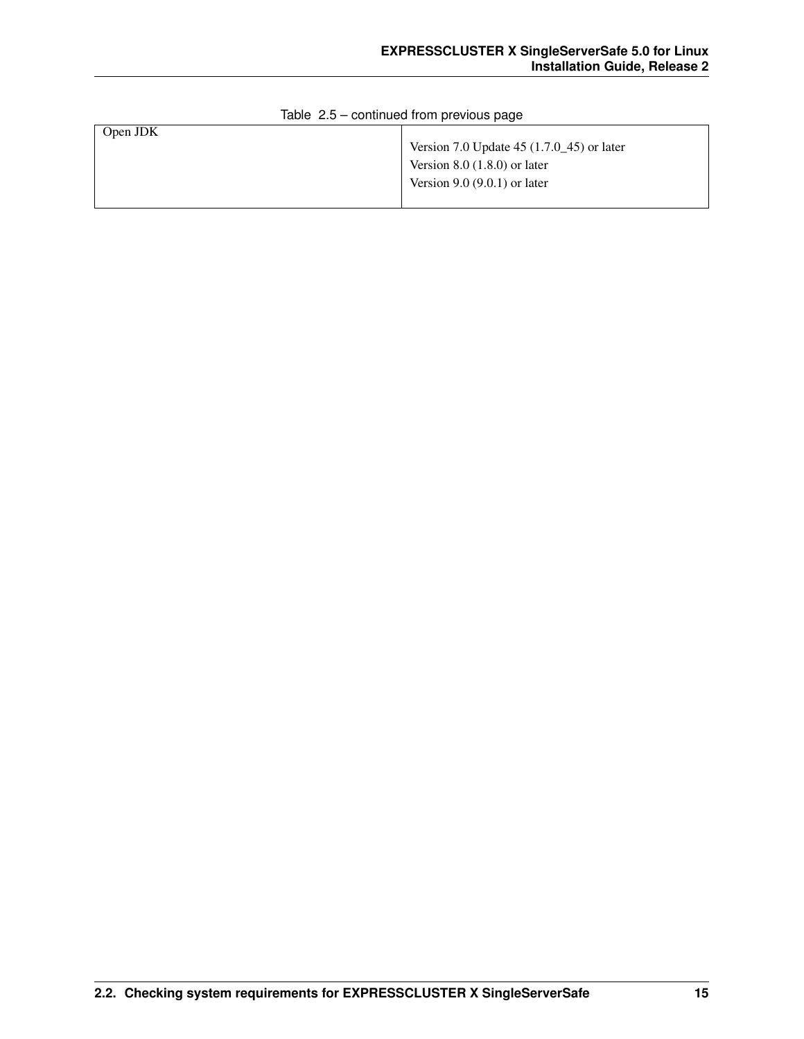Table 2.5 – continued from previous page

| | |
|---|---|
| Open JDK | Version 7.0 Update 45 (1.7.0_45) or later<br>Version 8.0 (1.8.0) or later<br>Version 9.0 (9.0.1) or later |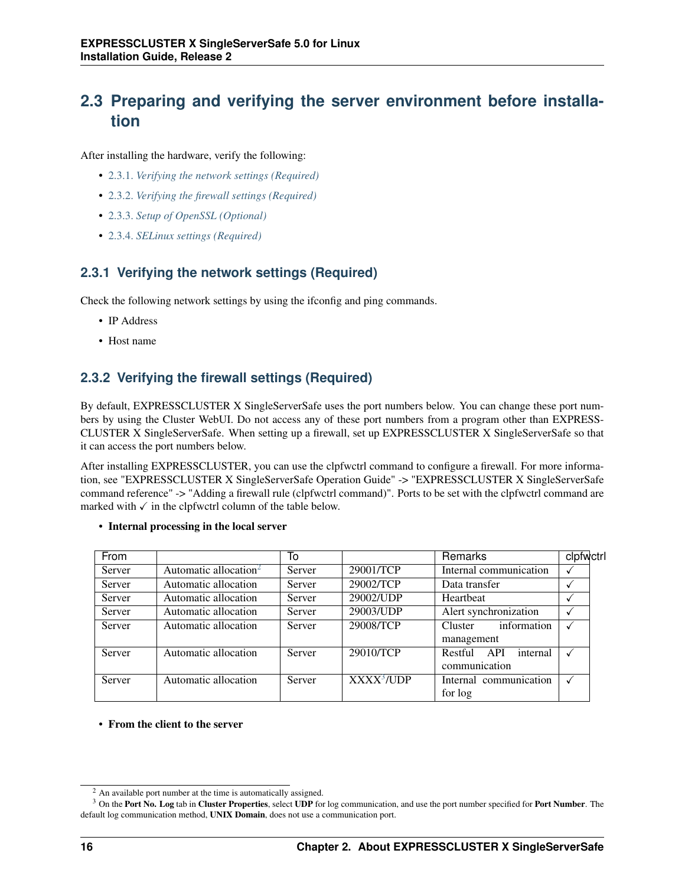## 2.3 Preparing and verifying the server environment before installation

After installing the hardware, verify the following:

- 2.3.1. *Verifying the network settings (Required)*
- 2.3.2. *Verifying the firewall settings (Required)*
- 2.3.3. *Setup of OpenSSL (Optional)*
- 2.3.4. *SELinux settings (Required)*

### 2.3.1 Verifying the network settings (Required)

Check the following network settings by using the ifconfig and ping commands.

- IP Address
- Host name

### 2.3.2 Verifying the firewall settings (Required)

By default, EXPRESSCLUSTER X SingleServerSafe uses the port numbers below. You can change these port numbers by using the Cluster WebUI. Do not access any of these port numbers from a program other than EXPRESSCLUSTER X SingleServerSafe. When setting up a firewall, set up EXPRESSCLUSTER X SingleServerSafe so that it can access the port numbers below.

After installing EXPRESSCLUSTER, you can use the clpfwctrl command to configure a firewall. For more information, see "EXPRESSCLUSTER X SingleServerSafe Operation Guide" -> "EXPRESSCLUSTER X SingleServerSafe command reference" -> "Adding a firewall rule (clpfwctrl command)". Ports to be set with the clpfwctrl command are marked with ✓ in the clpfwctrl column of the table below.

- **Internal processing in the local server**

| From | | To | | Remarks | clpfwctrl |
|---|---|---|---|---|---|
| Server | Automatic allocation[2] | Server | 29001/TCP | Internal communication | ✓ |
| Server | Automatic allocation | Server | 29002/TCP | Data transfer | ✓ |
| Server | Automatic allocation | Server | 29002/UDP | Heartbeat | ✓ |
| Server | Automatic allocation | Server | 29003/UDP | Alert synchronization | ✓ |
| Server | Automatic allocation | Server | 29008/TCP | Cluster information management | ✓ |
| Server | Automatic allocation | Server | 29010/TCP | Restful API internal communication | ✓ |
| Server | Automatic allocation | Server | XXXX[3]/UDP | Internal communication for log | ✓ |

- **From the client to the server**

[2] An available port number at the time is automatically assigned.

[3] On the **Port No. Log** tab in **Cluster Properties**, select **UDP** for log communication, and use the port number specified for **Port Number**. The default log communication method, **UNIX Domain**, does not use a communication port.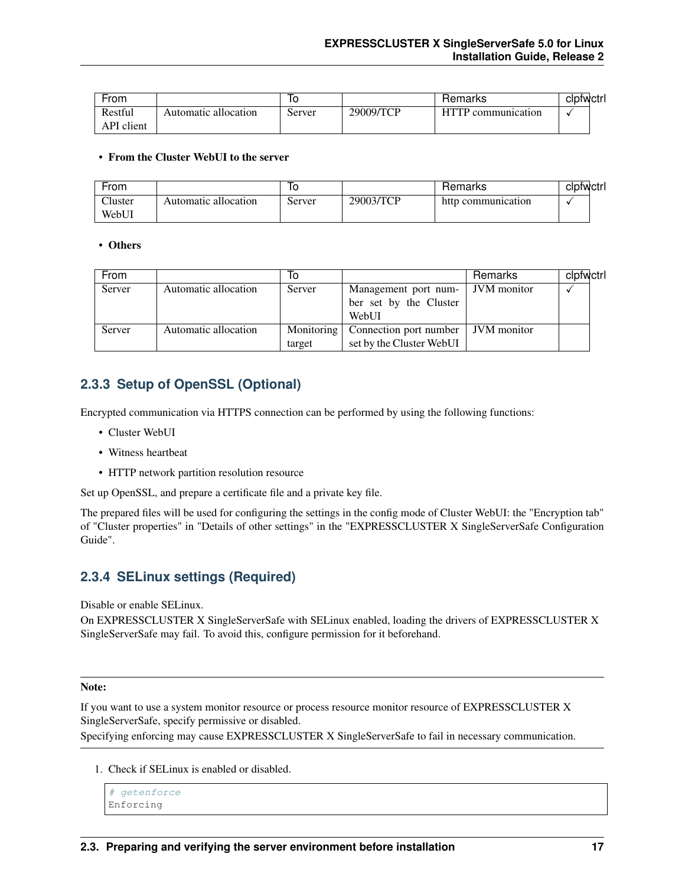| From | | To | | Remarks | clpfwctrl |
|---|---|---|---|---|---|
| Restful API client | Automatic allocation | Server | 29009/TCP | HTTP communication | ✓ |

- **From the Cluster WebUI to the server**

| From | | To | | Remarks | clpfwctrl |
|---|---|---|---|---|---|
| Cluster WebUI | Automatic allocation | Server | 29003/TCP | http communication | ✓ |

- **Others**

| From | | To | | Remarks | clpfwctrl |
|---|---|---|---|---|---|
| Server | Automatic allocation | Server | Management port number set by the Cluster WebUI | JVM monitor | ✓ |
| Server | Automatic allocation | Monitoring target | Connection port number set by the Cluster WebUI | JVM monitor | |

### 2.3.3 Setup of OpenSSL (Optional)

Encrypted communication via HTTPS connection can be performed by using the following functions:

- Cluster WebUI
- Witness heartbeat
- HTTP network partition resolution resource

Set up OpenSSL, and prepare a certificate file and a private key file.

The prepared files will be used for configuring the settings in the config mode of Cluster WebUI: the "Encryption tab" of "Cluster properties" in "Details of other settings" in the "EXPRESSCLUSTER X SingleServerSafe Configuration Guide".

### 2.3.4 SELinux settings (Required)

Disable or enable SELinux.
On EXPRESSCLUSTER X SingleServerSafe with SELinux enabled, loading the drivers of EXPRESSCLUSTER X SingleServerSafe may fail. To avoid this, configure permission for it beforehand.

---

**Note:**

If you want to use a system monitor resource or process resource monitor resource of EXPRESSCLUSTER X SingleServerSafe, specify permissive or disabled.
Specifying enforcing may cause EXPRESSCLUSTER X SingleServerSafe to fail in necessary communication.

---

1. Check if SELinux is enabled or disabled.

```
# getenforce
Enforcing
```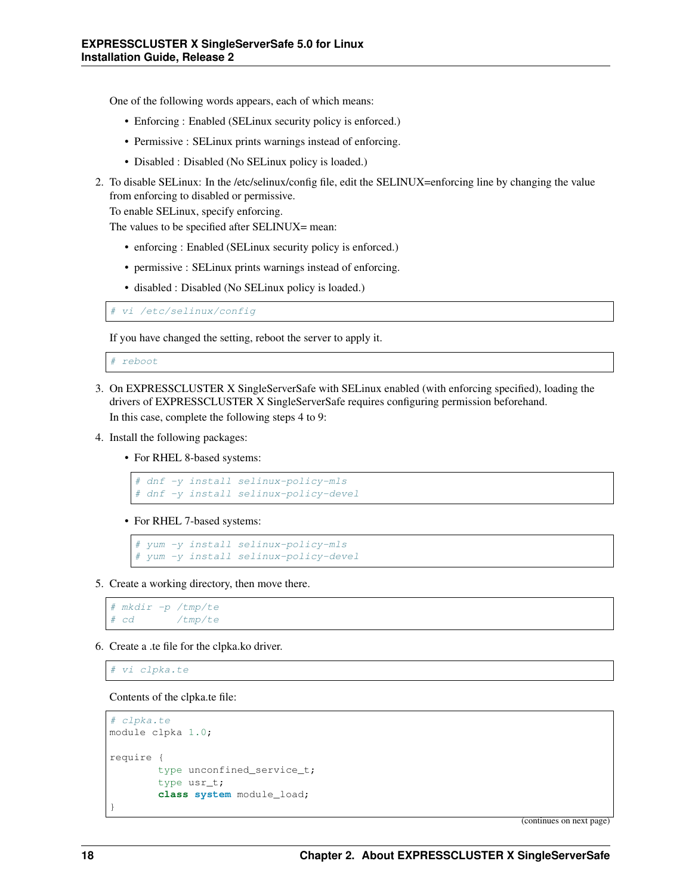One of the following words appears, each of which means:

- Enforcing : Enabled (SELinux security policy is enforced.)
- Permissive : SELinux prints warnings instead of enforcing.
- Disabled : Disabled (No SELinux policy is loaded.)

2. To disable SELinux: In the /etc/selinux/config file, edit the SELINUX=enforcing line by changing the value from enforcing to disabled or permissive.
   To enable SELinux, specify enforcing.
   The values to be specified after SELINUX= mean:

   - enforcing : Enabled (SELinux security policy is enforced.)
   - permissive : SELinux prints warnings instead of enforcing.
   - disabled : Disabled (No SELinux policy is loaded.)

   ```
   # vi /etc/selinux/config
   ```

   If you have changed the setting, reboot the server to apply it.

   ```
   # reboot
   ```

3. On EXPRESSCLUSTER X SingleServerSafe with SELinux enabled (with enforcing specified), loading the drivers of EXPRESSCLUSTER X SingleServerSafe requires configuring permission beforehand.
   In this case, complete the following steps 4 to 9:

4. Install the following packages:

   - For RHEL 8-based systems:

   ```
   # dnf -y install selinux-policy-mls
   # dnf -y install selinux-policy-devel
   ```

   - For RHEL 7-based systems:

   ```
   # yum -y install selinux-policy-mls
   # yum -y install selinux-policy-devel
   ```

5. Create a working directory, then move there.

   ```
   # mkdir -p /tmp/te
   # cd       /tmp/te
   ```

6. Create a .te file for the clpka.ko driver.

   ```
   # vi clpka.te
   ```

   Contents of the clpka.te file:

   ```
   # clpka.te
   module clpka 1.0;

   require {
           type unconfined_service_t;
           type usr_t;
           class system module_load;
   }
   ```

   (continues on next page)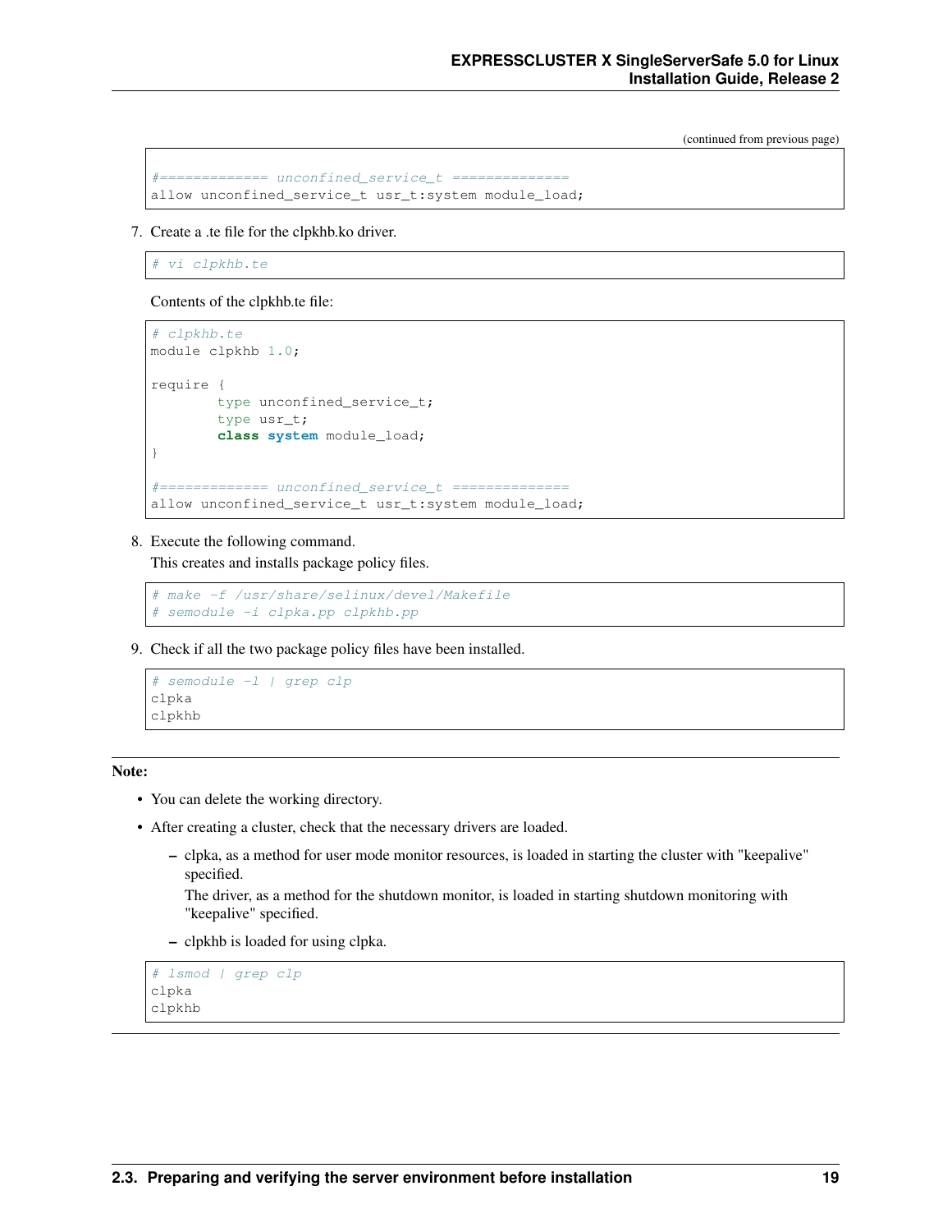(continued from previous page)

```
#============= unconfined_service_t ==============
allow unconfined_service_t usr_t:system module_load;
```

7. Create a .te file for the clpkhb.ko driver.

```
# vi clpkhb.te
```

Contents of the clpkhb.te file:

```
# clpkhb.te
module clpkhb 1.0;

require {
        type unconfined_service_t;
        type usr_t;
        class system module_load;
}

#============= unconfined_service_t ==============
allow unconfined_service_t usr_t:system module_load;
```

8. Execute the following command.
   This creates and installs package policy files.

```
# make -f /usr/share/selinux/devel/Makefile
# semodule -i clpka.pp clpkhb.pp
```

9. Check if all the two package policy files have been installed.

```
# semodule -l | grep clp
clpka
clpkhb
```

**Note:**

- You can delete the working directory.
- After creating a cluster, check that the necessary drivers are loaded.
  - clpka, as a method for user mode monitor resources, is loaded in starting the cluster with "keepalive" specified.
    The driver, as a method for the shutdown monitor, is loaded in starting shutdown monitoring with "keepalive" specified.
  - clpkhb is loaded for using clpka.

```
# lsmod | grep clp
clpka
clpkhb
```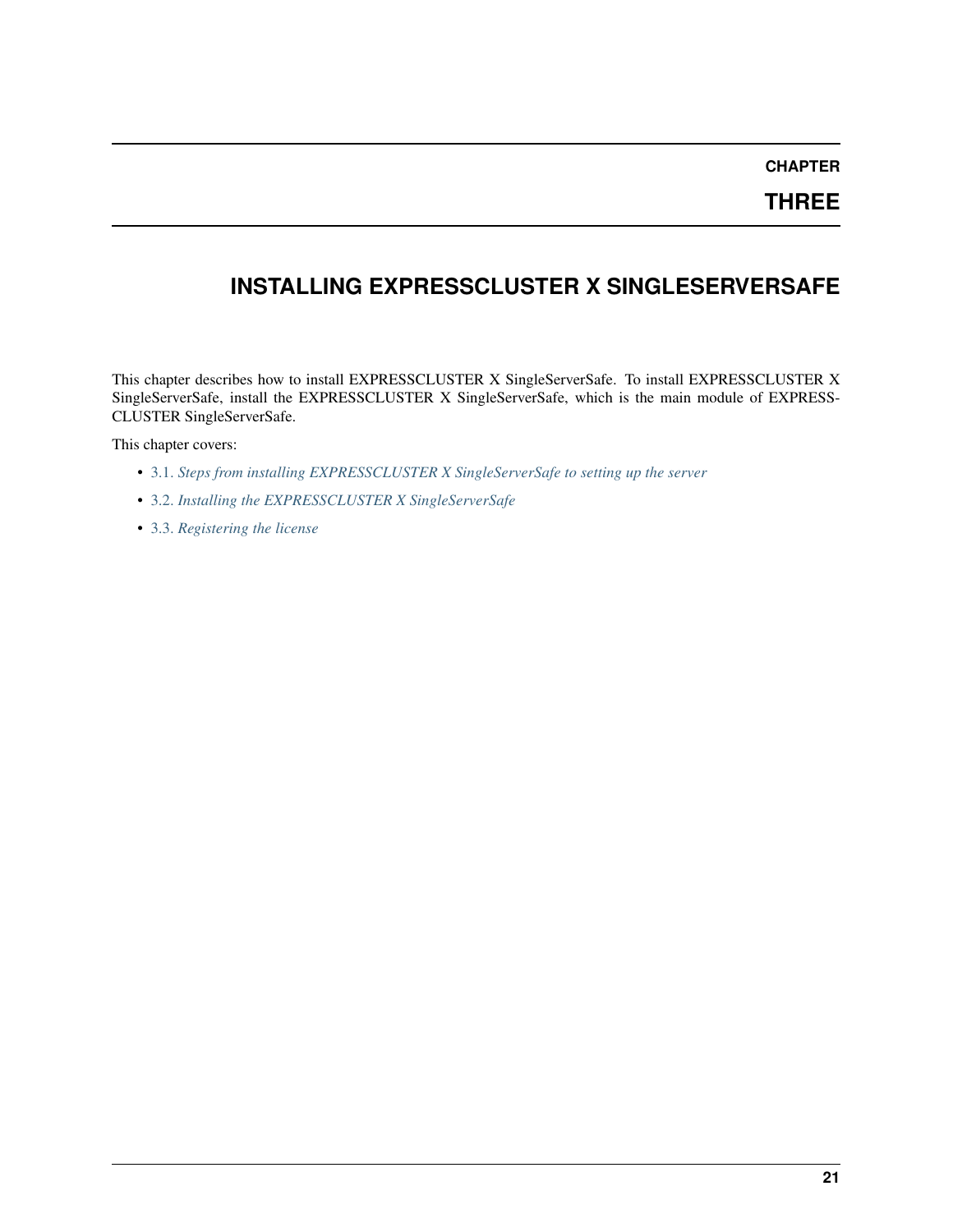# CHAPTER THREE

# INSTALLING EXPRESSCLUSTER X SINGLESERVERSAFE

This chapter describes how to install EXPRESSCLUSTER X SingleServerSafe. To install EXPRESSCLUSTER X SingleServerSafe, install the EXPRESSCLUSTER X SingleServerSafe, which is the main module of EXPRESSCLUSTER SingleServerSafe.

This chapter covers:

- 3.1. *Steps from installing EXPRESSCLUSTER X SingleServerSafe to setting up the server*
- 3.2. *Installing the EXPRESSCLUSTER X SingleServerSafe*
- 3.3. *Registering the license*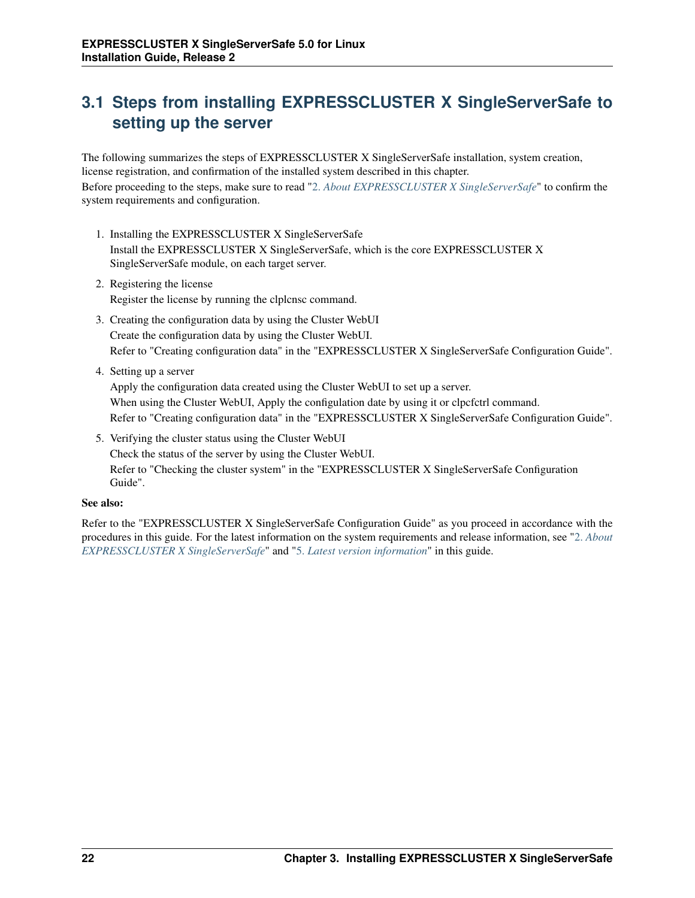## 3.1 Steps from installing EXPRESSCLUSTER X SingleServerSafe to setting up the server

The following summarizes the steps of EXPRESSCLUSTER X SingleServerSafe installation, system creation, license registration, and confirmation of the installed system described in this chapter.
Before proceeding to the steps, make sure to read "*2. About EXPRESSCLUSTER X SingleServerSafe*" to confirm the system requirements and configuration.

1. Installing the EXPRESSCLUSTER X SingleServerSafe
   Install the EXPRESSCLUSTER X SingleServerSafe, which is the core EXPRESSCLUSTER X SingleServerSafe module, on each target server.
2. Registering the license
   Register the license by running the clplcnsc command.
3. Creating the configuration data by using the Cluster WebUI
   Create the configuration data by using the Cluster WebUI.
   Refer to "Creating configuration data" in the "EXPRESSCLUSTER X SingleServerSafe Configuration Guide".
4. Setting up a server
   Apply the configuration data created using the Cluster WebUI to set up a server.
   When using the Cluster WebUI, Apply the configulation date by using it or clpcfctrl command.
   Refer to "Creating configuration data" in the "EXPRESSCLUSTER X SingleServerSafe Configuration Guide".
5. Verifying the cluster status using the Cluster WebUI
   Check the status of the server by using the Cluster WebUI.
   Refer to "Checking the cluster system" in the "EXPRESSCLUSTER X SingleServerSafe Configuration Guide".

**See also:**

Refer to the "EXPRESSCLUSTER X SingleServerSafe Configuration Guide" as you proceed in accordance with the procedures in this guide. For the latest information on the system requirements and release information, see "*2. About EXPRESSCLUSTER X SingleServerSafe*" and "*5. Latest version information*" in this guide.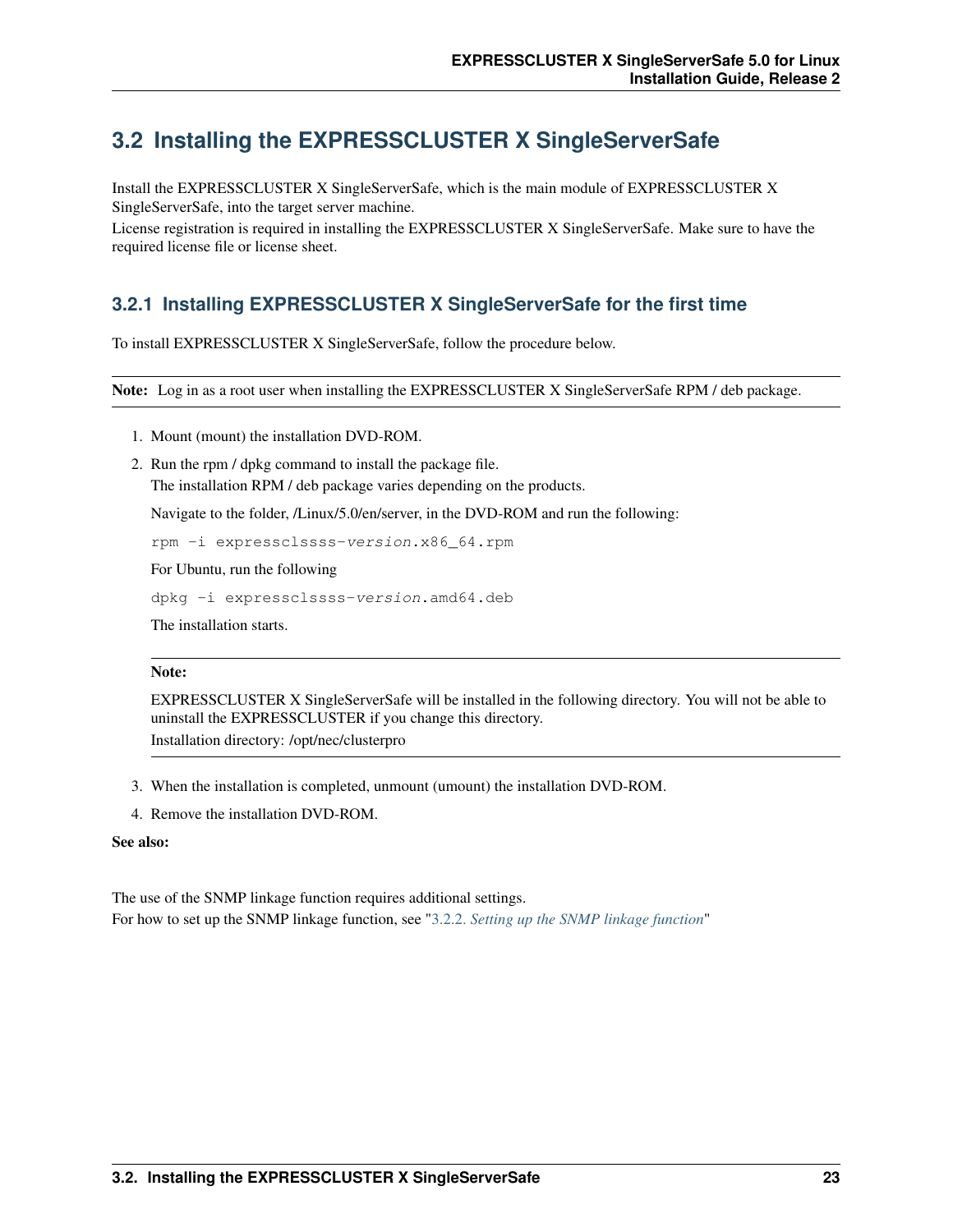## 3.2 Installing the EXPRESSCLUSTER X SingleServerSafe

Install the EXPRESSCLUSTER X SingleServerSafe, which is the main module of EXPRESSCLUSTER X SingleServerSafe, into the target server machine.
License registration is required in installing the EXPRESSCLUSTER X SingleServerSafe. Make sure to have the required license file or license sheet.

### 3.2.1 Installing EXPRESSCLUSTER X SingleServerSafe for the first time

To install EXPRESSCLUSTER X SingleServerSafe, follow the procedure below.

**Note:** Log in as a root user when installing the EXPRESSCLUSTER X SingleServerSafe RPM / deb package.

1. Mount (mount) the installation DVD-ROM.
2. Run the rpm / dpkg command to install the package file.
   The installation RPM / deb package varies depending on the products.

   Navigate to the folder, /Linux/5.0/en/server, in the DVD-ROM and run the following:

   ```
   rpm -i expressclssss-version.x86_64.rpm
   ```

   For Ubuntu, run the following

   ```
   dpkg -i expressclssss-version.amd64.deb
   ```

   The installation starts.

   **Note:**

   EXPRESSCLUSTER X SingleServerSafe will be installed in the following directory. You will not be able to uninstall the EXPRESSCLUSTER if you change this directory.
   Installation directory: /opt/nec/clusterpro

3. When the installation is completed, unmount (umount) the installation DVD-ROM.
4. Remove the installation DVD-ROM.

**See also:**

The use of the SNMP linkage function requires additional settings.
For how to set up the SNMP linkage function, see "*3.2.2. Setting up the SNMP linkage function*"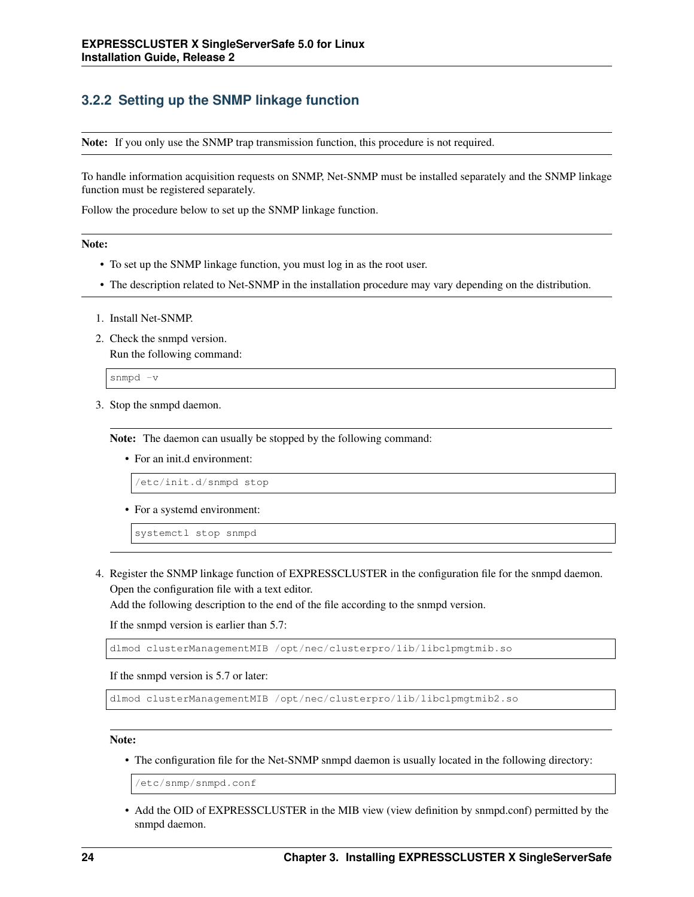### 3.2.2 Setting up the SNMP linkage function

**Note:** If you only use the SNMP trap transmission function, this procedure is not required.

To handle information acquisition requests on SNMP, Net-SNMP must be installed separately and the SNMP linkage function must be registered separately.

Follow the procedure below to set up the SNMP linkage function.

**Note:**

- To set up the SNMP linkage function, you must log in as the root user.
- The description related to Net-SNMP in the installation procedure may vary depending on the distribution.

1. Install Net-SNMP.
2. Check the snmpd version.
   Run the following command:

   ```
   snmpd -v
   ```

3. Stop the snmpd daemon.

   **Note:** The daemon can usually be stopped by the following command:

   - For an init.d environment:

     ```
     /etc/init.d/snmpd stop
     ```

   - For a systemd environment:

     ```
     systemctl stop snmpd
     ```

4. Register the SNMP linkage function of EXPRESSCLUSTER in the configuration file for the snmpd daemon.
   Open the configuration file with a text editor.
   Add the following description to the end of the file according to the snmpd version.

   If the snmpd version is earlier than 5.7:

   ```
   dlmod clusterManagementMIB /opt/nec/clusterpro/lib/libclpmgtmib.so
   ```

   If the snmpd version is 5.7 or later:

   ```
   dlmod clusterManagementMIB /opt/nec/clusterpro/lib/libclpmgtmib2.so
   ```

   **Note:**

   - The configuration file for the Net-SNMP snmpd daemon is usually located in the following directory:

     ```
     /etc/snmp/snmpd.conf
     ```

   - Add the OID of EXPRESSCLUSTER in the MIB view (view definition by snmpd.conf) permitted by the snmpd daemon.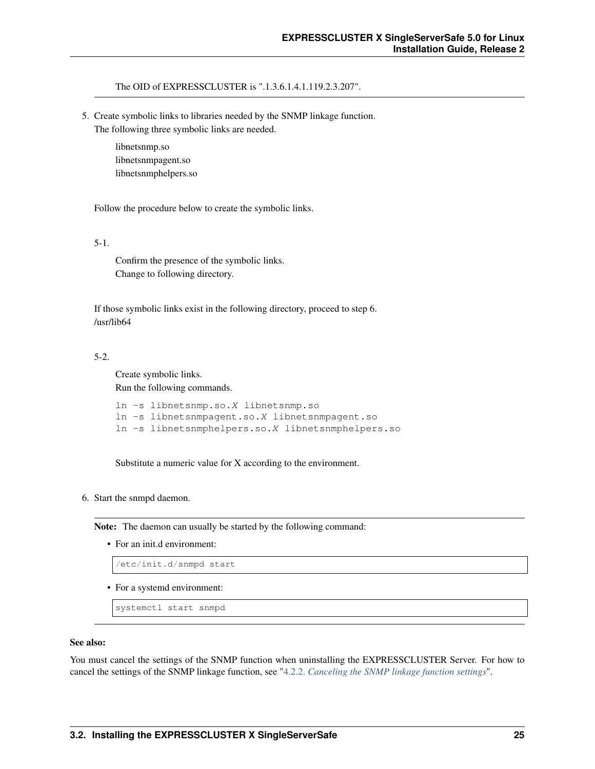The OID of EXPRESSCLUSTER is ".1.3.6.1.4.1.119.2.3.207".

---

5. Create symbolic links to libraries needed by the SNMP linkage function.
   The following three symbolic links are needed.

   libnetsnmp.so
   libnetsnmpagent.so
   libnetsnmphelpers.so

   Follow the procedure below to create the symbolic links.

   5-1.

   Confirm the presence of the symbolic links.
   Change to following directory.

   If those symbolic links exist in the following directory, proceed to step 6.
   /usr/lib64

   5-2.

   Create symbolic links.
   Run the following commands.

   ```
   ln -s libnetsnmp.so.X libnetsnmp.so
   ln -s libnetsnmpagent.so.X libnetsnmpagent.so
   ln -s libnetsnmphelpers.so.X libnetsnmphelpers.so
   ```

   Substitute a numeric value for X according to the environment.

6. Start the snmpd daemon.

---

**Note:** The daemon can usually be started by the following command:

- For an init.d environment:

```
/etc/init.d/snmpd start
```

- For a systemd environment:

```
systemctl start snmpd
```

---

**See also:**

You must cancel the settings of the SNMP function when uninstalling the EXPRESSCLUSTER Server. For how to cancel the settings of the SNMP linkage function, see "*4.2.2. Canceling the SNMP linkage function settings*".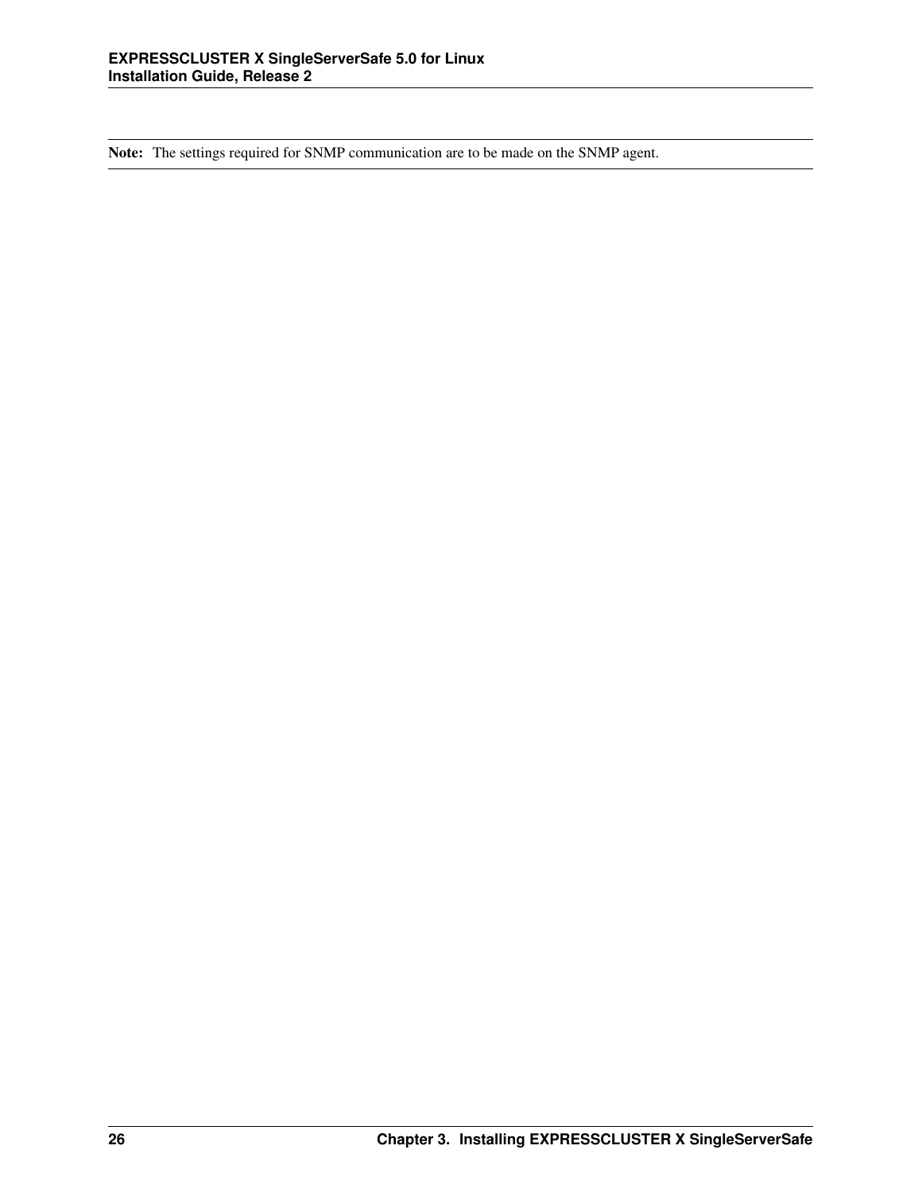**Note:** The settings required for SNMP communication are to be made on the SNMP agent.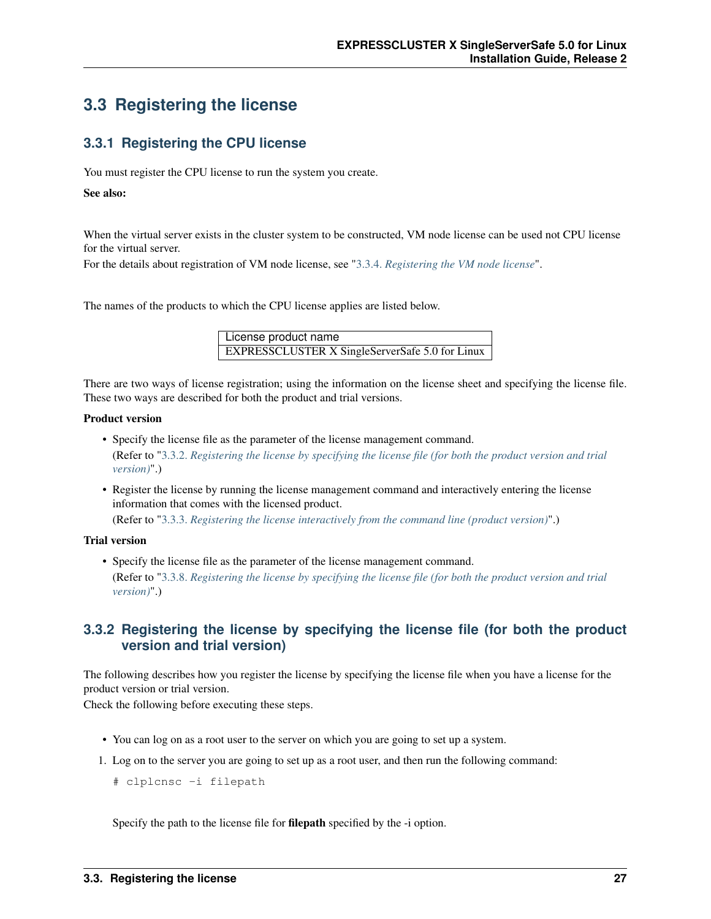## 3.3 Registering the license

### 3.3.1 Registering the CPU license

You must register the CPU license to run the system you create.

**See also:**

When the virtual server exists in the cluster system to be constructed, VM node license can be used not CPU license for the virtual server.
For the details about registration of VM node license, see "*3.3.4. Registering the VM node license*".

The names of the products to which the CPU license applies are listed below.

| License product name |
|---|
| EXPRESSCLUSTER X SingleServerSafe 5.0 for Linux |

There are two ways of license registration; using the information on the license sheet and specifying the license file. These two ways are described for both the product and trial versions.

**Product version**

- Specify the license file as the parameter of the license management command.
  (Refer to "*3.3.2. Registering the license by specifying the license file (for both the product version and trial version)*".)
- Register the license by running the license management command and interactively entering the license information that comes with the licensed product.
  (Refer to "*3.3.3. Registering the license interactively from the command line (product version)*".)

**Trial version**

- Specify the license file as the parameter of the license management command.
  (Refer to "*3.3.8. Registering the license by specifying the license file (for both the product version and trial version)*".)

### 3.3.2 Registering the license by specifying the license file (for both the product version and trial version)

The following describes how you register the license by specifying the license file when you have a license for the product version or trial version.
Check the following before executing these steps.

- You can log on as a root user to the server on which you are going to set up a system.

1. Log on to the server you are going to set up as a root user, and then run the following command:

   ```
   # clplcnsc -i filepath
   ```

   Specify the path to the license file for **filepath** specified by the -i option.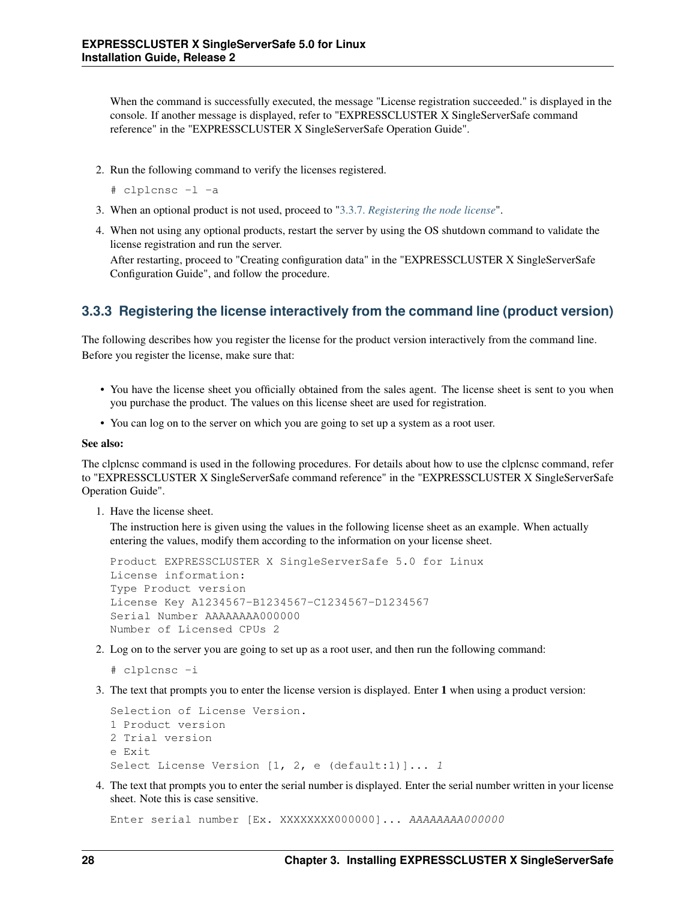When the command is successfully executed, the message "License registration succeeded." is displayed in the console. If another message is displayed, refer to "EXPRESSCLUSTER X SingleServerSafe command reference" in the "EXPRESSCLUSTER X SingleServerSafe Operation Guide".

2. Run the following command to verify the licenses registered.

   ```
   # clplcnsc -l -a
   ```

3. When an optional product is not used, proceed to "*3.3.7. Registering the node license*".

4. When not using any optional products, restart the server by using the OS shutdown command to validate the license registration and run the server.
   After restarting, proceed to "Creating configuration data" in the "EXPRESSCLUSTER X SingleServerSafe Configuration Guide", and follow the procedure.

### 3.3.3 Registering the license interactively from the command line (product version)

The following describes how you register the license for the product version interactively from the command line. Before you register the license, make sure that:

- You have the license sheet you officially obtained from the sales agent. The license sheet is sent to you when you purchase the product. The values on this license sheet are used for registration.
- You can log on to the server on which you are going to set up a system as a root user.

**See also:**

The clplcnsc command is used in the following procedures. For details about how to use the clplcnsc command, refer to "EXPRESSCLUSTER X SingleServerSafe command reference" in the "EXPRESSCLUSTER X SingleServerSafe Operation Guide".

1. Have the license sheet.
   The instruction here is given using the values in the following license sheet as an example. When actually entering the values, modify them according to the information on your license sheet.

   ```
   Product EXPRESSCLUSTER X SingleServerSafe 5.0 for Linux
   License information:
   Type Product version
   License Key A1234567-B1234567-C1234567-D1234567
   Serial Number AAAAAAAA000000
   Number of Licensed CPUs 2
   ```

2. Log on to the server you are going to set up as a root user, and then run the following command:

   ```
   # clplcnsc -i
   ```

3. The text that prompts you to enter the license version is displayed. Enter **1** when using a product version:

   ```
   Selection of License Version.
   1 Product version
   2 Trial version
   e Exit
   Select License Version [1, 2, e (default:1)]... 1
   ```

4. The text that prompts you to enter the serial number is displayed. Enter the serial number written in your license sheet. Note this is case sensitive.

   ```
   Enter serial number [Ex. XXXXXXXX000000]... AAAAAAAA000000
   ```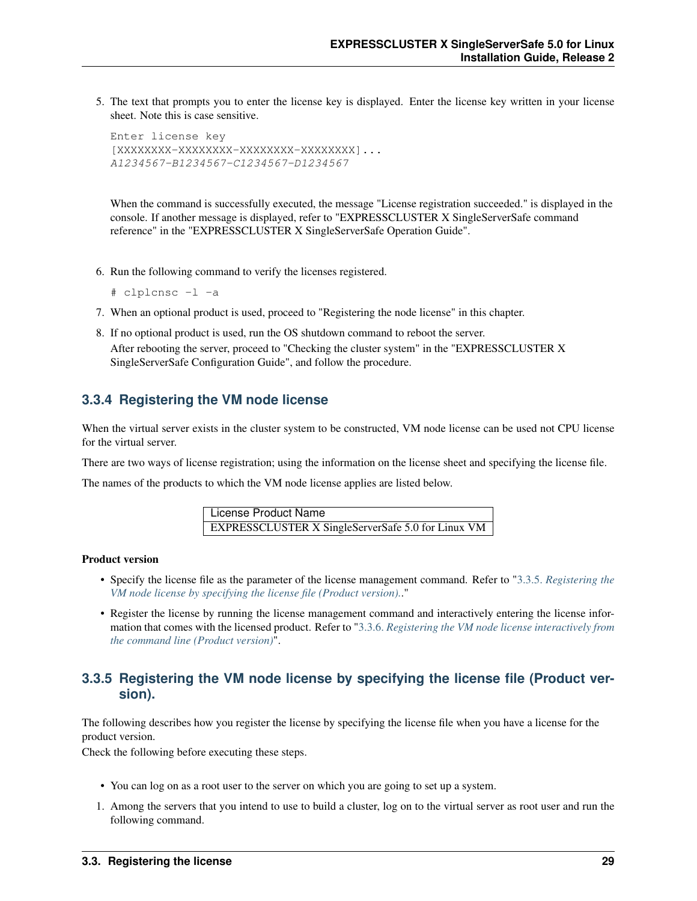5. The text that prompts you to enter the license key is displayed. Enter the license key written in your license sheet. Note this is case sensitive.

```
Enter license key
[XXXXXXXX-XXXXXXXX-XXXXXXXX-XXXXXXXX]...
A1234567-B1234567-C1234567-D1234567
```

   When the command is successfully executed, the message "License registration succeeded." is displayed in the console. If another message is displayed, refer to "EXPRESSCLUSTER X SingleServerSafe command reference" in the "EXPRESSCLUSTER X SingleServerSafe Operation Guide".

6. Run the following command to verify the licenses registered.

```
# clplcnsc -l -a
```

7. When an optional product is used, proceed to "Registering the node license" in this chapter.
8. If no optional product is used, run the OS shutdown command to reboot the server.
   After rebooting the server, proceed to "Checking the cluster system" in the "EXPRESSCLUSTER X SingleServerSafe Configuration Guide", and follow the procedure.

### 3.3.4 Registering the VM node license

When the virtual server exists in the cluster system to be constructed, VM node license can be used not CPU license for the virtual server.

There are two ways of license registration; using the information on the license sheet and specifying the license file.

The names of the products to which the VM node license applies are listed below.

| License Product Name |
|---|
| EXPRESSCLUSTER X SingleServerSafe 5.0 for Linux VM |

**Product version**

- Specify the license file as the parameter of the license management command. Refer to "3.3.5. *Registering the VM node license by specifying the license file (Product version).*."
- Register the license by running the license management command and interactively entering the license information that comes with the licensed product. Refer to "3.3.6. *Registering the VM node license interactively from the command line (Product version)*".

### 3.3.5 Registering the VM node license by specifying the license file (Product version).

The following describes how you register the license by specifying the license file when you have a license for the product version.
Check the following before executing these steps.

- You can log on as a root user to the server on which you are going to set up a system.

1. Among the servers that you intend to use to build a cluster, log on to the virtual server as root user and run the following command.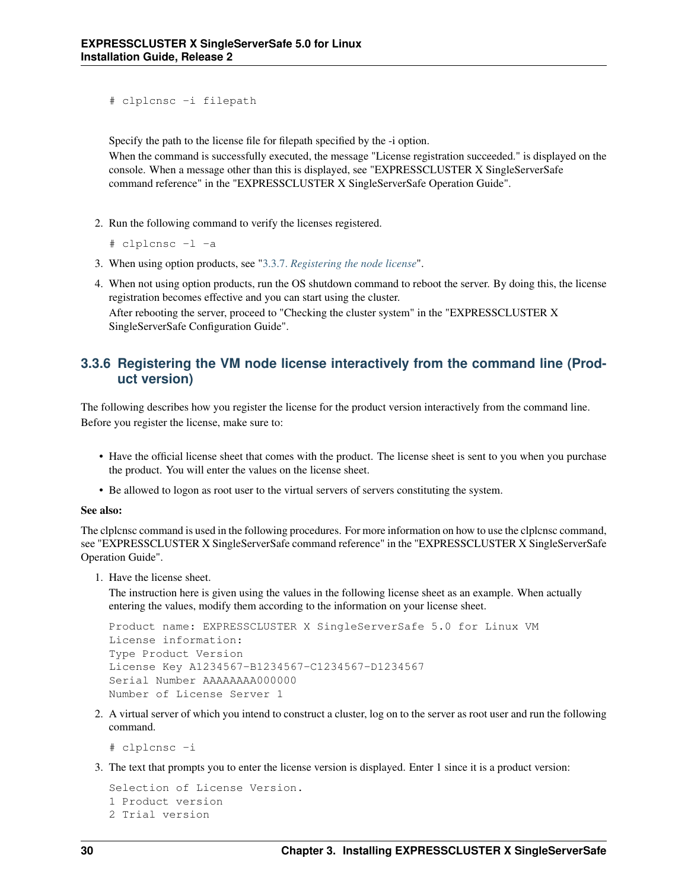```
# clplcnsc -i filepath
```

Specify the path to the license file for filepath specified by the -i option.
When the command is successfully executed, the message "License registration succeeded." is displayed on the console. When a message other than this is displayed, see "EXPRESSCLUSTER X SingleServerSafe command reference" in the "EXPRESSCLUSTER X SingleServerSafe Operation Guide".

2. Run the following command to verify the licenses registered.

```
# clplcnsc -l -a
```

3. When using option products, see "*3.3.7. Registering the node license*".
4. When not using option products, run the OS shutdown command to reboot the server. By doing this, the license registration becomes effective and you can start using the cluster.
   After rebooting the server, proceed to "Checking the cluster system" in the "EXPRESSCLUSTER X SingleServerSafe Configuration Guide".

### 3.3.6 Registering the VM node license interactively from the command line (Product version)

The following describes how you register the license for the product version interactively from the command line.
Before you register the license, make sure to:

- Have the official license sheet that comes with the product. The license sheet is sent to you when you purchase the product. You will enter the values on the license sheet.
- Be allowed to logon as root user to the virtual servers of servers constituting the system.

**See also:**

The clplcnsc command is used in the following procedures. For more information on how to use the clplcnsc command, see "EXPRESSCLUSTER X SingleServerSafe command reference" in the "EXPRESSCLUSTER X SingleServerSafe Operation Guide".

1. Have the license sheet.
   The instruction here is given using the values in the following license sheet as an example. When actually entering the values, modify them according to the information on your license sheet.

```
Product name: EXPRESSCLUSTER X SingleServerSafe 5.0 for Linux VM
License information:
Type Product Version
License Key A1234567-B1234567-C1234567-D1234567
Serial Number AAAAAAAA000000
Number of License Server 1
```

2. A virtual server of which you intend to construct a cluster, log on to the server as root user and run the following command.

```
# clplcnsc -i
```

3. The text that prompts you to enter the license version is displayed. Enter 1 since it is a product version:

```
Selection of License Version.
1 Product version
2 Trial version
```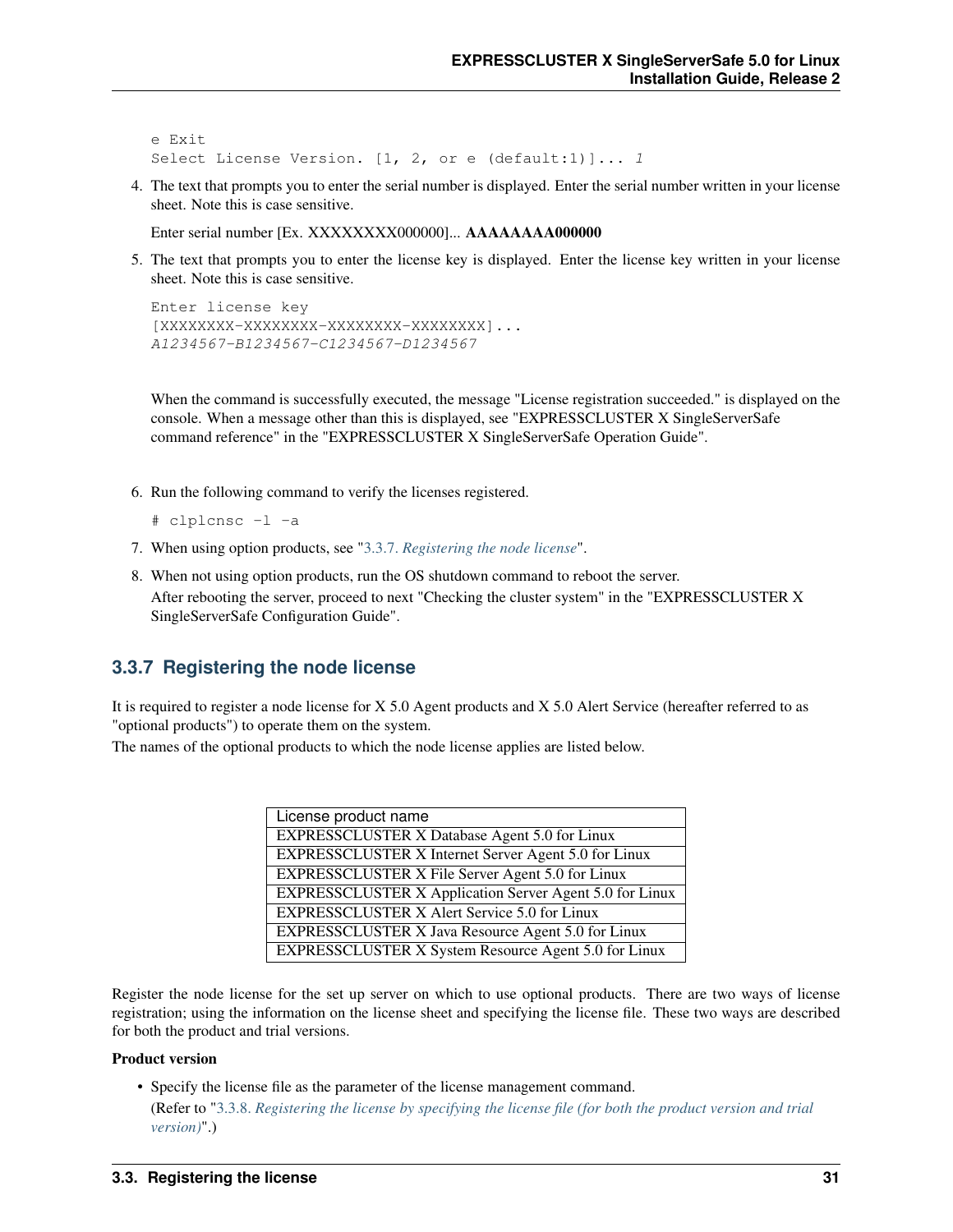```
e Exit
Select License Version. [1, 2, or e (default:1)]... 1
```

4. The text that prompts you to enter the serial number is displayed. Enter the serial number written in your license sheet. Note this is case sensitive.

   Enter serial number [Ex. XXXXXXXX000000]... **AAAAAAAA000000**

5. The text that prompts you to enter the license key is displayed. Enter the license key written in your license sheet. Note this is case sensitive.

   ```
   Enter license key
   [XXXXXXXX-XXXXXXXX-XXXXXXXX-XXXXXXXX]...
   A1234567-B1234567-C1234567-D1234567
   ```

   When the command is successfully executed, the message "License registration succeeded." is displayed on the console. When a message other than this is displayed, see "EXPRESSCLUSTER X SingleServerSafe command reference" in the "EXPRESSCLUSTER X SingleServerSafe Operation Guide".

6. Run the following command to verify the licenses registered.

   ```
   # clplcnsc -l -a
   ```

7. When using option products, see "*3.3.7. Registering the node license*".

8. When not using option products, run the OS shutdown command to reboot the server.
   After rebooting the server, proceed to next "Checking the cluster system" in the "EXPRESSCLUSTER X SingleServerSafe Configuration Guide".

### 3.3.7 Registering the node license

It is required to register a node license for X 5.0 Agent products and X 5.0 Alert Service (hereafter referred to as "optional products") to operate them on the system.
The names of the optional products to which the node license applies are listed below.

| License product name |
|---|
| EXPRESSCLUSTER X Database Agent 5.0 for Linux |
| EXPRESSCLUSTER X Internet Server Agent 5.0 for Linux |
| EXPRESSCLUSTER X File Server Agent 5.0 for Linux |
| EXPRESSCLUSTER X Application Server Agent 5.0 for Linux |
| EXPRESSCLUSTER X Alert Service 5.0 for Linux |
| EXPRESSCLUSTER X Java Resource Agent 5.0 for Linux |
| EXPRESSCLUSTER X System Resource Agent 5.0 for Linux |

Register the node license for the set up server on which to use optional products. There are two ways of license registration; using the information on the license sheet and specifying the license file. These two ways are described for both the product and trial versions.

**Product version**

- Specify the license file as the parameter of the license management command.
  (Refer to "*3.3.8. Registering the license by specifying the license file (for both the product version and trial version)*".)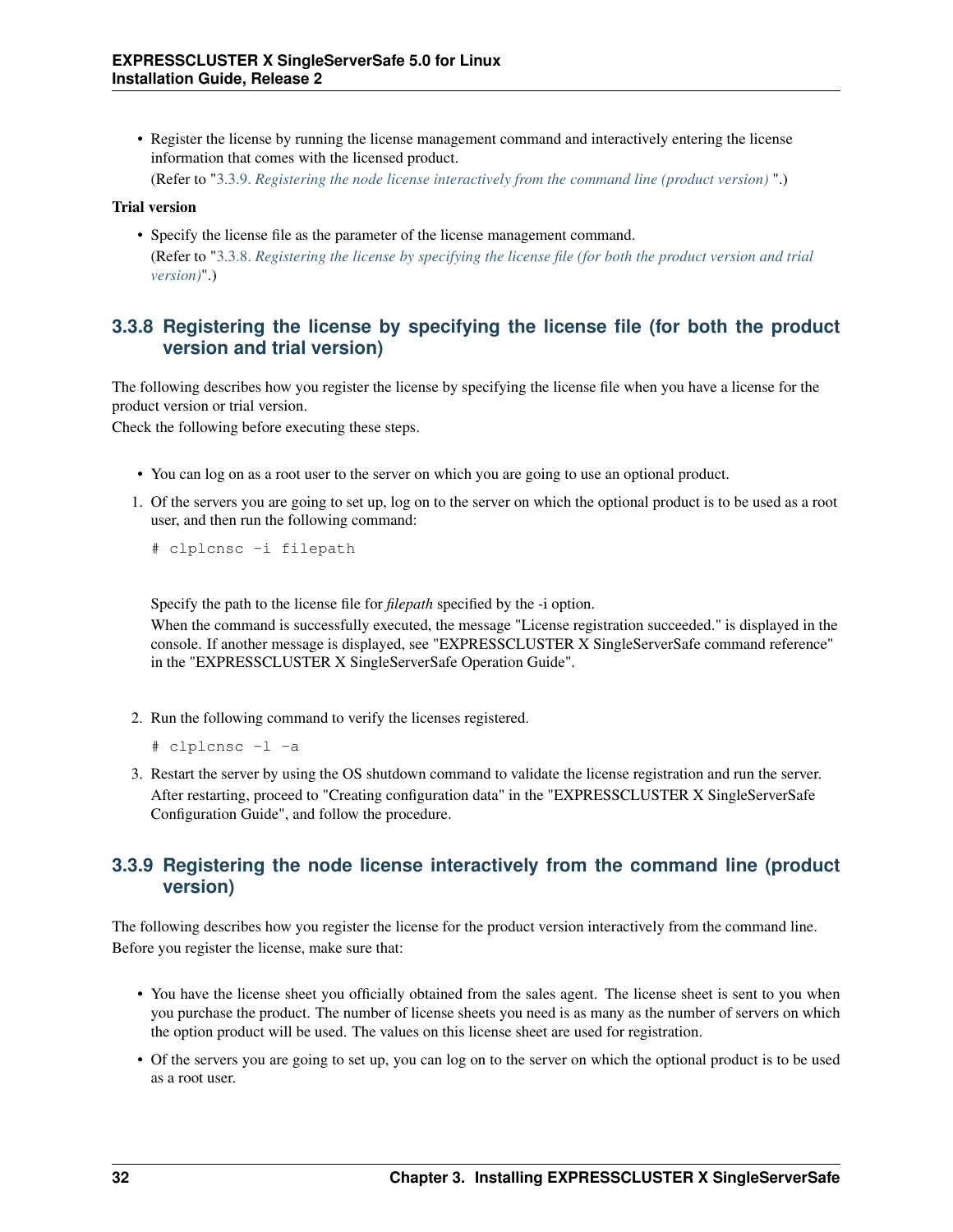- Register the license by running the license management command and interactively entering the license information that comes with the licensed product.
  (Refer to "3.3.9. *Registering the node license interactively from the command line (product version)* ".)

**Trial version**

- Specify the license file as the parameter of the license management command.
  (Refer to "3.3.8. *Registering the license by specifying the license file (for both the product version and trial version)*".)

### 3.3.8 Registering the license by specifying the license file (for both the product version and trial version)

The following describes how you register the license by specifying the license file when you have a license for the product version or trial version.
Check the following before executing these steps.

- You can log on as a root user to the server on which you are going to use an optional product.

1. Of the servers you are going to set up, log on to the server on which the optional product is to be used as a root user, and then run the following command:

   ```
   # clplcnsc -i filepath
   ```

   Specify the path to the license file for *filepath* specified by the -i option.
   When the command is successfully executed, the message "License registration succeeded." is displayed in the console. If another message is displayed, see "EXPRESSCLUSTER X SingleServerSafe command reference" in the "EXPRESSCLUSTER X SingleServerSafe Operation Guide".

2. Run the following command to verify the licenses registered.

   ```
   # clplcnsc -l -a
   ```

3. Restart the server by using the OS shutdown command to validate the license registration and run the server.
   After restarting, proceed to "Creating configuration data" in the "EXPRESSCLUSTER X SingleServerSafe Configuration Guide", and follow the procedure.

### 3.3.9 Registering the node license interactively from the command line (product version)

The following describes how you register the license for the product version interactively from the command line.
Before you register the license, make sure that:

- You have the license sheet you officially obtained from the sales agent. The license sheet is sent to you when you purchase the product. The number of license sheets you need is as many as the number of servers on which the option product will be used. The values on this license sheet are used for registration.
- Of the servers you are going to set up, you can log on to the server on which the optional product is to be used as a root user.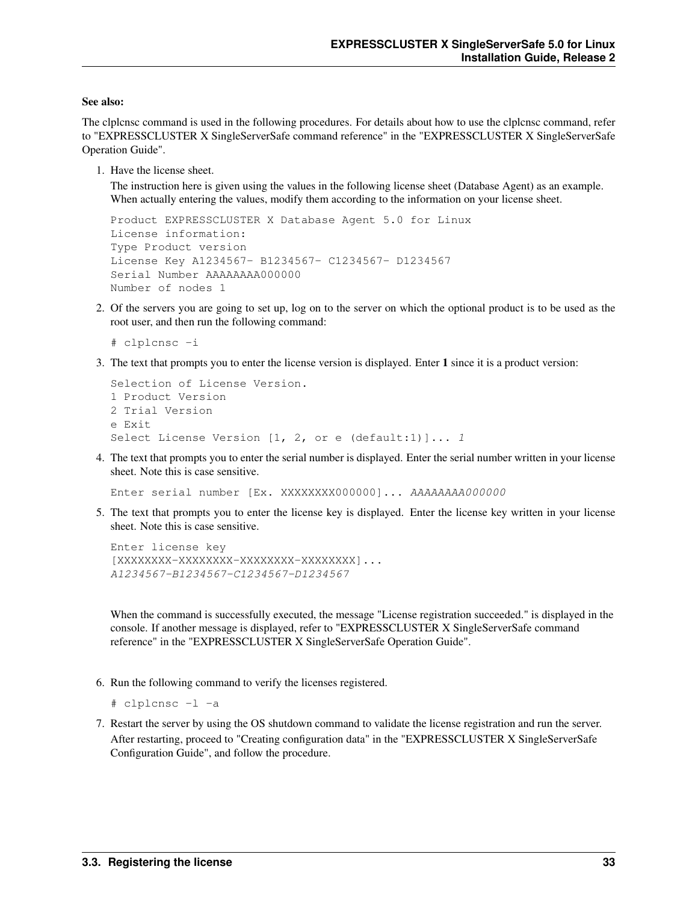**See also:**

The clplcnsc command is used in the following procedures. For details about how to use the clplcnsc command, refer to "EXPRESSCLUSTER X SingleServerSafe command reference" in the "EXPRESSCLUSTER X SingleServerSafe Operation Guide".

1. Have the license sheet.

   The instruction here is given using the values in the following license sheet (Database Agent) as an example. When actually entering the values, modify them according to the information on your license sheet.

   ```
   Product EXPRESSCLUSTER X Database Agent 5.0 for Linux
   License information:
   Type Product version
   License Key A1234567- B1234567- C1234567- D1234567
   Serial Number AAAAAAAA000000
   Number of nodes 1
   ```

2. Of the servers you are going to set up, log on to the server on which the optional product is to be used as the root user, and then run the following command:

   ```
   # clplcnsc -i
   ```

3. The text that prompts you to enter the license version is displayed. Enter **1** since it is a product version:

   ```
   Selection of License Version.
   1 Product Version
   2 Trial Version
   e Exit
   Select License Version [1, 2, or e (default:1)]... 1
   ```

4. The text that prompts you to enter the serial number is displayed. Enter the serial number written in your license sheet. Note this is case sensitive.

   ```
   Enter serial number [Ex. XXXXXXXX000000]... AAAAAAAA000000
   ```

5. The text that prompts you to enter the license key is displayed. Enter the license key written in your license sheet. Note this is case sensitive.

   ```
   Enter license key
   [XXXXXXXX-XXXXXXXX-XXXXXXXX-XXXXXXXX]...
   A1234567-B1234567-C1234567-D1234567
   ```

   When the command is successfully executed, the message "License registration succeeded." is displayed in the console. If another message is displayed, refer to "EXPRESSCLUSTER X SingleServerSafe command reference" in the "EXPRESSCLUSTER X SingleServerSafe Operation Guide".

6. Run the following command to verify the licenses registered.

   ```
   # clplcnsc -l -a
   ```

7. Restart the server by using the OS shutdown command to validate the license registration and run the server.

   After restarting, proceed to "Creating configuration data" in the "EXPRESSCLUSTER X SingleServerSafe Configuration Guide", and follow the procedure.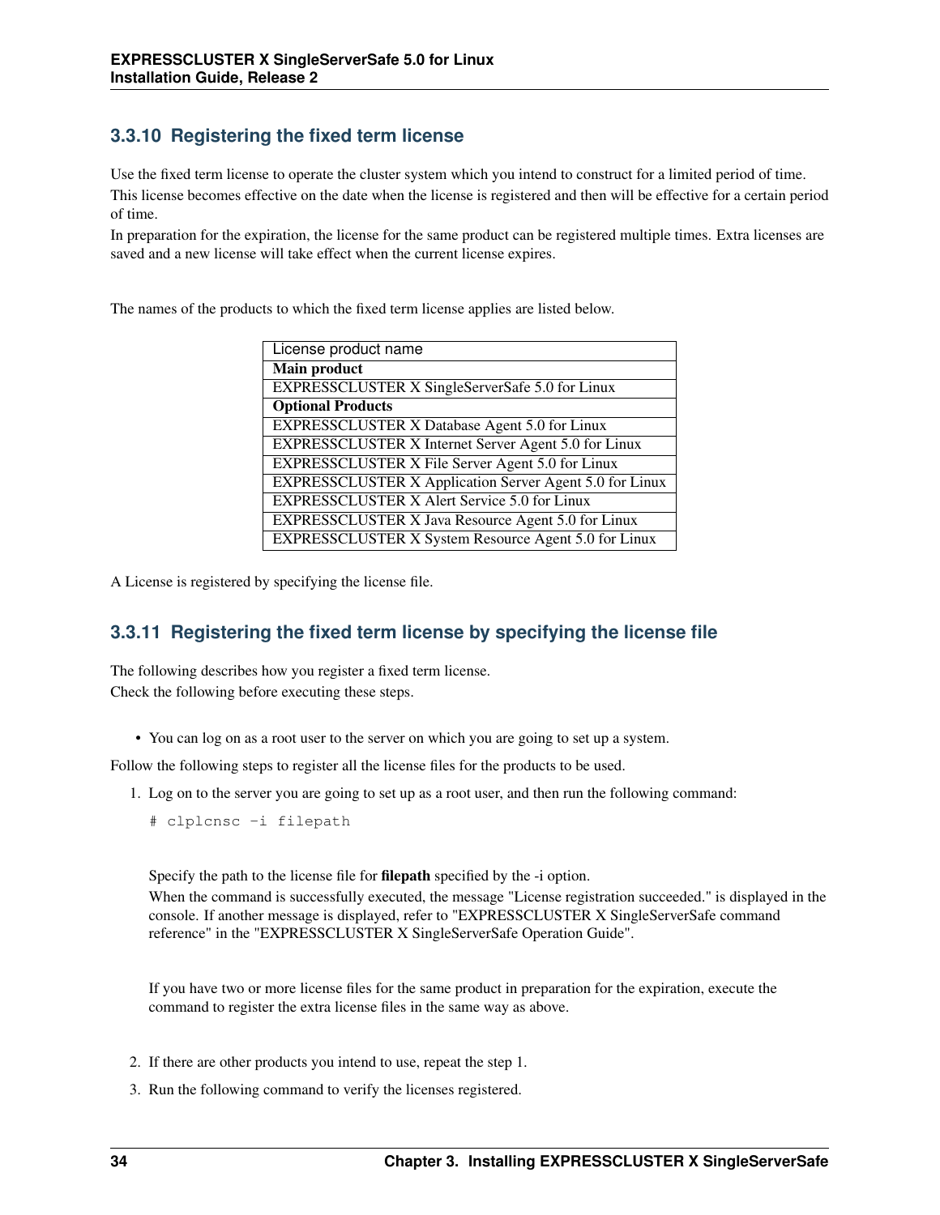### 3.3.10 Registering the fixed term license

Use the fixed term license to operate the cluster system which you intend to construct for a limited period of time.
This license becomes effective on the date when the license is registered and then will be effective for a certain period of time.
In preparation for the expiration, the license for the same product can be registered multiple times. Extra licenses are saved and a new license will take effect when the current license expires.

The names of the products to which the fixed term license applies are listed below.

| License product name |
|---|
| **Main product** |
| EXPRESSCLUSTER X SingleServerSafe 5.0 for Linux |
| **Optional Products** |
| EXPRESSCLUSTER X Database Agent 5.0 for Linux |
| EXPRESSCLUSTER X Internet Server Agent 5.0 for Linux |
| EXPRESSCLUSTER X File Server Agent 5.0 for Linux |
| EXPRESSCLUSTER X Application Server Agent 5.0 for Linux |
| EXPRESSCLUSTER X Alert Service 5.0 for Linux |
| EXPRESSCLUSTER X Java Resource Agent 5.0 for Linux |
| EXPRESSCLUSTER X System Resource Agent 5.0 for Linux |

A License is registered by specifying the license file.

### 3.3.11 Registering the fixed term license by specifying the license file

The following describes how you register a fixed term license.
Check the following before executing these steps.

- You can log on as a root user to the server on which you are going to set up a system.

Follow the following steps to register all the license files for the products to be used.

1. Log on to the server you are going to set up as a root user, and then run the following command:

   ```
   # clplcnsc -i filepath
   ```

   Specify the path to the license file for **filepath** specified by the -i option.
   When the command is successfully executed, the message "License registration succeeded." is displayed in the console. If another message is displayed, refer to "EXPRESSCLUSTER X SingleServerSafe command reference" in the "EXPRESSCLUSTER X SingleServerSafe Operation Guide".

   If you have two or more license files for the same product in preparation for the expiration, execute the command to register the extra license files in the same way as above.

2. If there are other products you intend to use, repeat the step 1.

3. Run the following command to verify the licenses registered.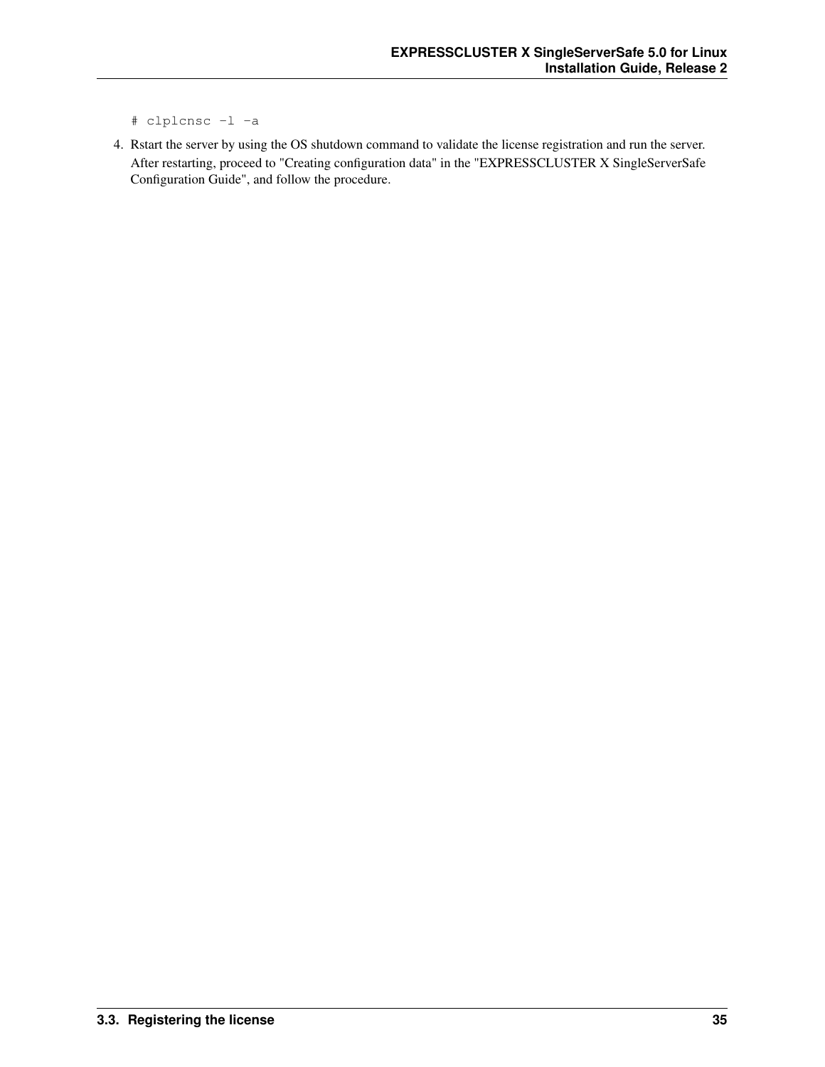```
# clplcnsc -l -a
```

4. Rstart the server by using the OS shutdown command to validate the license registration and run the server.
   After restarting, proceed to "Creating configuration data" in the "EXPRESSCLUSTER X SingleServerSafe Configuration Guide", and follow the procedure.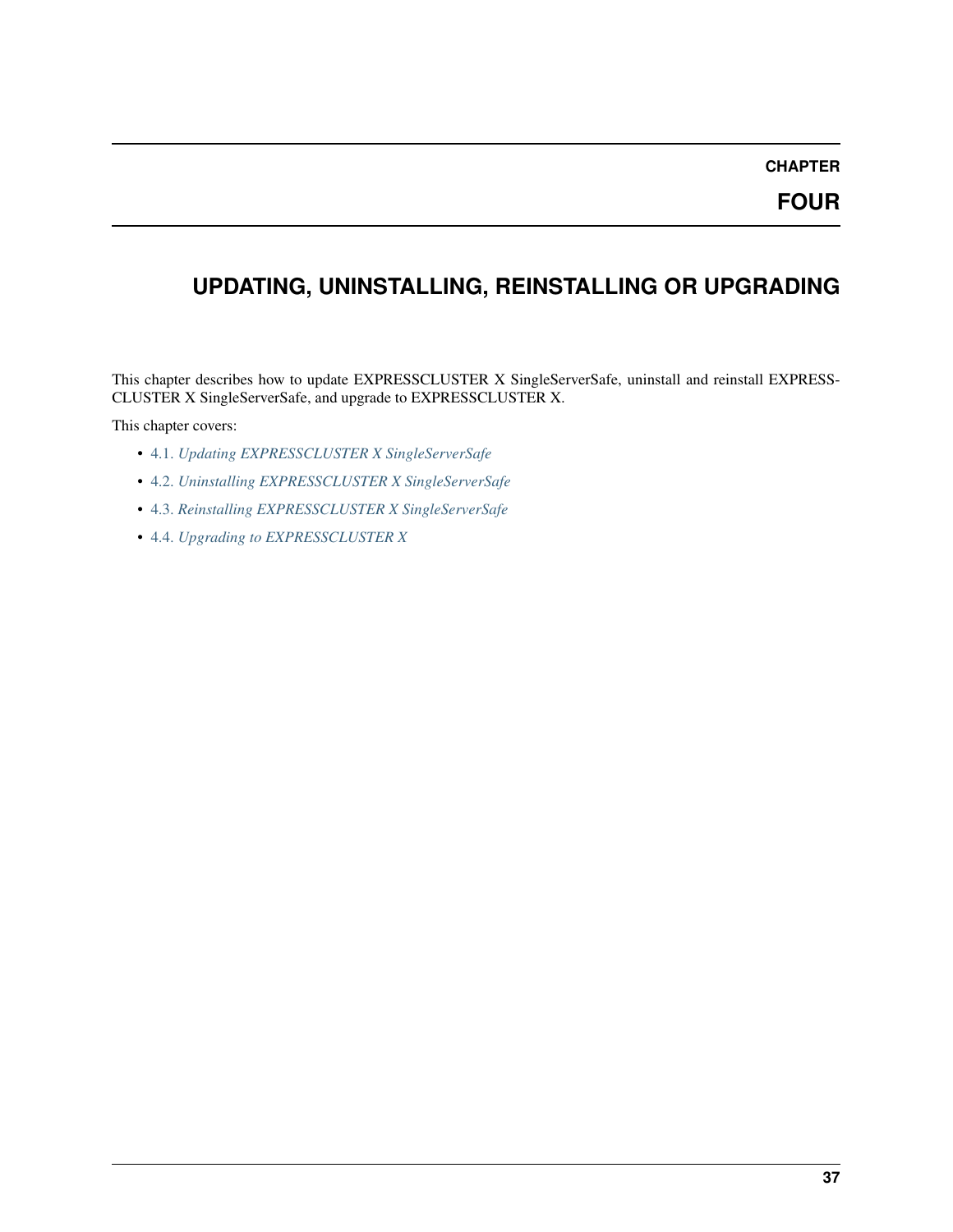# CHAPTER FOUR

# UPDATING, UNINSTALLING, REINSTALLING OR UPGRADING

This chapter describes how to update EXPRESSCLUSTER X SingleServerSafe, uninstall and reinstall EXPRESSCLUSTER X SingleServerSafe, and upgrade to EXPRESSCLUSTER X.

This chapter covers:

- 4.1. *Updating EXPRESSCLUSTER X SingleServerSafe*
- 4.2. *Uninstalling EXPRESSCLUSTER X SingleServerSafe*
- 4.3. *Reinstalling EXPRESSCLUSTER X SingleServerSafe*
- 4.4. *Upgrading to EXPRESSCLUSTER X*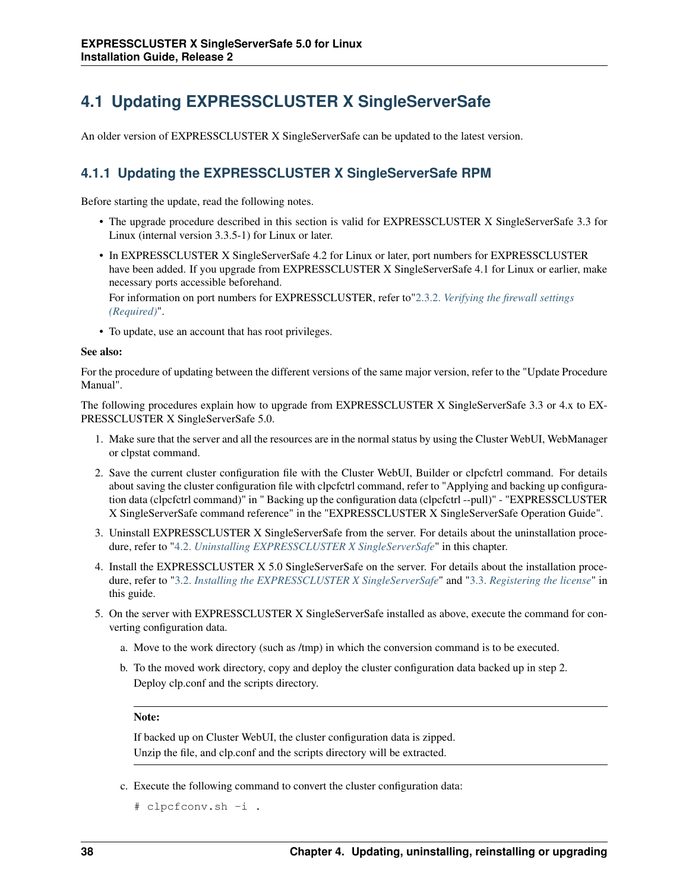## 4.1 Updating EXPRESSCLUSTER X SingleServerSafe

An older version of EXPRESSCLUSTER X SingleServerSafe can be updated to the latest version.

### 4.1.1 Updating the EXPRESSCLUSTER X SingleServerSafe RPM

Before starting the update, read the following notes.

- The upgrade procedure described in this section is valid for EXPRESSCLUSTER X SingleServerSafe 3.3 for Linux (internal version 3.3.5-1) for Linux or later.
- In EXPRESSCLUSTER X SingleServerSafe 4.2 for Linux or later, port numbers for EXPRESSCLUSTER have been added. If you upgrade from EXPRESSCLUSTER X SingleServerSafe 4.1 for Linux or earlier, make necessary ports accessible beforehand.
  For information on port numbers for EXPRESSCLUSTER, refer to"2.3.2. *Verifying the firewall settings (Required)*".
- To update, use an account that has root privileges.

**See also:**

For the procedure of updating between the different versions of the same major version, refer to the "Update Procedure Manual".

The following procedures explain how to upgrade from EXPRESSCLUSTER X SingleServerSafe 3.3 or 4.x to EXPRESSCLUSTER X SingleServerSafe 5.0.

1. Make sure that the server and all the resources are in the normal status by using the Cluster WebUI, WebManager or clpstat command.
2. Save the current cluster configuration file with the Cluster WebUI, Builder or clpcfctrl command. For details about saving the cluster configuration file with clpcfctrl command, refer to "Applying and backing up configuration data (clpcfctrl command)" in " Backing up the configuration data (clpcfctrl --pull)" - "EXPRESSCLUSTER X SingleServerSafe command reference" in the "EXPRESSCLUSTER X SingleServerSafe Operation Guide".
3. Uninstall EXPRESSCLUSTER X SingleServerSafe from the server. For details about the uninstallation procedure, refer to "4.2. *Uninstalling EXPRESSCLUSTER X SingleServerSafe*" in this chapter.
4. Install the EXPRESSCLUSTER X 5.0 SingleServerSafe on the server. For details about the installation procedure, refer to "3.2. *Installing the EXPRESSCLUSTER X SingleServerSafe*" and "3.3. *Registering the license*" in this guide.
5. On the server with EXPRESSCLUSTER X SingleServerSafe installed as above, execute the command for converting configuration data.

   a. Move to the work directory (such as /tmp) in which the conversion command is to be executed.

   b. To the moved work directory, copy and deploy the cluster configuration data backed up in step 2.
      Deploy clp.conf and the scripts directory.

   **Note:**

   If backed up on Cluster WebUI, the cluster configuration data is zipped.
   Unzip the file, and clp.conf and the scripts directory will be extracted.

   c. Execute the following command to convert the cluster configuration data:

   ```
   # clpcfconv.sh -i .
   ```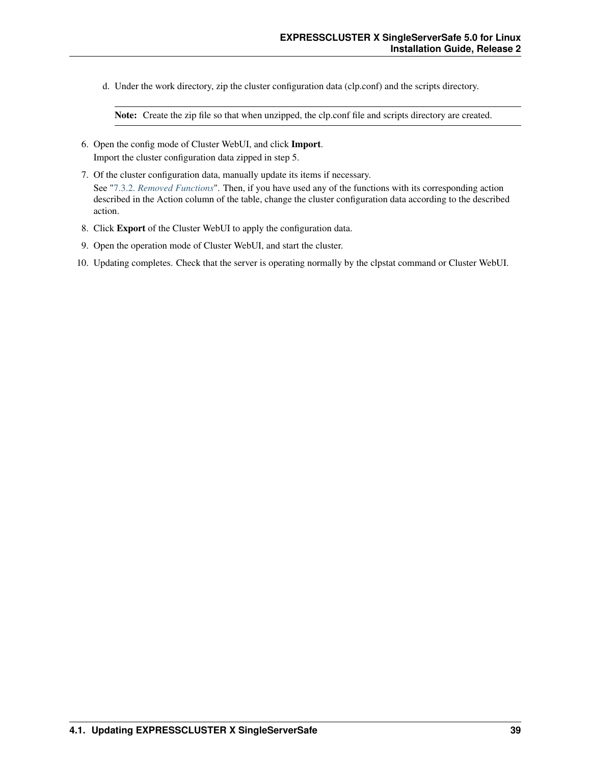d. Under the work directory, zip the cluster configuration data (clp.conf) and the scripts directory.

**Note:** Create the zip file so that when unzipped, the clp.conf file and scripts directory are created.

6. Open the config mode of Cluster WebUI, and click **Import**.
   Import the cluster configuration data zipped in step 5.
7. Of the cluster configuration data, manually update its items if necessary.
   See "7.3.2. *Removed Functions*". Then, if you have used any of the functions with its corresponding action described in the Action column of the table, change the cluster configuration data according to the described action.
8. Click **Export** of the Cluster WebUI to apply the configuration data.
9. Open the operation mode of Cluster WebUI, and start the cluster.
10. Updating completes. Check that the server is operating normally by the clpstat command or Cluster WebUI.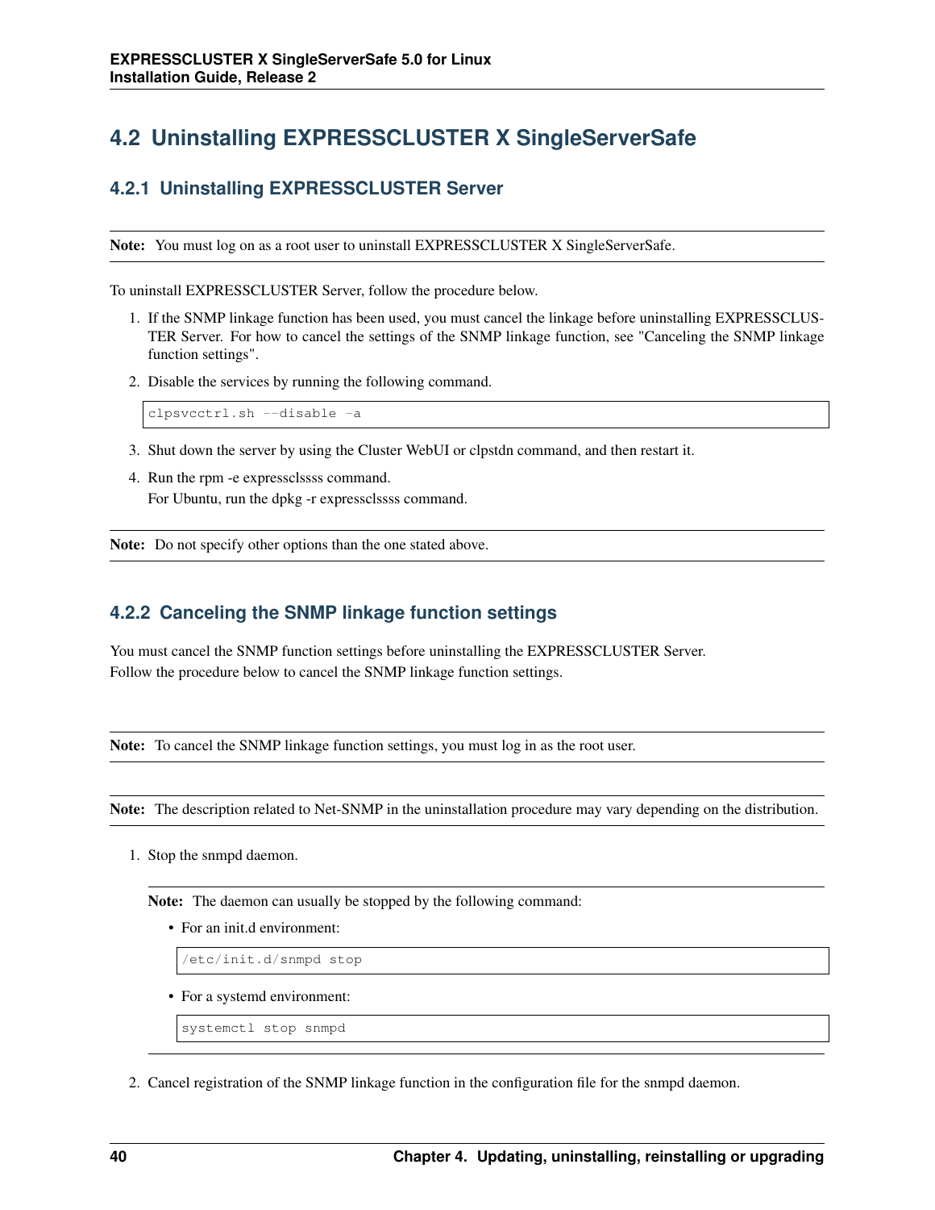## 4.2 Uninstalling EXPRESSCLUSTER X SingleServerSafe

### 4.2.1 Uninstalling EXPRESSCLUSTER Server

**Note:** You must log on as a root user to uninstall EXPRESSCLUSTER X SingleServerSafe.

To uninstall EXPRESSCLUSTER Server, follow the procedure below.

1. If the SNMP linkage function has been used, you must cancel the linkage before uninstalling EXPRESSCLUSTER Server. For how to cancel the settings of the SNMP linkage function, see "Canceling the SNMP linkage function settings".
2. Disable the services by running the following command.

   ```
   clpsvcctrl.sh --disable -a
   ```

3. Shut down the server by using the Cluster WebUI or clpstdn command, and then restart it.
4. Run the rpm -e expressclssss command.
   For Ubuntu, run the dpkg -r expressclssss command.

**Note:** Do not specify other options than the one stated above.

### 4.2.2 Canceling the SNMP linkage function settings

You must cancel the SNMP function settings before uninstalling the EXPRESSCLUSTER Server.
Follow the procedure below to cancel the SNMP linkage function settings.

**Note:** To cancel the SNMP linkage function settings, you must log in as the root user.

**Note:** The description related to Net-SNMP in the uninstallation procedure may vary depending on the distribution.

1. Stop the snmpd daemon.

   **Note:** The daemon can usually be stopped by the following command:

   - For an init.d environment:

     ```
     /etc/init.d/snmpd stop
     ```

   - For a systemd environment:

     ```
     systemctl stop snmpd
     ```

2. Cancel registration of the SNMP linkage function in the configuration file for the snmpd daemon.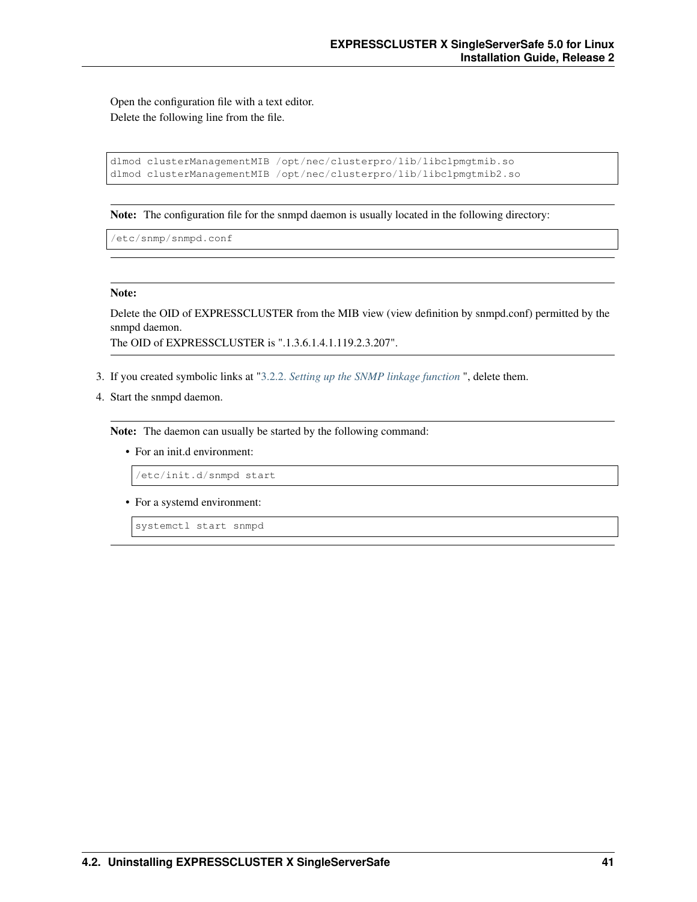Open the configuration file with a text editor.
Delete the following line from the file.

```
dlmod clusterManagementMIB /opt/nec/clusterpro/lib/libclpmgtmib.so
dlmod clusterManagementMIB /opt/nec/clusterpro/lib/libclpmgtmib2.so
```

**Note:** The configuration file for the snmpd daemon is usually located in the following directory:

```
/etc/snmp/snmpd.conf
```

**Note:**

Delete the OID of EXPRESSCLUSTER from the MIB view (view definition by snmpd.conf) permitted by the snmpd daemon.
The OID of EXPRESSCLUSTER is ".1.3.6.1.4.1.119.2.3.207".

3. If you created symbolic links at "*3.2.2. Setting up the SNMP linkage function* ", delete them.
4. Start the snmpd daemon.

**Note:** The daemon can usually be started by the following command:

- For an init.d environment:

```
/etc/init.d/snmpd start
```

- For a systemd environment:

```
systemctl start snmpd
```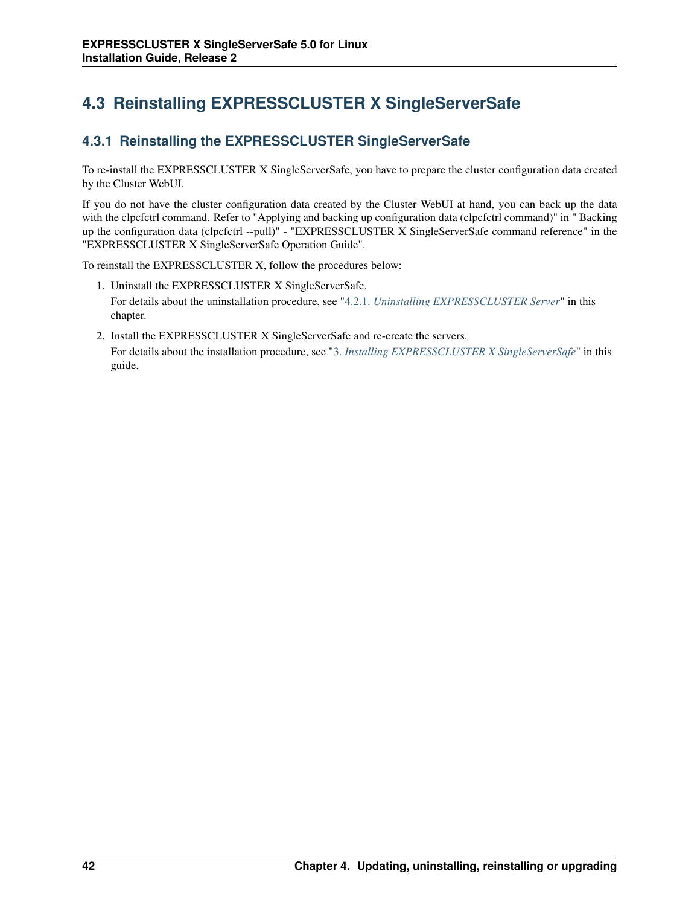## 4.3 Reinstalling EXPRESSCLUSTER X SingleServerSafe

### 4.3.1 Reinstalling the EXPRESSCLUSTER SingleServerSafe

To re-install the EXPRESSCLUSTER X SingleServerSafe, you have to prepare the cluster configuration data created by the Cluster WebUI.

If you do not have the cluster configuration data created by the Cluster WebUI at hand, you can back up the data with the clpcfctrl command. Refer to "Applying and backing up configuration data (clpcfctrl command)" in " Backing up the configuration data (clpcfctrl --pull)" - "EXPRESSCLUSTER X SingleServerSafe command reference" in the "EXPRESSCLUSTER X SingleServerSafe Operation Guide".

To reinstall the EXPRESSCLUSTER X, follow the procedures below:

1. Uninstall the EXPRESSCLUSTER X SingleServerSafe.
   For details about the uninstallation procedure, see "4.2.1. *Uninstalling EXPRESSCLUSTER Server*" in this chapter.
2. Install the EXPRESSCLUSTER X SingleServerSafe and re-create the servers.
   For details about the installation procedure, see "3. *Installing EXPRESSCLUSTER X SingleServerSafe*" in this guide.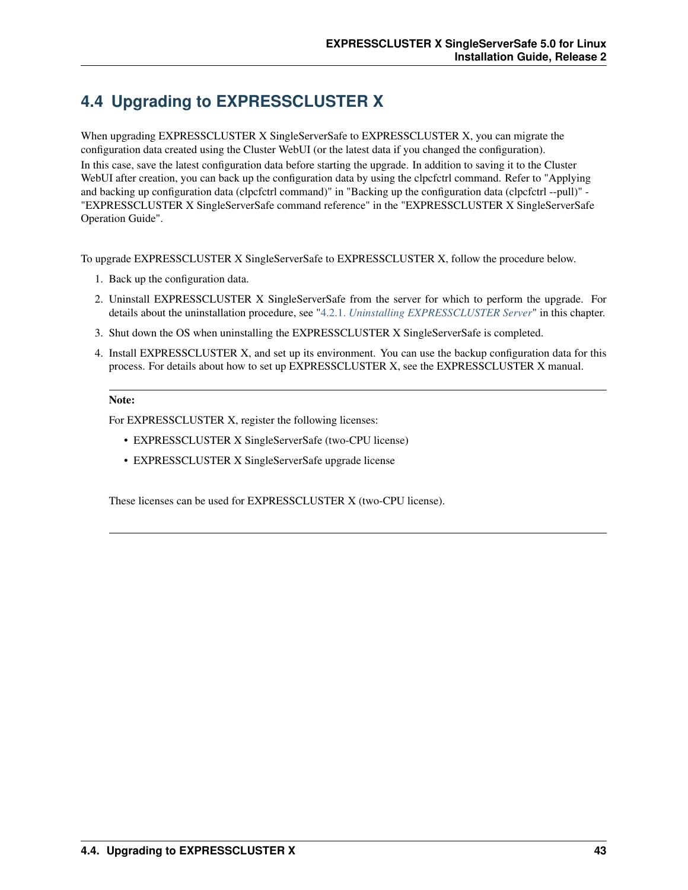## 4.4 Upgrading to EXPRESSCLUSTER X

When upgrading EXPRESSCLUSTER X SingleServerSafe to EXPRESSCLUSTER X, you can migrate the configuration data created using the Cluster WebUI (or the latest data if you changed the configuration).

In this case, save the latest configuration data before starting the upgrade. In addition to saving it to the Cluster WebUI after creation, you can back up the configuration data by using the clpcfctrl command. Refer to "Applying and backing up configuration data (clpcfctrl command)" in "Backing up the configuration data (clpcfctrl --pull)" - "EXPRESSCLUSTER X SingleServerSafe command reference" in the "EXPRESSCLUSTER X SingleServerSafe Operation Guide".

To upgrade EXPRESSCLUSTER X SingleServerSafe to EXPRESSCLUSTER X, follow the procedure below.

1. Back up the configuration data.
2. Uninstall EXPRESSCLUSTER X SingleServerSafe from the server for which to perform the upgrade. For details about the uninstallation procedure, see "4.2.1. *Uninstalling EXPRESSCLUSTER Server*" in this chapter.
3. Shut down the OS when uninstalling the EXPRESSCLUSTER X SingleServerSafe is completed.
4. Install EXPRESSCLUSTER X, and set up its environment. You can use the backup configuration data for this process. For details about how to set up EXPRESSCLUSTER X, see the EXPRESSCLUSTER X manual.

---

**Note:**

For EXPRESSCLUSTER X, register the following licenses:

- EXPRESSCLUSTER X SingleServerSafe (two-CPU license)
- EXPRESSCLUSTER X SingleServerSafe upgrade license

These licenses can be used for EXPRESSCLUSTER X (two-CPU license).

---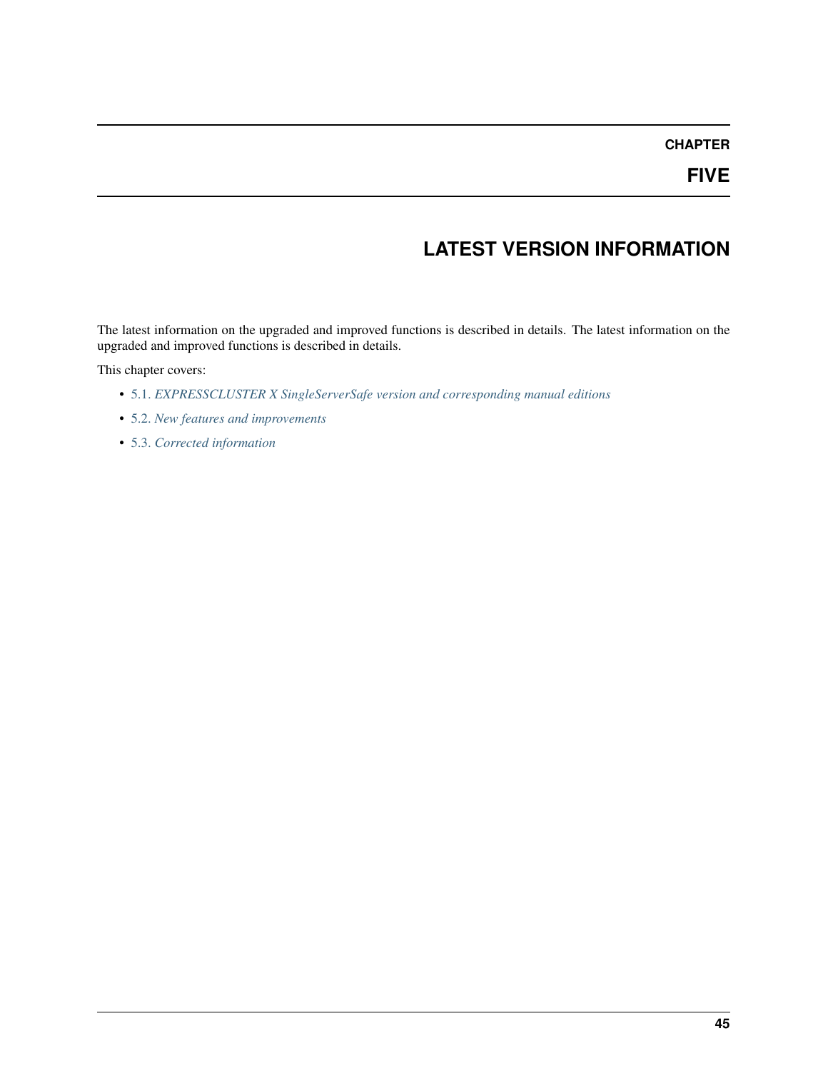# CHAPTER FIVE

# LATEST VERSION INFORMATION

The latest information on the upgraded and improved functions is described in details. The latest information on the upgraded and improved functions is described in details.

This chapter covers:

- 5.1. *EXPRESSCLUSTER X SingleServerSafe version and corresponding manual editions*
- 5.2. *New features and improvements*
- 5.3. *Corrected information*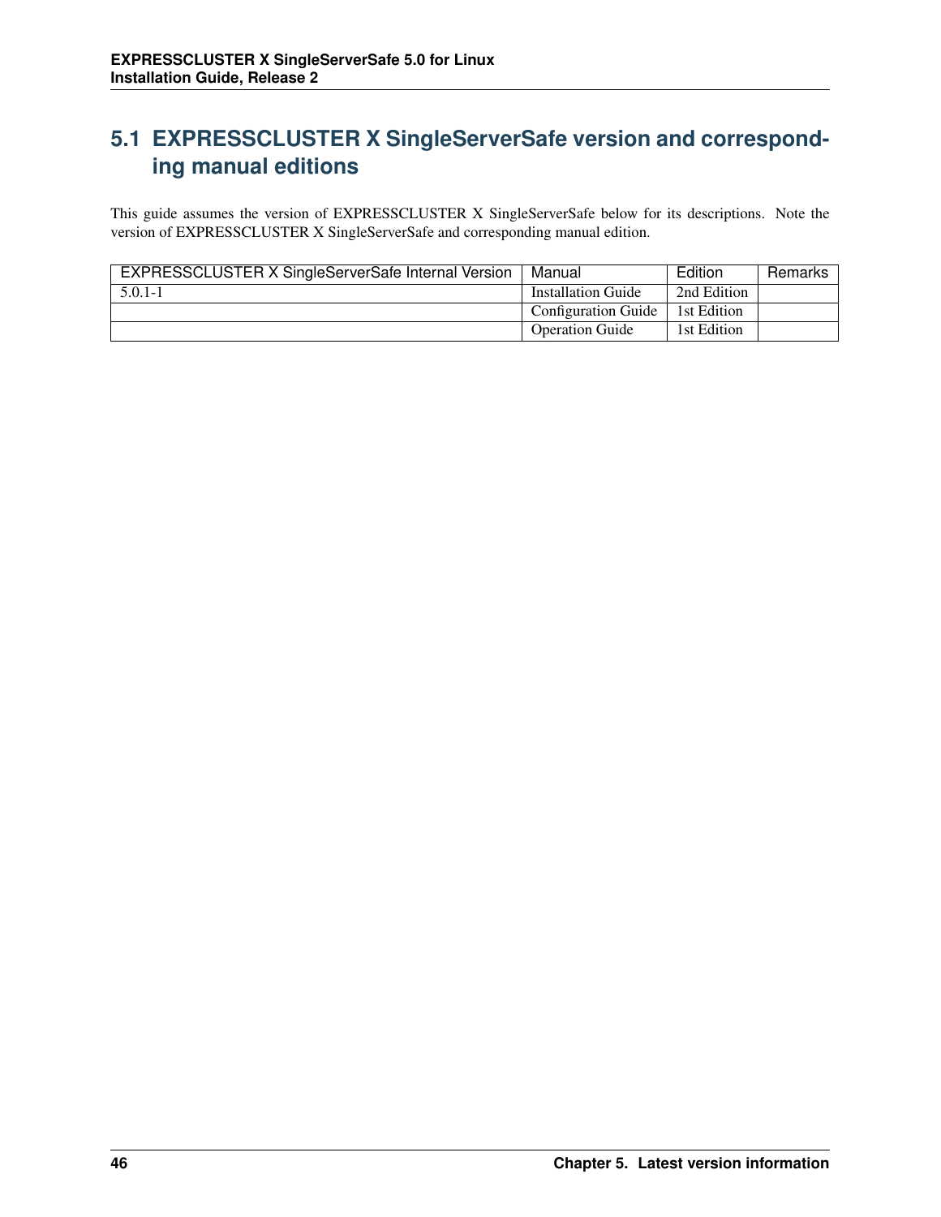## 5.1 EXPRESSCLUSTER X SingleServerSafe version and corresponding manual editions

This guide assumes the version of EXPRESSCLUSTER X SingleServerSafe below for its descriptions. Note the version of EXPRESSCLUSTER X SingleServerSafe and corresponding manual edition.

| EXPRESSCLUSTER X SingleServerSafe Internal Version | Manual | Edition | Remarks |
|---|---|---|---|
| 5.0.1-1 | Installation Guide | 2nd Edition | |
| | Configuration Guide | 1st Edition | |
| | Operation Guide | 1st Edition | |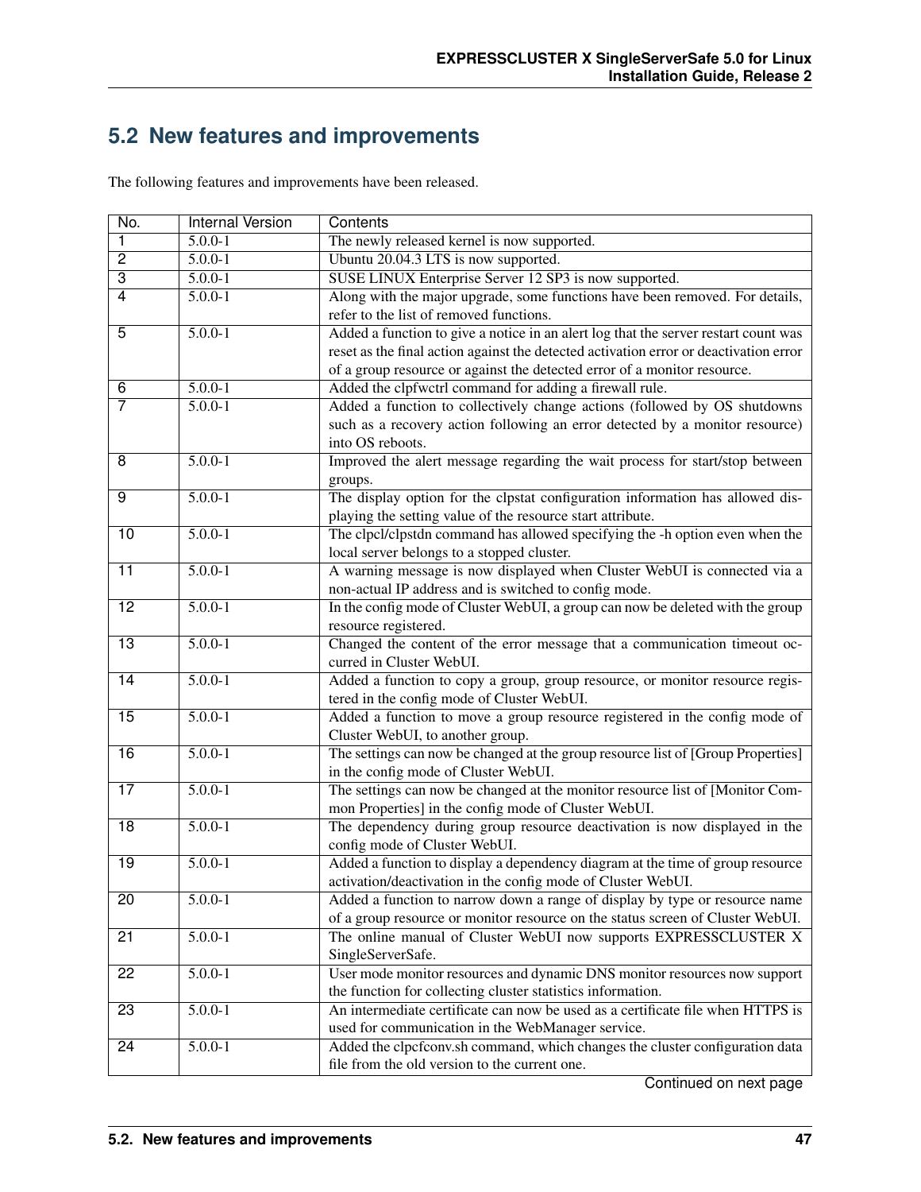## 5.2 New features and improvements

The following features and improvements have been released.

| No. | Internal Version | Contents |
|---|---|---|
| 1 | 5.0.0-1 | The newly released kernel is now supported. |
| 2 | 5.0.0-1 | Ubuntu 20.04.3 LTS is now supported. |
| 3 | 5.0.0-1 | SUSE LINUX Enterprise Server 12 SP3 is now supported. |
| 4 | 5.0.0-1 | Along with the major upgrade, some functions have been removed. For details, refer to the list of removed functions. |
| 5 | 5.0.0-1 | Added a function to give a notice in an alert log that the server restart count was reset as the final action against the detected activation error or deactivation error of a group resource or against the detected error of a monitor resource. |
| 6 | 5.0.0-1 | Added the clpfwctrl command for adding a firewall rule. |
| 7 | 5.0.0-1 | Added a function to collectively change actions (followed by OS shutdowns such as a recovery action following an error detected by a monitor resource) into OS reboots. |
| 8 | 5.0.0-1 | Improved the alert message regarding the wait process for start/stop between groups. |
| 9 | 5.0.0-1 | The display option for the clpstat configuration information has allowed displaying the setting value of the resource start attribute. |
| 10 | 5.0.0-1 | The clpcl/clpstdn command has allowed specifying the -h option even when the local server belongs to a stopped cluster. |
| 11 | 5.0.0-1 | A warning message is now displayed when Cluster WebUI is connected via a non-actual IP address and is switched to config mode. |
| 12 | 5.0.0-1 | In the config mode of Cluster WebUI, a group can now be deleted with the group resource registered. |
| 13 | 5.0.0-1 | Changed the content of the error message that a communication timeout occurred in Cluster WebUI. |
| 14 | 5.0.0-1 | Added a function to copy a group, group resource, or monitor resource registered in the config mode of Cluster WebUI. |
| 15 | 5.0.0-1 | Added a function to move a group resource registered in the config mode of Cluster WebUI, to another group. |
| 16 | 5.0.0-1 | The settings can now be changed at the group resource list of [Group Properties] in the config mode of Cluster WebUI. |
| 17 | 5.0.0-1 | The settings can now be changed at the monitor resource list of [Monitor Common Properties] in the config mode of Cluster WebUI. |
| 18 | 5.0.0-1 | The dependency during group resource deactivation is now displayed in the config mode of Cluster WebUI. |
| 19 | 5.0.0-1 | Added a function to display a dependency diagram at the time of group resource activation/deactivation in the config mode of Cluster WebUI. |
| 20 | 5.0.0-1 | Added a function to narrow down a range of display by type or resource name of a group resource or monitor resource on the status screen of Cluster WebUI. |
| 21 | 5.0.0-1 | The online manual of Cluster WebUI now supports EXPRESSCLUSTER X SingleServerSafe. |
| 22 | 5.0.0-1 | User mode monitor resources and dynamic DNS monitor resources now support the function for collecting cluster statistics information. |
| 23 | 5.0.0-1 | An intermediate certificate can now be used as a certificate file when HTTPS is used for communication in the WebManager service. |
| 24 | 5.0.0-1 | Added the clpcfconv.sh command, which changes the cluster configuration data file from the old version to the current one. |

Continued on next page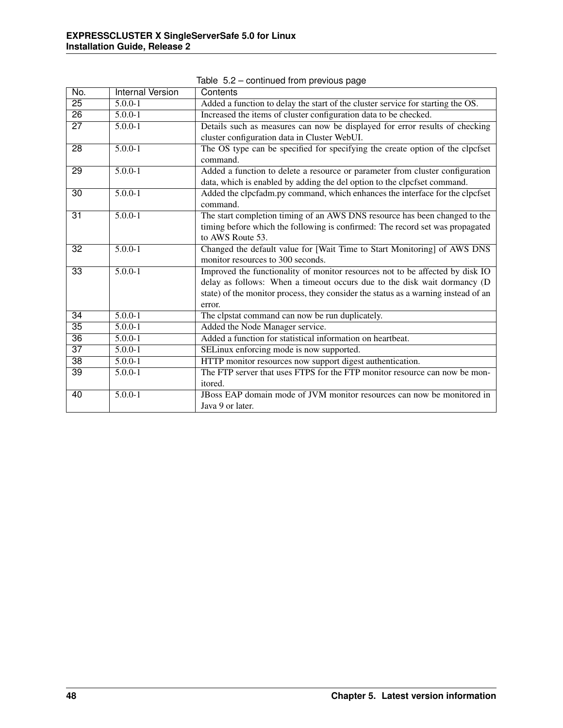Table 5.2 – continued from previous page

| No. | Internal Version | Contents |
| --- | --- | --- |
| 25 | 5.0.0-1 | Added a function to delay the start of the cluster service for starting the OS. |
| 26 | 5.0.0-1 | Increased the items of cluster configuration data to be checked. |
| 27 | 5.0.0-1 | Details such as measures can now be displayed for error results of checking cluster configuration data in Cluster WebUI. |
| 28 | 5.0.0-1 | The OS type can be specified for specifying the create option of the clpcfset command. |
| 29 | 5.0.0-1 | Added a function to delete a resource or parameter from cluster configuration data, which is enabled by adding the del option to the clpcfset command. |
| 30 | 5.0.0-1 | Added the clpcfadm.py command, which enhances the interface for the clpcfset command. |
| 31 | 5.0.0-1 | The start completion timing of an AWS DNS resource has been changed to the timing before which the following is confirmed: The record set was propagated to AWS Route 53. |
| 32 | 5.0.0-1 | Changed the default value for [Wait Time to Start Monitoring] of AWS DNS monitor resources to 300 seconds. |
| 33 | 5.0.0-1 | Improved the functionality of monitor resources not to be affected by disk IO delay as follows: When a timeout occurs due to the disk wait dormancy (D state) of the monitor process, they consider the status as a warning instead of an error. |
| 34 | 5.0.0-1 | The clpstat command can now be run duplicately. |
| 35 | 5.0.0-1 | Added the Node Manager service. |
| 36 | 5.0.0-1 | Added a function for statistical information on heartbeat. |
| 37 | 5.0.0-1 | SELinux enforcing mode is now supported. |
| 38 | 5.0.0-1 | HTTP monitor resources now support digest authentication. |
| 39 | 5.0.0-1 | The FTP server that uses FTPS for the FTP monitor resource can now be monitored. |
| 40 | 5.0.0-1 | JBoss EAP domain mode of JVM monitor resources can now be monitored in Java 9 or later. |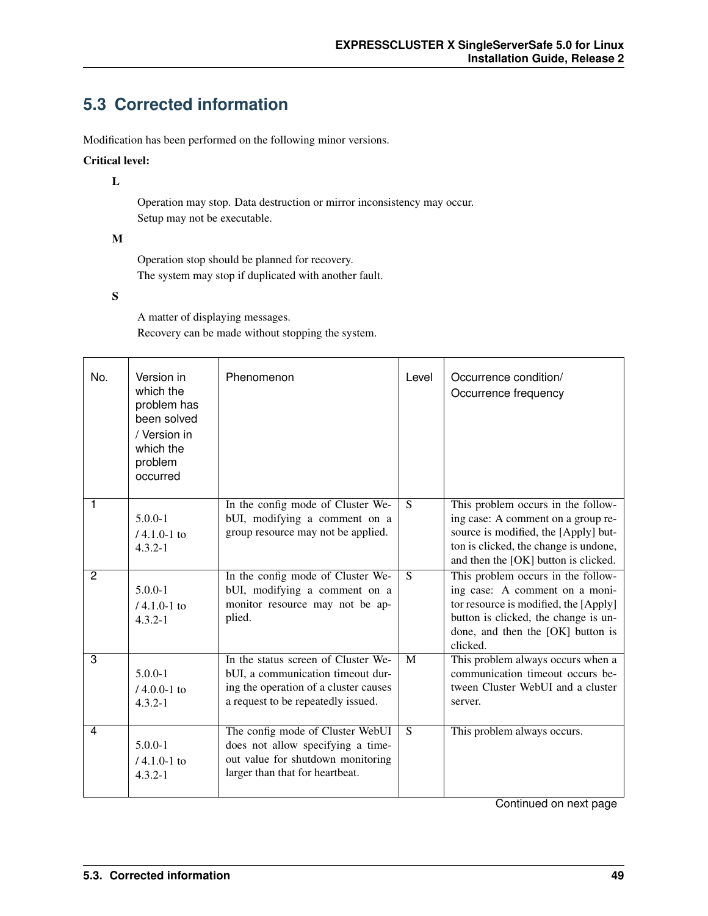## 5.3 Corrected information

Modification has been performed on the following minor versions.

**Critical level:**

**L**

Operation may stop. Data destruction or mirror inconsistency may occur.
Setup may not be executable.

**M**

Operation stop should be planned for recovery.
The system may stop if duplicated with another fault.

**S**

A matter of displaying messages.
Recovery can be made without stopping the system.

| No. | Version in which the problem has been solved / Version in which the problem occurred | Phenomenon | Level | Occurrence condition/ Occurrence frequency |
|---|---|---|---|---|
| 1 | 5.0.0-1 / 4.1.0-1 to 4.3.2-1 | In the config mode of Cluster WebUI, modifying a comment on a group resource may not be applied. | S | This problem occurs in the following case: A comment on a group resource is modified, the [Apply] button is clicked, the change is undone, and then the [OK] button is clicked. |
| 2 | 5.0.0-1 / 4.1.0-1 to 4.3.2-1 | In the config mode of Cluster WebUI, modifying a comment on a monitor resource may not be applied. | S | This problem occurs in the following case: A comment on a monitor resource is modified, the [Apply] button is clicked, the change is undone, and then the [OK] button is clicked. |
| 3 | 5.0.0-1 / 4.0.0-1 to 4.3.2-1 | In the status screen of Cluster WebUI, a communication timeout during the operation of a cluster causes a request to be repeatedly issued. | M | This problem always occurs when a communication timeout occurs between Cluster WebUI and a cluster server. |
| 4 | 5.0.0-1 / 4.1.0-1 to 4.3.2-1 | The config mode of Cluster WebUI does not allow specifying a timeout value for shutdown monitoring larger than that for heartbeat. | S | This problem always occurs. |

Continued on next page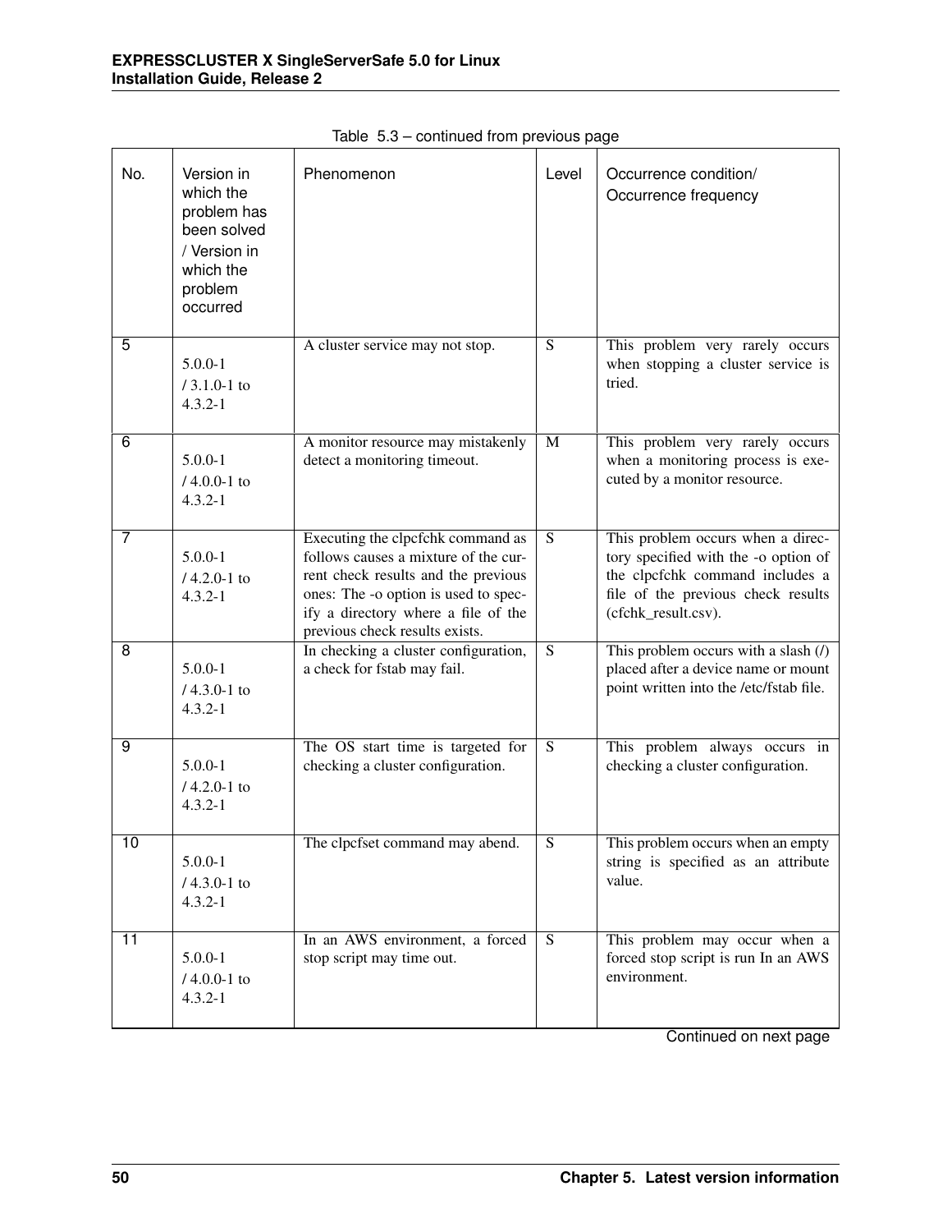Table 5.3 – continued from previous page

| No. | Version in which the problem has been solved / Version in which the problem occurred | Phenomenon | Level | Occurrence condition/ Occurrence frequency |
|---|---|---|---|---|
| 5 | 5.0.0-1 / 3.1.0-1 to 4.3.2-1 | A cluster service may not stop. | S | This problem very rarely occurs when stopping a cluster service is tried. |
| 6 | 5.0.0-1 / 4.0.0-1 to 4.3.2-1 | A monitor resource may mistakenly detect a monitoring timeout. | M | This problem very rarely occurs when a monitoring process is executed by a monitor resource. |
| 7 | 5.0.0-1 / 4.2.0-1 to 4.3.2-1 | Executing the clpcfchk command as follows causes a mixture of the current check results and the previous ones: The -o option is used to specify a directory where a file of the previous check results exists. | S | This problem occurs when a directory specified with the -o option of the clpcfchk command includes a file of the previous check results (cfchk_result.csv). |
| 8 | 5.0.0-1 / 4.3.0-1 to 4.3.2-1 | In checking a cluster configuration, a check for fstab may fail. | S | This problem occurs with a slash (/) placed after a device name or mount point written into the /etc/fstab file. |
| 9 | 5.0.0-1 / 4.2.0-1 to 4.3.2-1 | The OS start time is targeted for checking a cluster configuration. | S | This problem always occurs in checking a cluster configuration. |
| 10 | 5.0.0-1 / 4.3.0-1 to 4.3.2-1 | The clpcfset command may abend. | S | This problem occurs when an empty string is specified as an attribute value. |
| 11 | 5.0.0-1 / 4.0.0-1 to 4.3.2-1 | In an AWS environment, a forced stop script may time out. | S | This problem may occur when a forced stop script is run In an AWS environment. |

Continued on next page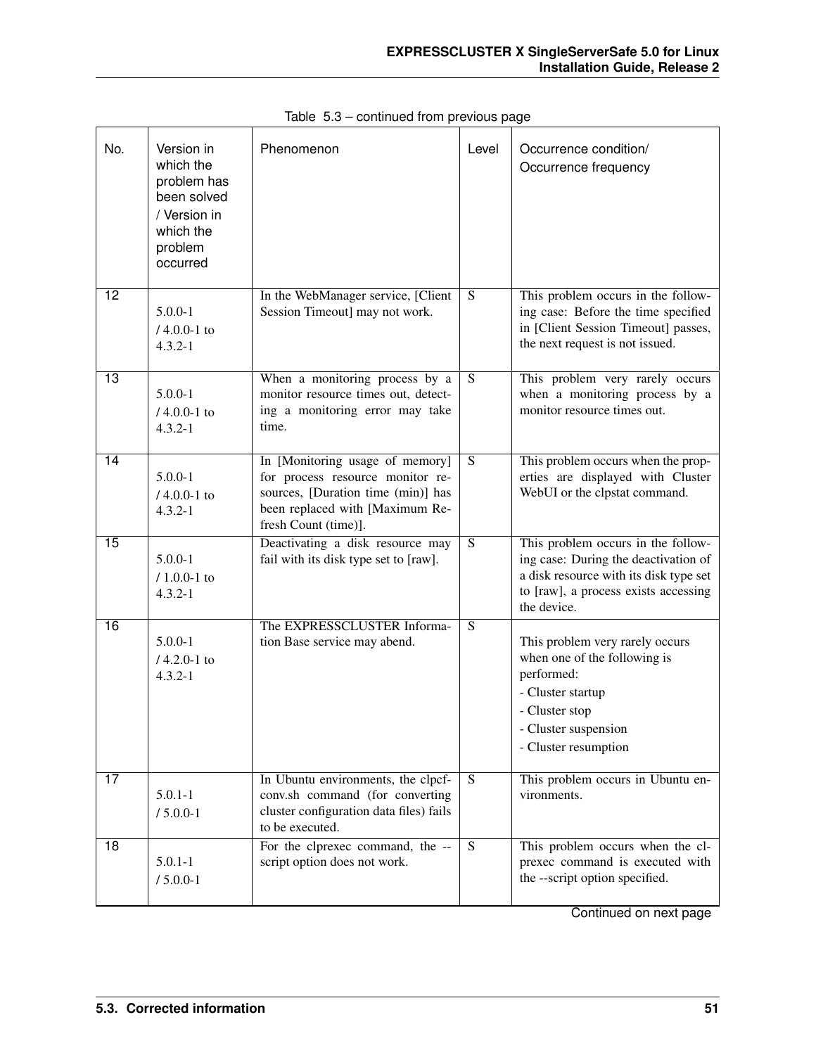Table 5.3 – continued from previous page

| No. | Version in which the problem has been solved / Version in which the problem occurred | Phenomenon | Level | Occurrence condition/ Occurrence frequency |
|---|---|---|---|---|
| 12 | 5.0.0-1 / 4.0.0-1 to 4.3.2-1 | In the WebManager service, [Client Session Timeout] may not work. | S | This problem occurs in the following case: Before the time specified in [Client Session Timeout] passes, the next request is not issued. |
| 13 | 5.0.0-1 / 4.0.0-1 to 4.3.2-1 | When a monitoring process by a monitor resource times out, detecting a monitoring error may take time. | S | This problem very rarely occurs when a monitoring process by a monitor resource times out. |
| 14 | 5.0.0-1 / 4.0.0-1 to 4.3.2-1 | In [Monitoring usage of memory] for process resource monitor resources, [Duration time (min)] has been replaced with [Maximum Refresh Count (time)]. | S | This problem occurs when the properties are displayed with Cluster WebUI or the clpstat command. |
| 15 | 5.0.0-1 / 1.0.0-1 to 4.3.2-1 | Deactivating a disk resource may fail with its disk type set to [raw]. | S | This problem occurs in the following case: During the deactivation of a disk resource with its disk type set to [raw], a process exists accessing the device. |
| 16 | 5.0.0-1 / 4.2.0-1 to 4.3.2-1 | The EXPRESSCLUSTER Information Base service may abend. | S | This problem very rarely occurs when one of the following is performed:<br>- Cluster startup<br>- Cluster stop<br>- Cluster suspension<br>- Cluster resumption |
| 17 | 5.0.1-1 / 5.0.0-1 | In Ubuntu environments, the clpcfconv.sh command (for converting cluster configuration data files) fails to be executed. | S | This problem occurs in Ubuntu environments. |
| 18 | 5.0.1-1 / 5.0.0-1 | For the clprexec command, the --script option does not work. | S | This problem occurs when the clprexec command is executed with the --script option specified. |

Continued on next page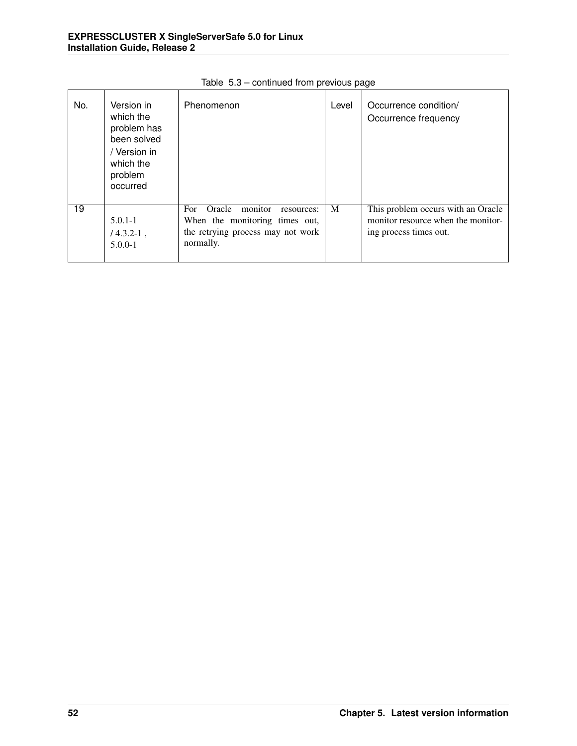Table 5.3 – continued from previous page

| No. | Version in which the problem has been solved / Version in which the problem occurred | Phenomenon | Level | Occurrence condition/ Occurrence frequency |
|---|---|---|---|---|
| 19 | 5.0.1-1 / 4.3.2-1 , 5.0.0-1 | For Oracle monitor resources: When the monitoring times out, the retrying process may not work normally. | M | This problem occurs with an Oracle monitor resource when the monitoring process times out. |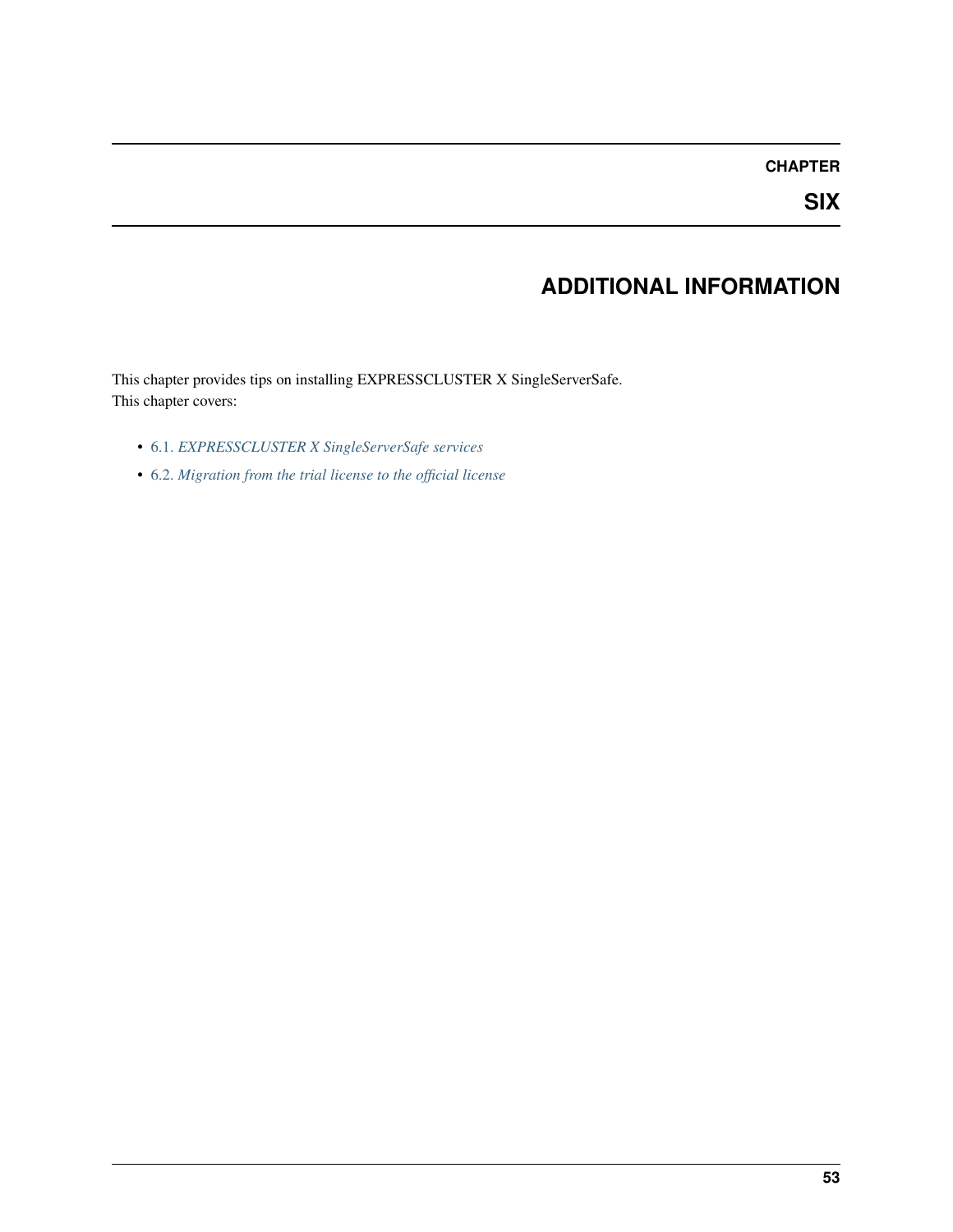# CHAPTER SIX

# ADDITIONAL INFORMATION

This chapter provides tips on installing EXPRESSCLUSTER X SingleServerSafe.
This chapter covers:

- 6.1. *EXPRESSCLUSTER X SingleServerSafe services*
- 6.2. *Migration from the trial license to the official license*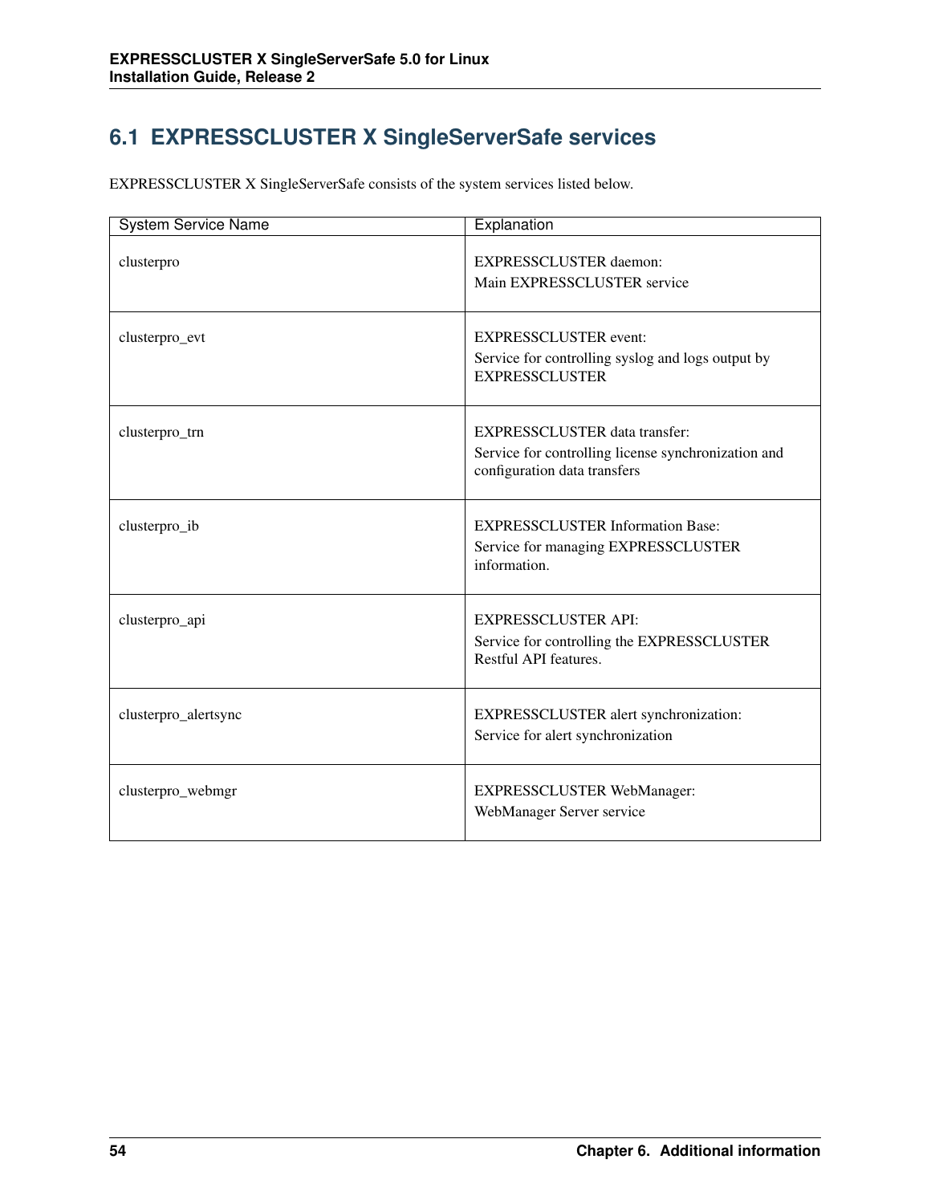## 6.1 EXPRESSCLUSTER X SingleServerSafe services

EXPRESSCLUSTER X SingleServerSafe consists of the system services listed below.

| System Service Name | Explanation |
|---|---|
| clusterpro | EXPRESSCLUSTER daemon:<br>Main EXPRESSCLUSTER service |
| clusterpro_evt | EXPRESSCLUSTER event:<br>Service for controlling syslog and logs output by EXPRESSCLUSTER |
| clusterpro_trn | EXPRESSCLUSTER data transfer:<br>Service for controlling license synchronization and configuration data transfers |
| clusterpro_ib | EXPRESSCLUSTER Information Base:<br>Service for managing EXPRESSCLUSTER information. |
| clusterpro_api | EXPRESSCLUSTER API:<br>Service for controlling the EXPRESSCLUSTER Restful API features. |
| clusterpro_alertsync | EXPRESSCLUSTER alert synchronization:<br>Service for alert synchronization |
| clusterpro_webmgr | EXPRESSCLUSTER WebManager:<br>WebManager Server service |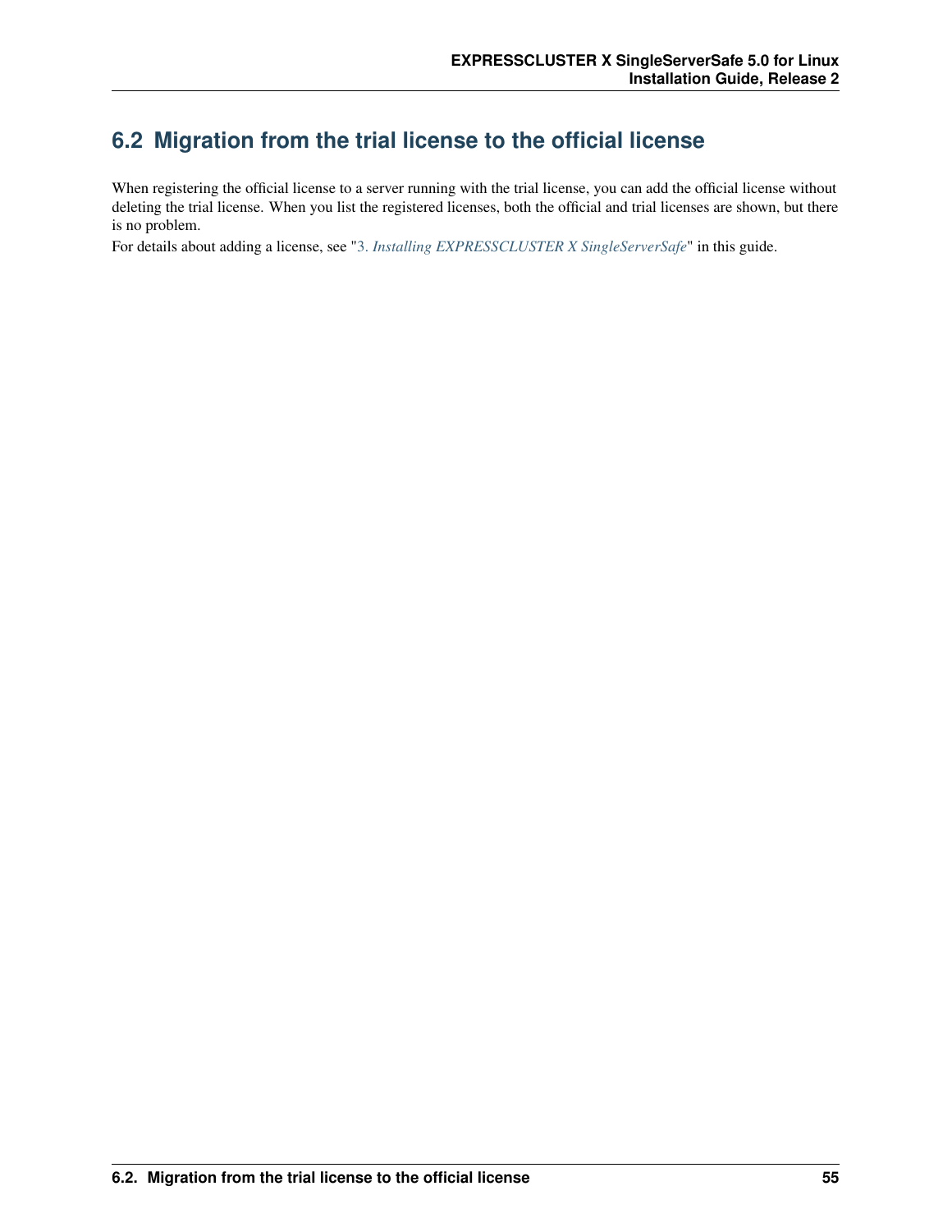## 6.2 Migration from the trial license to the official license

When registering the official license to a server running with the trial license, you can add the official license without deleting the trial license. When you list the registered licenses, both the official and trial licenses are shown, but there is no problem.

For details about adding a license, see "*3. Installing EXPRESSCLUSTER X SingleServerSafe*" in this guide.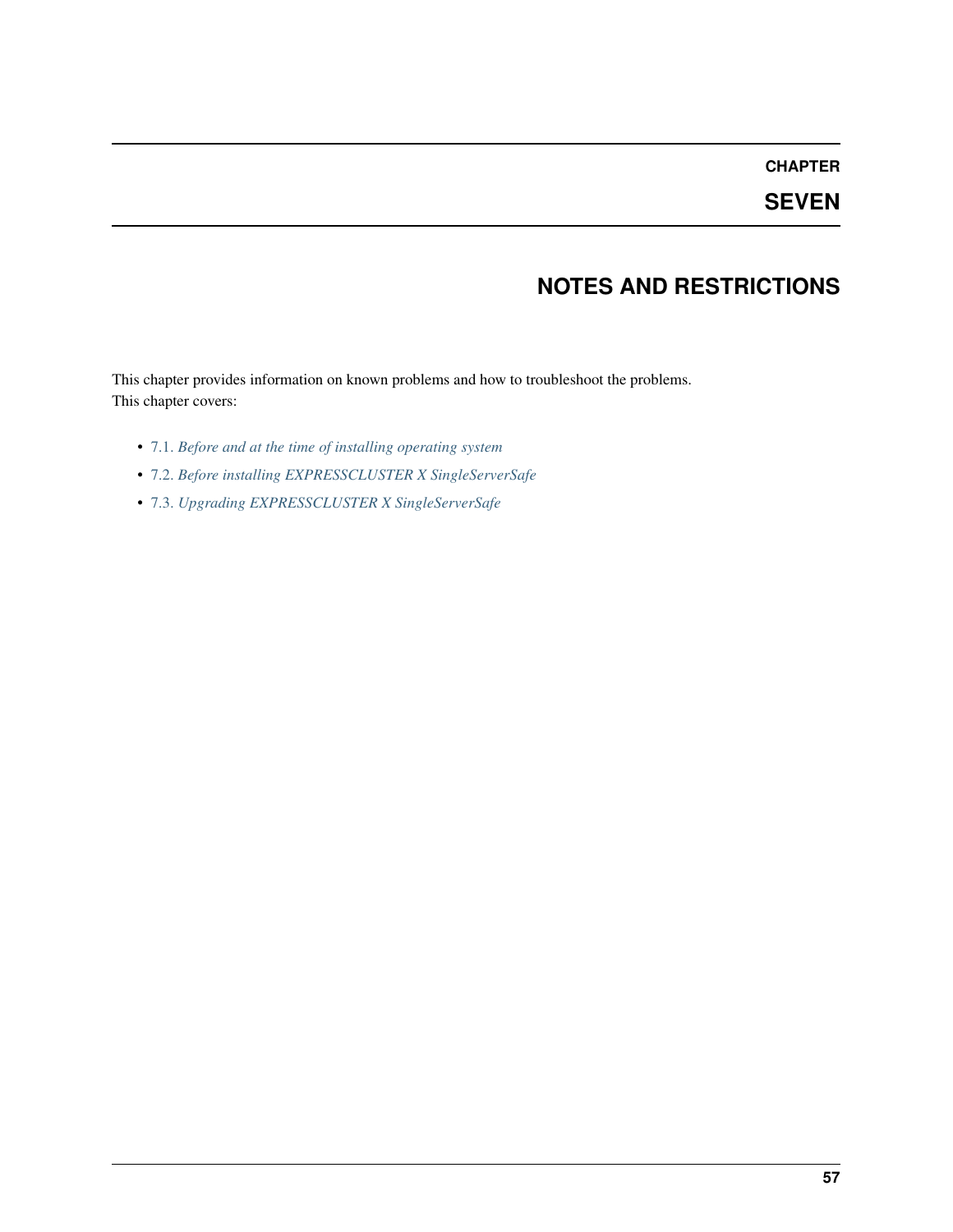# CHAPTER SEVEN

# NOTES AND RESTRICTIONS

This chapter provides information on known problems and how to troubleshoot the problems.
This chapter covers:

- 7.1. *Before and at the time of installing operating system*
- 7.2. *Before installing EXPRESSCLUSTER X SingleServerSafe*
- 7.3. *Upgrading EXPRESSCLUSTER X SingleServerSafe*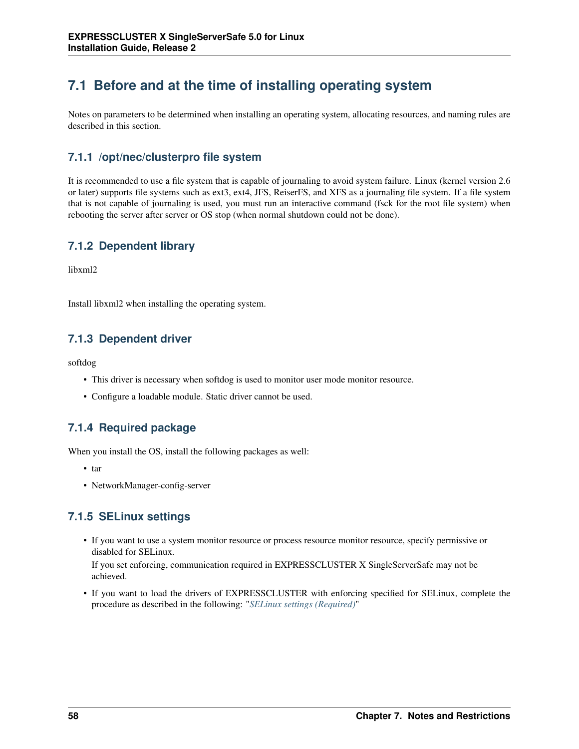## 7.1 Before and at the time of installing operating system

Notes on parameters to be determined when installing an operating system, allocating resources, and naming rules are described in this section.

### 7.1.1 /opt/nec/clusterpro file system

It is recommended to use a file system that is capable of journaling to avoid system failure. Linux (kernel version 2.6 or later) supports file systems such as ext3, ext4, JFS, ReiserFS, and XFS as a journaling file system. If a file system that is not capable of journaling is used, you must run an interactive command (fsck for the root file system) when rebooting the server after server or OS stop (when normal shutdown could not be done).

### 7.1.2 Dependent library

libxml2

Install libxml2 when installing the operating system.

### 7.1.3 Dependent driver

softdog

- This driver is necessary when softdog is used to monitor user mode monitor resource.
- Configure a loadable module. Static driver cannot be used.

### 7.1.4 Required package

When you install the OS, install the following packages as well:

- tar
- NetworkManager-config-server

### 7.1.5 SELinux settings

- If you want to use a system monitor resource or process resource monitor resource, specify permissive or disabled for SELinux.
  If you set enforcing, communication required in EXPRESSCLUSTER X SingleServerSafe may not be achieved.
- If you want to load the drivers of EXPRESSCLUSTER with enforcing specified for SELinux, complete the procedure as described in the following: "*SELinux settings (Required)*"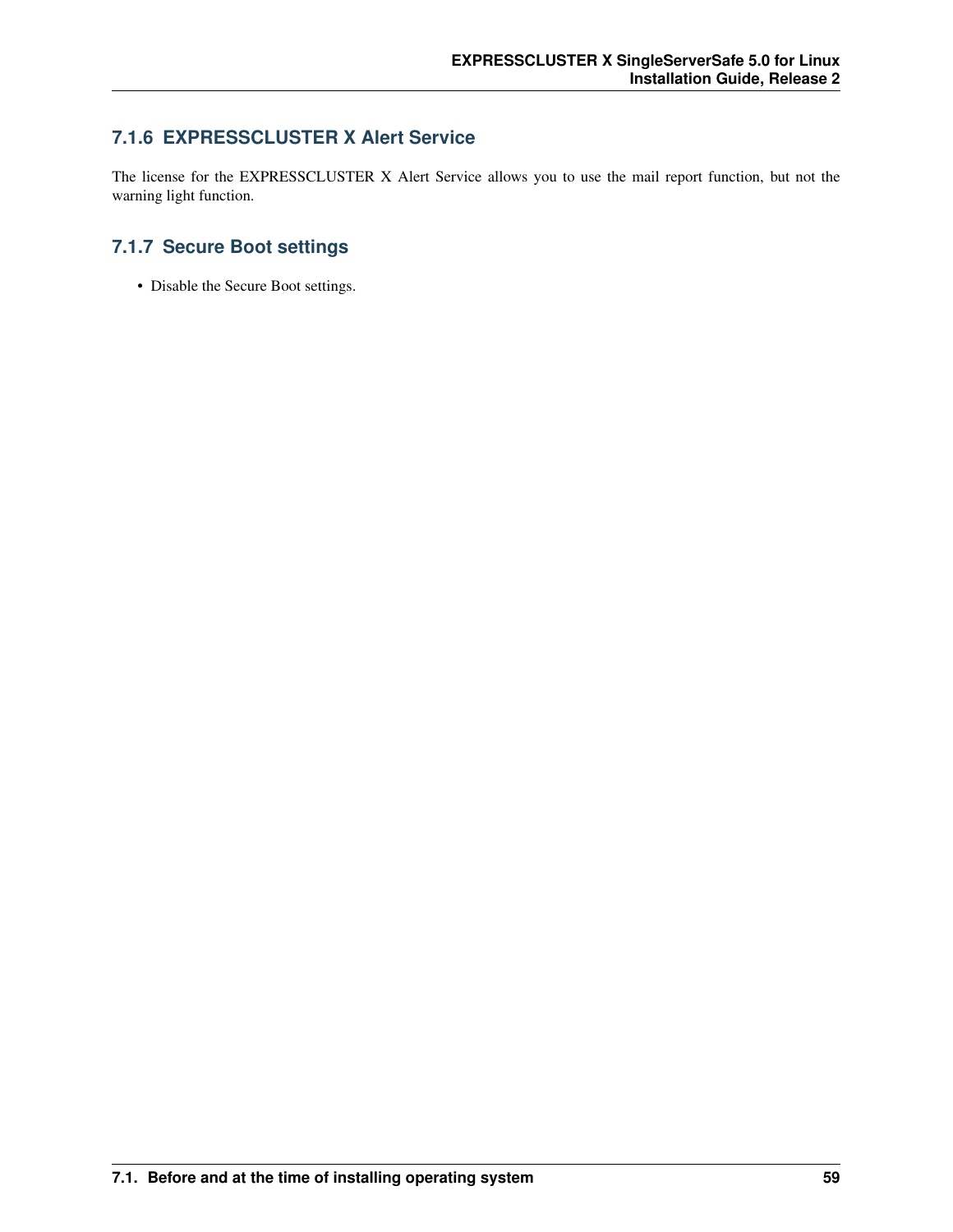### 7.1.6 EXPRESSCLUSTER X Alert Service

The license for the EXPRESSCLUSTER X Alert Service allows you to use the mail report function, but not the warning light function.

### 7.1.7 Secure Boot settings

- Disable the Secure Boot settings.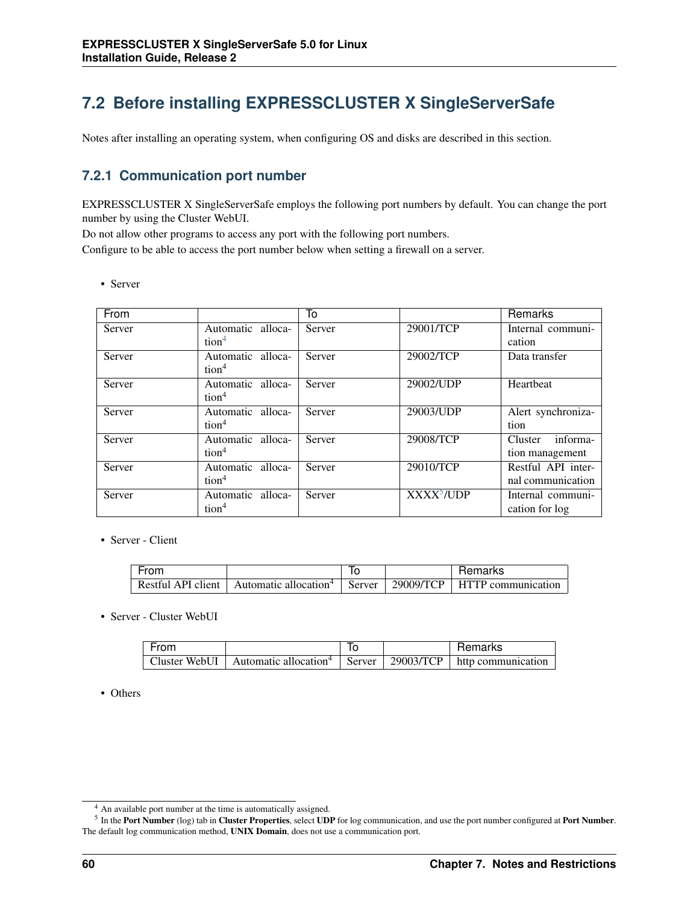## 7.2 Before installing EXPRESSCLUSTER X SingleServerSafe

Notes after installing an operating system, when configuring OS and disks are described in this section.

### 7.2.1 Communication port number

EXPRESSCLUSTER X SingleServerSafe employs the following port numbers by default. You can change the port number by using the Cluster WebUI.

Do not allow other programs to access any port with the following port numbers.

Configure to be able to access the port number below when setting a firewall on a server.

- Server

| From | | To | | Remarks |
|---|---|---|---|---|
| Server | Automatic allocation[4] | Server | 29001/TCP | Internal communication |
| Server | Automatic allocation[4] | Server | 29002/TCP | Data transfer |
| Server | Automatic allocation[4] | Server | 29002/UDP | Heartbeat |
| Server | Automatic allocation[4] | Server | 29003/UDP | Alert synchronization |
| Server | Automatic allocation[4] | Server | 29008/TCP | Cluster information management |
| Server | Automatic allocation[4] | Server | 29010/TCP | Restful API internal communication |
| Server | Automatic allocation[4] | Server | XXXX[5]/UDP | Internal communication for log |

- Server - Client

| From | | To | | Remarks |
|---|---|---|---|---|
| Restful API client | Automatic allocation[4] | Server | 29009/TCP | HTTP communication |

- Server - Cluster WebUI

| From | | To | | Remarks |
|---|---|---|---|---|
| Cluster WebUI | Automatic allocation[4] | Server | 29003/TCP | http communication |

- Others

[4] An available port number at the time is automatically assigned.

[5] In the **Port Number** (log) tab in **Cluster Properties**, select **UDP** for log communication, and use the port number configured at **Port Number**. The default log communication method, **UNIX Domain**, does not use a communication port.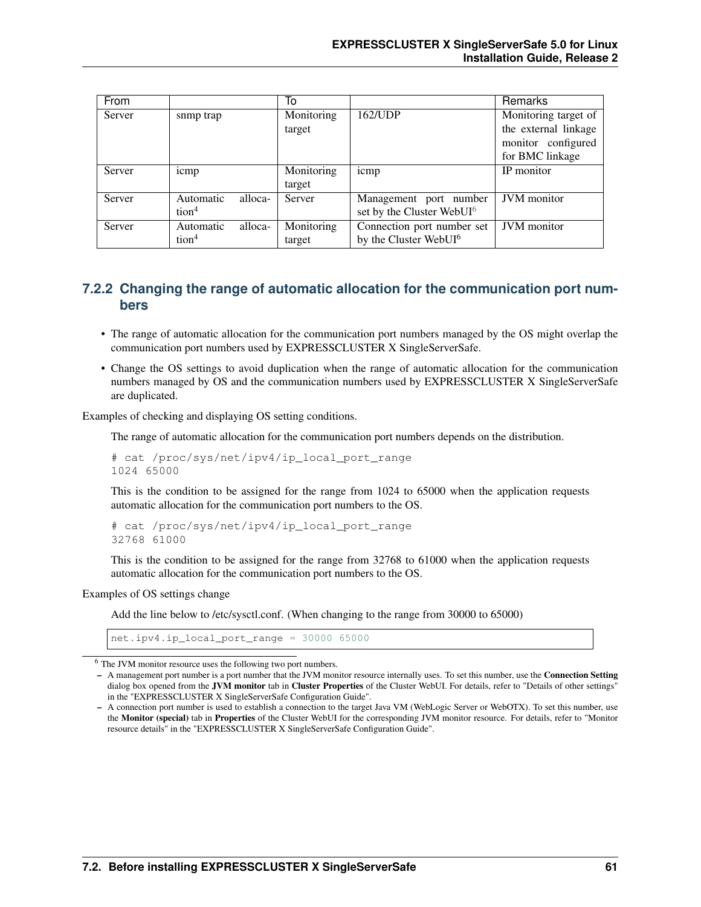| From | | To | | Remarks |
| --- | --- | --- | --- | --- |
| Server | snmp trap | Monitoring target | 162/UDP | Monitoring target of the external linkage monitor configured for BMC linkage |
| Server | icmp | Monitoring target | icmp | IP monitor |
| Server | Automatic allocation[4] | Server | Management port number set by the Cluster WebUI[6] | JVM monitor |
| Server | Automatic allocation[4] | Monitoring target | Connection port number set by the Cluster WebUI[6] | JVM monitor |

### 7.2.2 Changing the range of automatic allocation for the communication port numbers

- The range of automatic allocation for the communication port numbers managed by the OS might overlap the communication port numbers used by EXPRESSCLUSTER X SingleServerSafe.
- Change the OS settings to avoid duplication when the range of automatic allocation for the communication numbers managed by OS and the communication numbers used by EXPRESSCLUSTER X SingleServerSafe are duplicated.

Examples of checking and displaying OS setting conditions.

The range of automatic allocation for the communication port numbers depends on the distribution.

```
# cat /proc/sys/net/ipv4/ip_local_port_range
1024 65000
```

This is the condition to be assigned for the range from 1024 to 65000 when the application requests automatic allocation for the communication port numbers to the OS.

```
# cat /proc/sys/net/ipv4/ip_local_port_range
32768 61000
```

This is the condition to be assigned for the range from 32768 to 61000 when the application requests automatic allocation for the communication port numbers to the OS.

Examples of OS settings change

Add the line below to /etc/sysctl.conf. (When changing to the range from 30000 to 65000)

```
net.ipv4.ip_local_port_range = 30000 65000
```

[6] The JVM monitor resource uses the following two port numbers.

- A management port number is a port number that the JVM monitor resource internally uses. To set this number, use the **Connection Setting** dialog box opened from the **JVM monitor** tab in **Cluster Properties** of the Cluster WebUI. For details, refer to "Details of other settings" in the "EXPRESSCLUSTER X SingleServerSafe Configuration Guide".
- A connection port number is used to establish a connection to the target Java VM (WebLogic Server or WebOTX). To set this number, use the **Monitor (special)** tab in **Properties** of the Cluster WebUI for the corresponding JVM monitor resource. For details, refer to "Monitor resource details" in the "EXPRESSCLUSTER X SingleServerSafe Configuration Guide".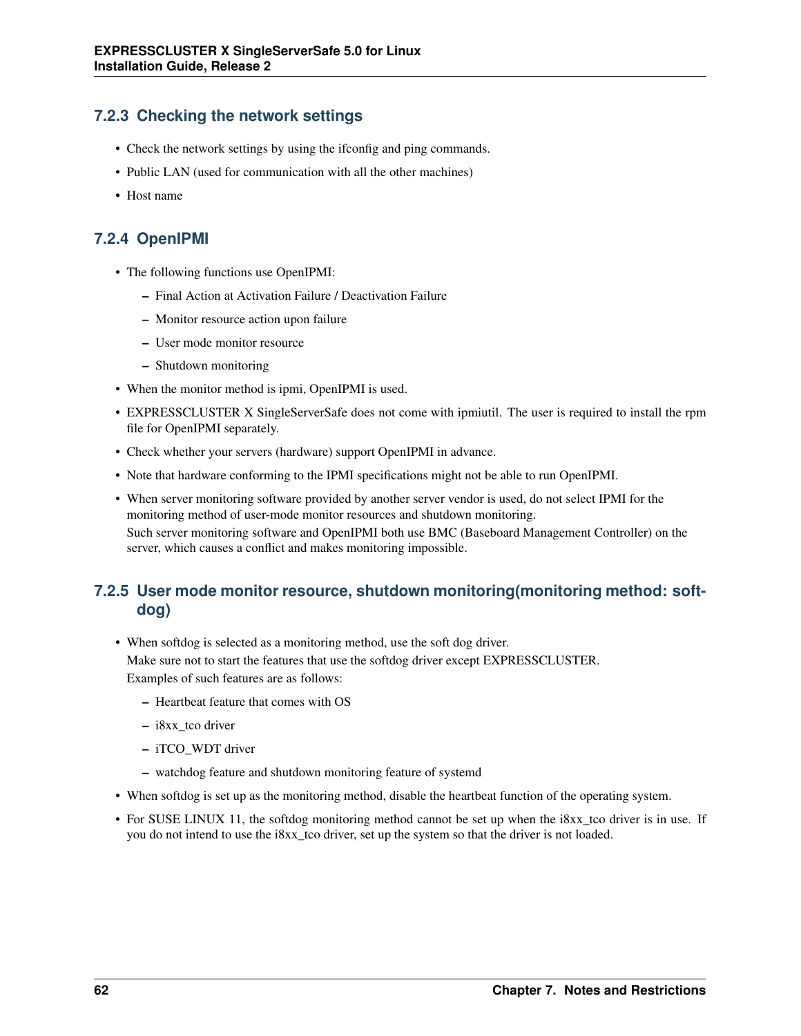### 7.2.3 Checking the network settings

- Check the network settings by using the ifconfig and ping commands.
- Public LAN (used for communication with all the other machines)
- Host name

### 7.2.4 OpenIPMI

- The following functions use OpenIPMI:
  - Final Action at Activation Failure / Deactivation Failure
  - Monitor resource action upon failure
  - User mode monitor resource
  - Shutdown monitoring
- When the monitor method is ipmi, OpenIPMI is used.
- EXPRESSCLUSTER X SingleServerSafe does not come with ipmiutil. The user is required to install the rpm file for OpenIPMI separately.
- Check whether your servers (hardware) support OpenIPMI in advance.
- Note that hardware conforming to the IPMI specifications might not be able to run OpenIPMI.
- When server monitoring software provided by another server vendor is used, do not select IPMI for the monitoring method of user-mode monitor resources and shutdown monitoring.
  Such server monitoring software and OpenIPMI both use BMC (Baseboard Management Controller) on the server, which causes a conflict and makes monitoring impossible.

### 7.2.5 User mode monitor resource, shutdown monitoring(monitoring method: softdog)

- When softdog is selected as a monitoring method, use the soft dog driver.
  Make sure not to start the features that use the softdog driver except EXPRESSCLUSTER.
  Examples of such features are as follows:
  - Heartbeat feature that comes with OS
  - i8xx_tco driver
  - iTCO_WDT driver
  - watchdog feature and shutdown monitoring feature of systemd
- When softdog is set up as the monitoring method, disable the heartbeat function of the operating system.
- For SUSE LINUX 11, the softdog monitoring method cannot be set up when the i8xx_tco driver is in use. If you do not intend to use the i8xx_tco driver, set up the system so that the driver is not loaded.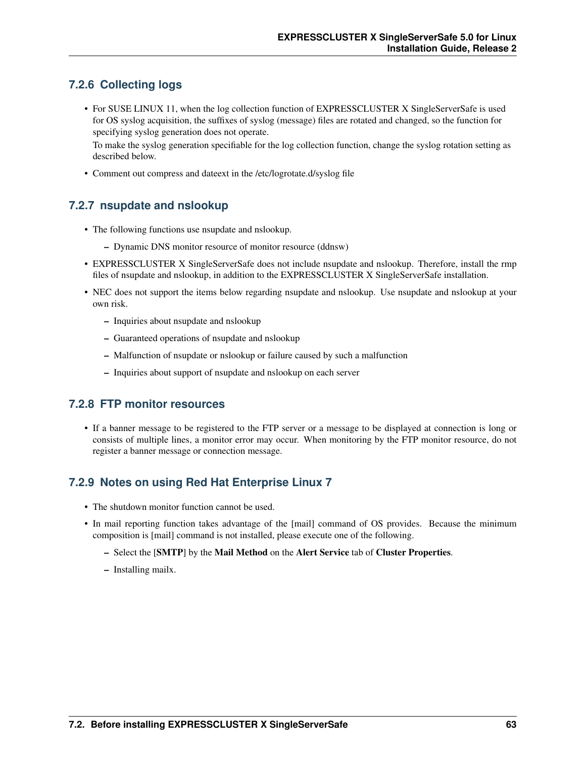### 7.2.6 Collecting logs

- For SUSE LINUX 11, when the log collection function of EXPRESSCLUSTER X SingleServerSafe is used for OS syslog acquisition, the suffixes of syslog (message) files are rotated and changed, so the function for specifying syslog generation does not operate.

  To make the syslog generation specifiable for the log collection function, change the syslog rotation setting as described below.

- Comment out compress and dateext in the /etc/logrotate.d/syslog file

### 7.2.7 nsupdate and nslookup

- The following functions use nsupdate and nslookup.
  - Dynamic DNS monitor resource of monitor resource (ddnsw)
- EXPRESSCLUSTER X SingleServerSafe does not include nsupdate and nslookup. Therefore, install the rmp files of nsupdate and nslookup, in addition to the EXPRESSCLUSTER X SingleServerSafe installation.
- NEC does not support the items below regarding nsupdate and nslookup. Use nsupdate and nslookup at your own risk.
  - Inquiries about nsupdate and nslookup
  - Guaranteed operations of nsupdate and nslookup
  - Malfunction of nsupdate or nslookup or failure caused by such a malfunction
  - Inquiries about support of nsupdate and nslookup on each server

### 7.2.8 FTP monitor resources

- If a banner message to be registered to the FTP server or a message to be displayed at connection is long or consists of multiple lines, a monitor error may occur. When monitoring by the FTP monitor resource, do not register a banner message or connection message.

### 7.2.9 Notes on using Red Hat Enterprise Linux 7

- The shutdown monitor function cannot be used.
- In mail reporting function takes advantage of the [mail] command of OS provides. Because the minimum composition is [mail] command is not installed, please execute one of the following.
  - Select the [**SMTP**] by the **Mail Method** on the **Alert Service** tab of **Cluster Properties**.
  - Installing mailx.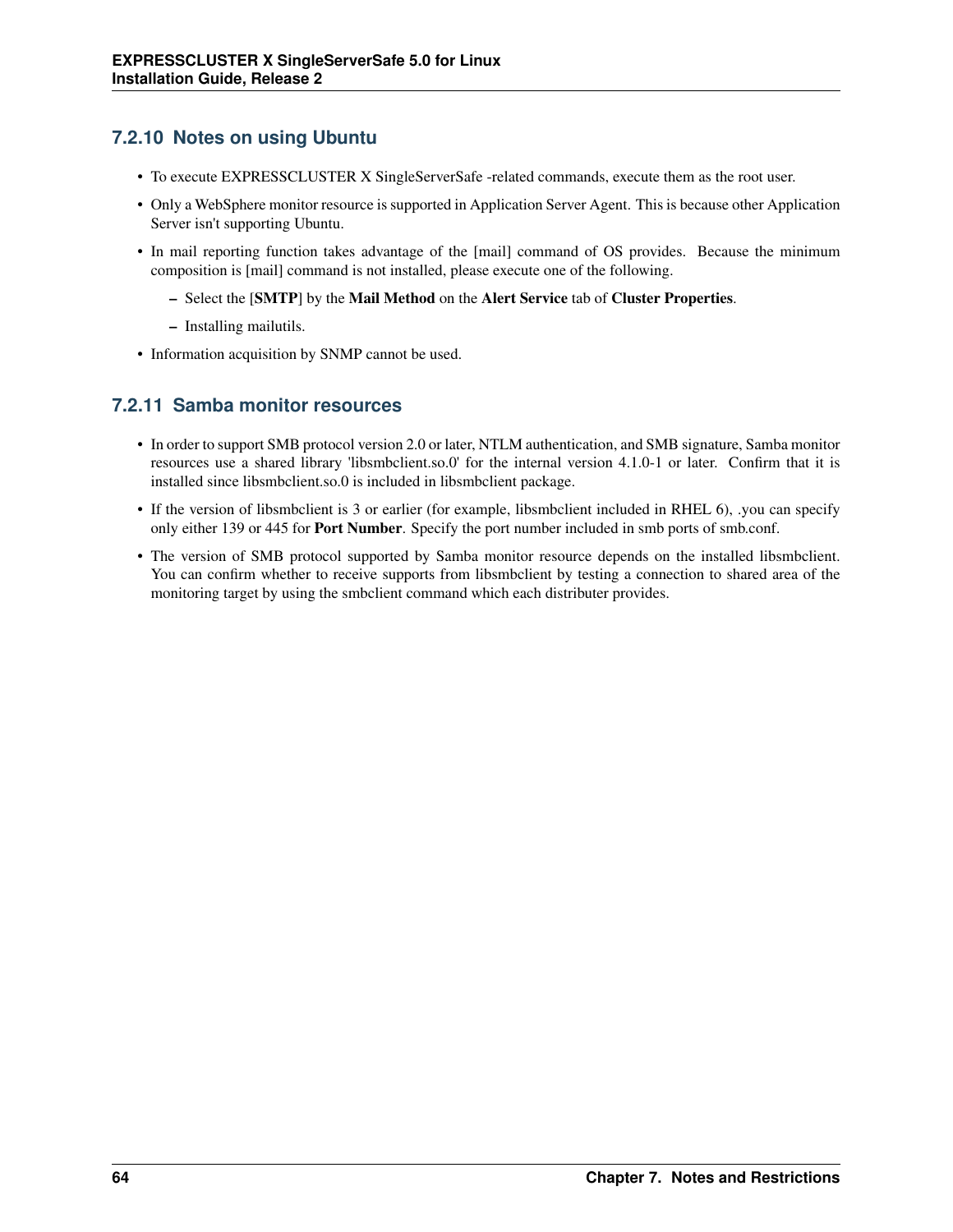### 7.2.10 Notes on using Ubuntu

- To execute EXPRESSCLUSTER X SingleServerSafe -related commands, execute them as the root user.
- Only a WebSphere monitor resource is supported in Application Server Agent. This is because other Application Server isn't supporting Ubuntu.
- In mail reporting function takes advantage of the [mail] command of OS provides. Because the minimum composition is [mail] command is not installed, please execute one of the following.
  - Select the [**SMTP**] by the **Mail Method** on the **Alert Service** tab of **Cluster Properties**.
  - Installing mailutils.
- Information acquisition by SNMP cannot be used.

### 7.2.11 Samba monitor resources

- In order to support SMB protocol version 2.0 or later, NTLM authentication, and SMB signature, Samba monitor resources use a shared library 'libsmbclient.so.0' for the internal version 4.1.0-1 or later. Confirm that it is installed since libsmbclient.so.0 is included in libsmbclient package.
- If the version of libsmbclient is 3 or earlier (for example, libsmbclient included in RHEL 6), .you can specify only either 139 or 445 for **Port Number**. Specify the port number included in smb ports of smb.conf.
- The version of SMB protocol supported by Samba monitor resource depends on the installed libsmbclient. You can confirm whether to receive supports from libsmbclient by testing a connection to shared area of the monitoring target by using the smbclient command which each distributer provides.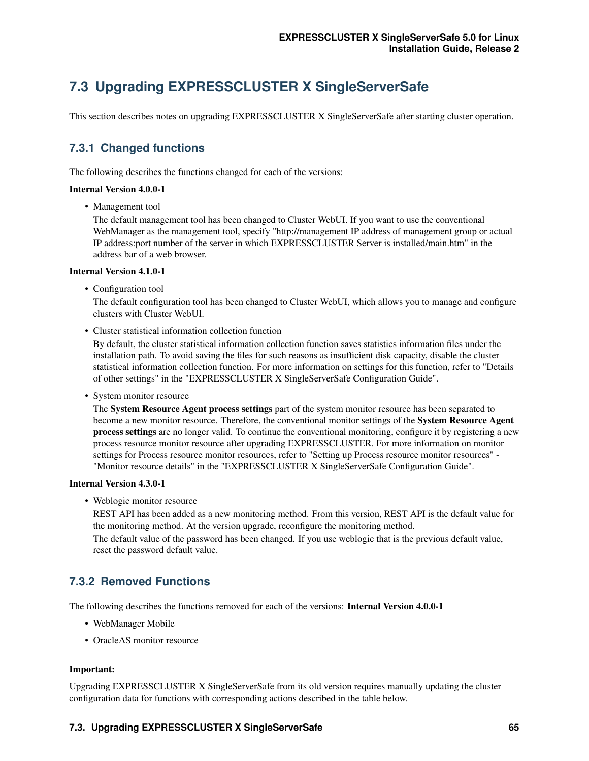## 7.3 Upgrading EXPRESSCLUSTER X SingleServerSafe

This section describes notes on upgrading EXPRESSCLUSTER X SingleServerSafe after starting cluster operation.

### 7.3.1 Changed functions

The following describes the functions changed for each of the versions:

**Internal Version 4.0.0-1**

- Management tool

  The default management tool has been changed to Cluster WebUI. If you want to use the conventional WebManager as the management tool, specify "http://management IP address of management group or actual IP address:port number of the server in which EXPRESSCLUSTER Server is installed/main.htm" in the address bar of a web browser.

**Internal Version 4.1.0-1**

- Configuration tool

  The default configuration tool has been changed to Cluster WebUI, which allows you to manage and configure clusters with Cluster WebUI.

- Cluster statistical information collection function

  By default, the cluster statistical information collection function saves statistics information files under the installation path. To avoid saving the files for such reasons as insufficient disk capacity, disable the cluster statistical information collection function. For more information on settings for this function, refer to "Details of other settings" in the "EXPRESSCLUSTER X SingleServerSafe Configuration Guide".

- System monitor resource

  The **System Resource Agent process settings** part of the system monitor resource has been separated to become a new monitor resource. Therefore, the conventional monitor settings of the **System Resource Agent process settings** are no longer valid. To continue the conventional monitoring, configure it by registering a new process resource monitor resource after upgrading EXPRESSCLUSTER. For more information on monitor settings for Process resource monitor resources, refer to "Setting up Process resource monitor resources" - "Monitor resource details" in the "EXPRESSCLUSTER X SingleServerSafe Configuration Guide".

**Internal Version 4.3.0-1**

- Weblogic monitor resource

  REST API has been added as a new monitoring method. From this version, REST API is the default value for the monitoring method. At the version upgrade, reconfigure the monitoring method.

  The default value of the password has been changed. If you use weblogic that is the previous default value, reset the password default value.

### 7.3.2 Removed Functions

The following describes the functions removed for each of the versions: **Internal Version 4.0.0-1**

- WebManager Mobile
- OracleAS monitor resource

---

**Important:**

Upgrading EXPRESSCLUSTER X SingleServerSafe from its old version requires manually updating the cluster configuration data for functions with corresponding actions described in the table below.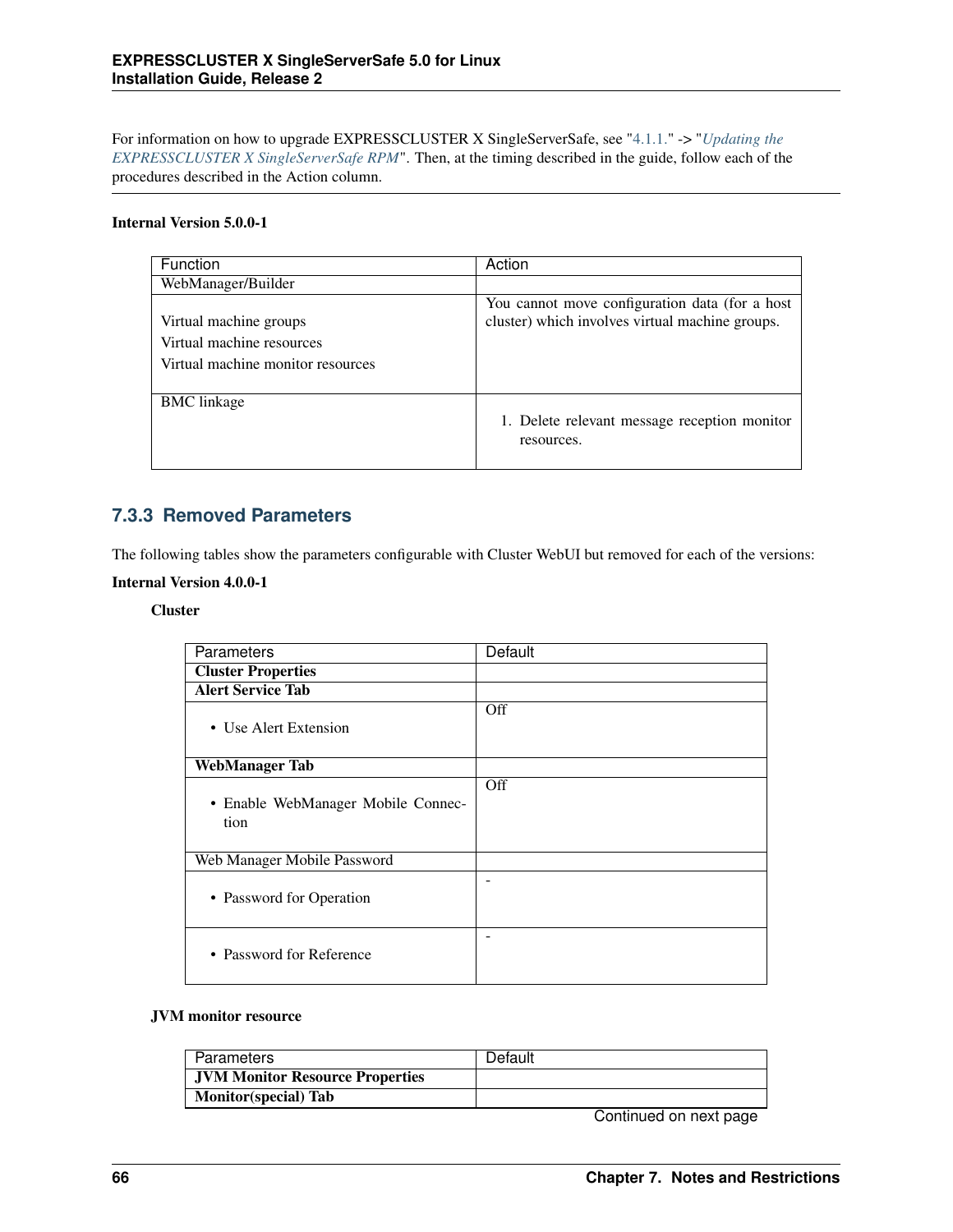For information on how to upgrade EXPRESSCLUSTER X SingleServerSafe, see "4.1.1." -> "*Updating the EXPRESSCLUSTER X SingleServerSafe RPM*". Then, at the timing described in the guide, follow each of the procedures described in the Action column.

**Internal Version 5.0.0-1**

| Function | Action |
|---|---|
| WebManager/Builder | |
| Virtual machine groups<br>Virtual machine resources<br>Virtual machine monitor resources | You cannot move configuration data (for a host cluster) which involves virtual machine groups. |
| BMC linkage | 1. Delete relevant message reception monitor resources. |

### 7.3.3 Removed Parameters

The following tables show the parameters configurable with Cluster WebUI but removed for each of the versions:

**Internal Version 4.0.0-1**

**Cluster**

| Parameters | Default |
|---|---|
| **Cluster Properties** | |
| **Alert Service Tab** | |
| • Use Alert Extension | Off |
| **WebManager Tab** | |
| • Enable WebManager Mobile Connection | Off |
| Web Manager Mobile Password | |
| • Password for Operation | - |
| • Password for Reference | - |

**JVM monitor resource**

| Parameters | Default |
|---|---|
| **JVM Monitor Resource Properties** | |
| **Monitor(special) Tab** | |

Continued on next page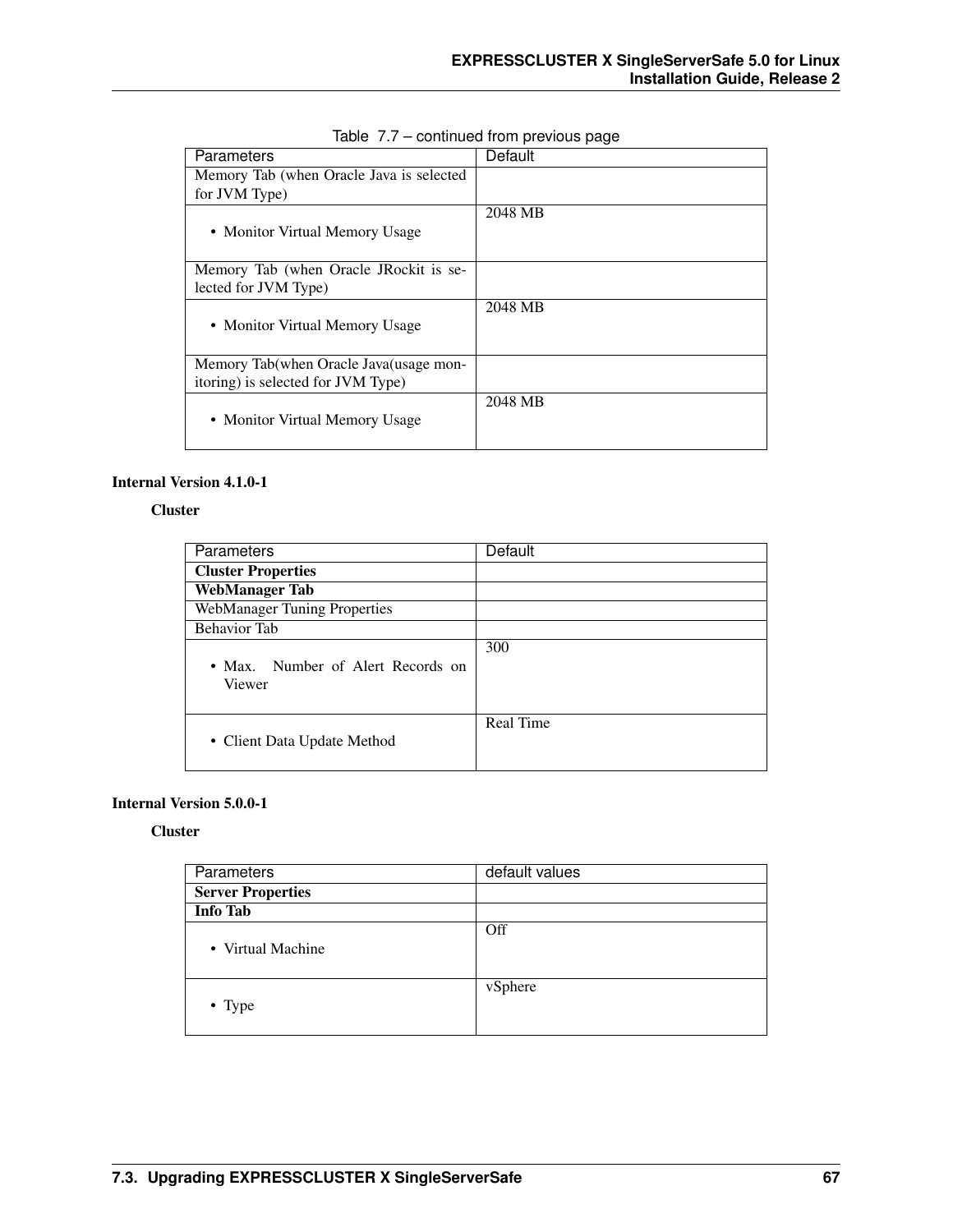Table 7.7 – continued from previous page

| Parameters | Default |
| --- | --- |
| Memory Tab (when Oracle Java is selected for JVM Type) | |
| • Monitor Virtual Memory Usage | 2048 MB |
| Memory Tab (when Oracle JRockit is selected for JVM Type) | |
| • Monitor Virtual Memory Usage | 2048 MB |
| Memory Tab(when Oracle Java(usage monitoring) is selected for JVM Type) | |
| • Monitor Virtual Memory Usage | 2048 MB |

**Internal Version 4.1.0-1**

**Cluster**

| Parameters | Default |
| --- | --- |
| **Cluster Properties** | |
| **WebManager Tab** | |
| WebManager Tuning Properties | |
| Behavior Tab | |
| • Max. Number of Alert Records on Viewer | 300 |
| • Client Data Update Method | Real Time |

**Internal Version 5.0.0-1**

**Cluster**

| Parameters | default values |
| --- | --- |
| **Server Properties** | |
| **Info Tab** | |
| • Virtual Machine | Off |
| • Type | vSphere |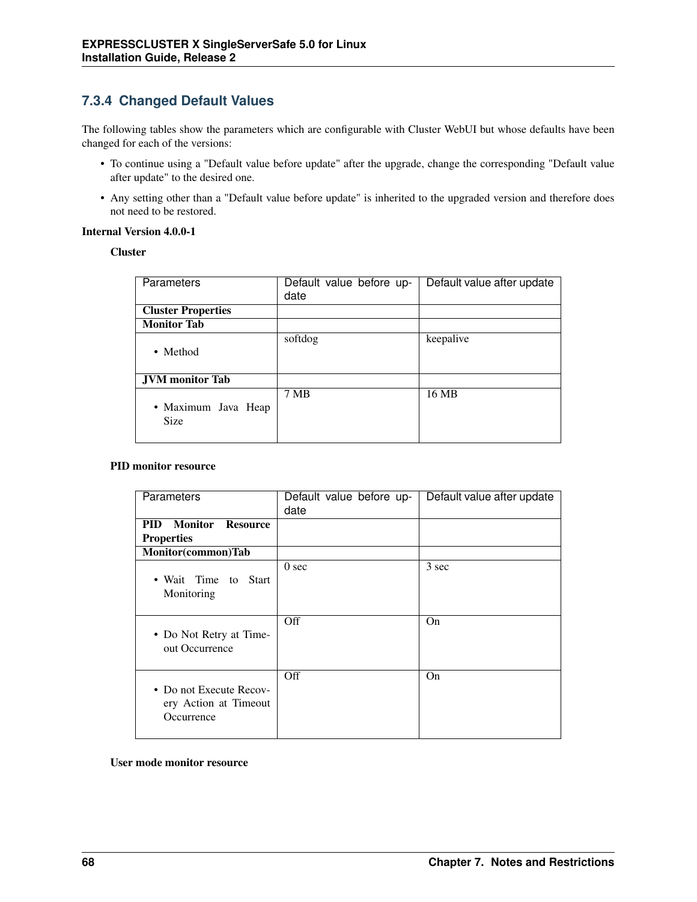### 7.3.4 Changed Default Values

The following tables show the parameters which are configurable with Cluster WebUI but whose defaults have been changed for each of the versions:

- To continue using a "Default value before update" after the upgrade, change the corresponding "Default value after update" to the desired one.
- Any setting other than a "Default value before update" is inherited to the upgraded version and therefore does not need to be restored.

**Internal Version 4.0.0-1**

**Cluster**

| Parameters | Default value before update | Default value after update |
|---|---|---|
| **Cluster Properties** | | |
| **Monitor Tab** | | |
| • Method | softdog | keepalive |
| **JVM monitor Tab** | | |
| • Maximum Java Heap Size | 7 MB | 16 MB |

**PID monitor resource**

| Parameters | Default value before update | Default value after update |
|---|---|---|
| **PID Monitor Resource Properties** | | |
| **Monitor(common)Tab** | | |
| • Wait Time to Start Monitoring | 0 sec | 3 sec |
| • Do Not Retry at Timeout Occurrence | Off | On |
| • Do not Execute Recovery Action at Timeout Occurrence | Off | On |

**User mode monitor resource**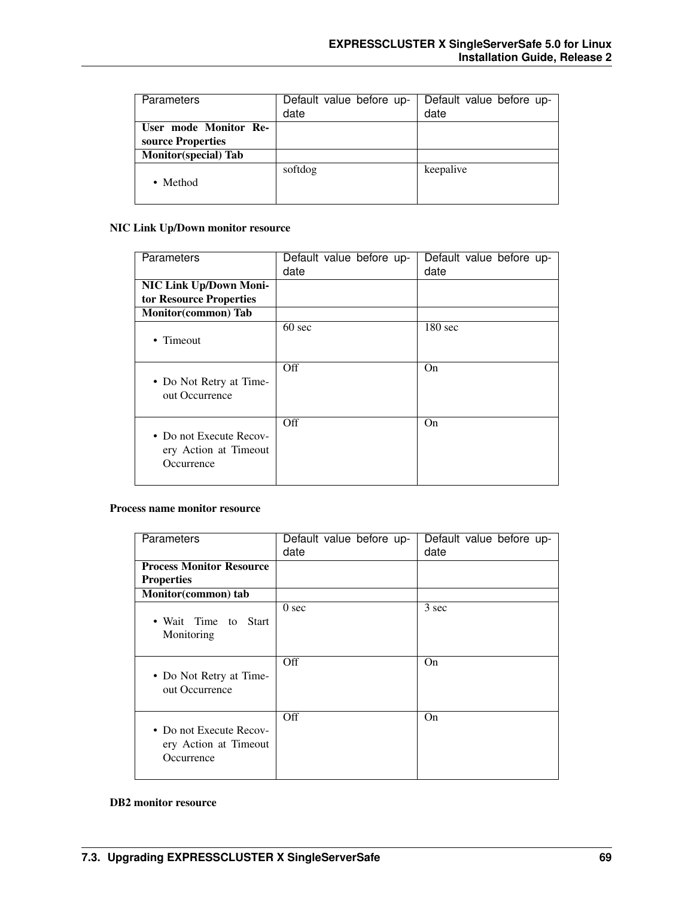| Parameters | Default value before update | Default value before update |
| --- | --- | --- |
| **User mode Monitor Resource Properties** | | |
| **Monitor(special) Tab** | | |
| • Method | softdog | keepalive |

**NIC Link Up/Down monitor resource**

| Parameters | Default value before update | Default value before update |
| --- | --- | --- |
| **NIC Link Up/Down Monitor Resource Properties** | | |
| **Monitor(common) Tab** | | |
| • Timeout | 60 sec | 180 sec |
| • Do Not Retry at Timeout Occurrence | Off | On |
| • Do not Execute Recovery Action at Timeout Occurrence | Off | On |

**Process name monitor resource**

| Parameters | Default value before update | Default value before update |
| --- | --- | --- |
| **Process Monitor Resource Properties** | | |
| **Monitor(common) tab** | | |
| • Wait Time to Start Monitoring | 0 sec | 3 sec |
| • Do Not Retry at Timeout Occurrence | Off | On |
| • Do not Execute Recovery Action at Timeout Occurrence | Off | On |

**DB2 monitor resource**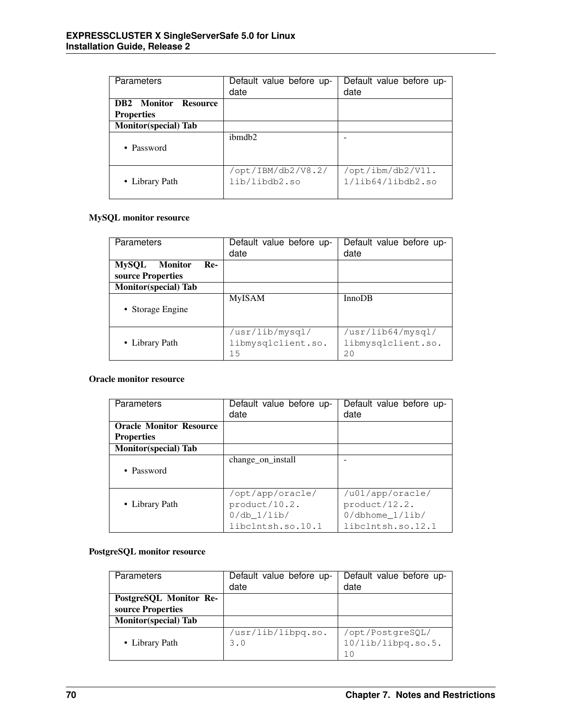| Parameters | Default value before update | Default value before update |
| --- | --- | --- |
| **DB2 Monitor Resource Properties** | | |
| **Monitor(special) Tab** | | |
| • Password | ibmdb2 | - |
| • Library Path | `/opt/IBM/db2/V8.2/lib/libdb2.so` | `/opt/ibm/db2/V11.1/lib64/libdb2.so` |

**MySQL monitor resource**

| Parameters | Default value before update | Default value before update |
| --- | --- | --- |
| **MySQL Monitor Resource Properties** | | |
| **Monitor(special) Tab** | | |
| • Storage Engine | MyISAM | InnoDB |
| • Library Path | `/usr/lib/mysql/libmysqlclient.so.15` | `/usr/lib64/mysql/libmysqlclient.so.20` |

**Oracle monitor resource**

| Parameters | Default value before update | Default value before update |
| --- | --- | --- |
| **Oracle Monitor Resource Properties** | | |
| **Monitor(special) Tab** | | |
| • Password | change_on_install | - |
| • Library Path | `/opt/app/oracle/product/10.2.0/db_1/lib/libclntsh.so.10.1` | `/u01/app/oracle/product/12.2.0/dbhome_1/lib/libclntsh.so.12.1` |

**PostgreSQL monitor resource**

| Parameters | Default value before update | Default value before update |
| --- | --- | --- |
| **PostgreSQL Monitor Resource Properties** | | |
| **Monitor(special) Tab** | | |
| • Library Path | `/usr/lib/libpq.so.3.0` | `/opt/PostgreSQL/10/lib/libpq.so.5.10` |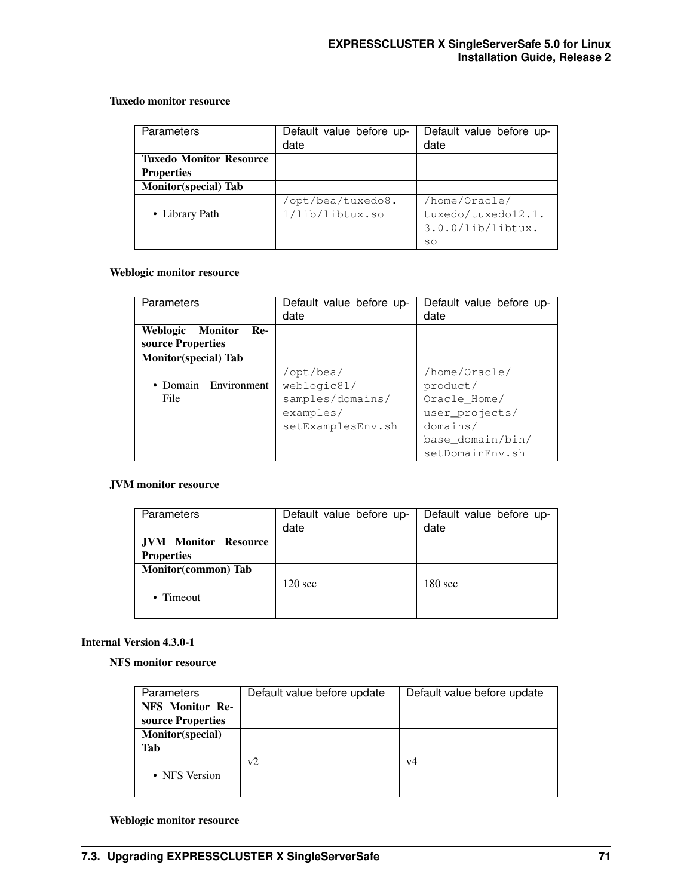**Tuxedo monitor resource**

| Parameters | Default value before update | Default value before update |
|---|---|---|
| **Tuxedo Monitor Resource Properties** | | |
| **Monitor(special) Tab** | | |
| • Library Path | `/opt/bea/tuxedo8.1/lib/libtux.so` | `/home/Oracle/tuxedo/tuxedo12.1.3.0.0/lib/libtux.so` |

**Weblogic monitor resource**

| Parameters | Default value before update | Default value before update |
|---|---|---|
| **Weblogic Monitor Resource Properties** | | |
| **Monitor(special) Tab** | | |
| • Domain Environment File | `/opt/bea/weblogic81/samples/domains/examples/setExamplesEnv.sh` | `/home/Oracle/product/Oracle_Home/user_projects/domains/base_domain/bin/setDomainEnv.sh` |

**JVM monitor resource**

| Parameters | Default value before update | Default value before update |
|---|---|---|
| **JVM Monitor Resource Properties** | | |
| **Monitor(common) Tab** | | |
| • Timeout | 120 sec | 180 sec |

**Internal Version 4.3.0-1**

**NFS monitor resource**

| Parameters | Default value before update | Default value before update |
|---|---|---|
| **NFS Monitor Resource Properties** | | |
| **Monitor(special) Tab** | | |
| • NFS Version | v2 | v4 |

**Weblogic monitor resource**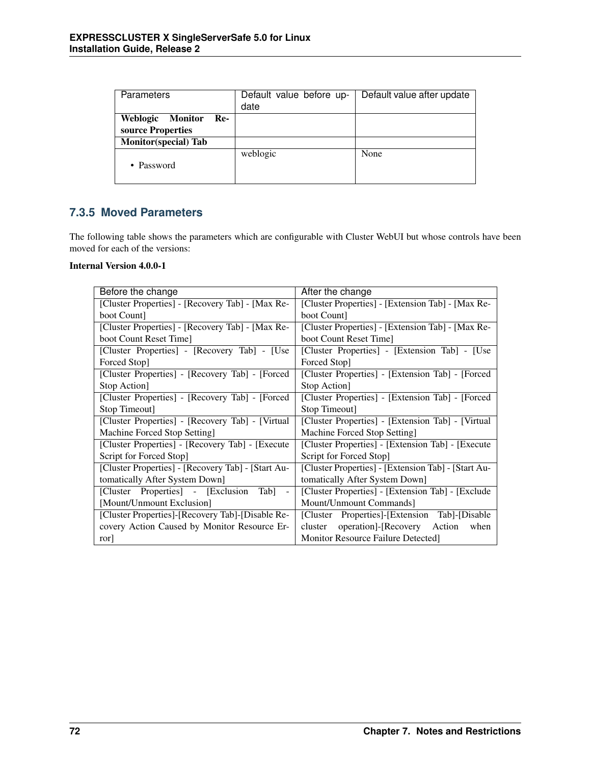| Parameters | Default value before update | Default value after update |
|---|---|---|
| **Weblogic Monitor Resource Properties** | | |
| **Monitor(special) Tab** | | |
| • Password | weblogic | None |

### 7.3.5 Moved Parameters

The following table shows the parameters which are configurable with Cluster WebUI but whose controls have been moved for each of the versions:

**Internal Version 4.0.0-1**

| Before the change | After the change |
|---|---|
| [Cluster Properties] - [Recovery Tab] - [Max Reboot Count] | [Cluster Properties] - [Extension Tab] - [Max Reboot Count] |
| [Cluster Properties] - [Recovery Tab] - [Max Reboot Count Reset Time] | [Cluster Properties] - [Extension Tab] - [Max Reboot Count Reset Time] |
| [Cluster Properties] - [Recovery Tab] - [Use Forced Stop] | [Cluster Properties] - [Extension Tab] - [Use Forced Stop] |
| [Cluster Properties] - [Recovery Tab] - [Forced Stop Action] | [Cluster Properties] - [Extension Tab] - [Forced Stop Action] |
| [Cluster Properties] - [Recovery Tab] - [Forced Stop Timeout] | [Cluster Properties] - [Extension Tab] - [Forced Stop Timeout] |
| [Cluster Properties] - [Recovery Tab] - [Virtual Machine Forced Stop Setting] | [Cluster Properties] - [Extension Tab] - [Virtual Machine Forced Stop Setting] |
| [Cluster Properties] - [Recovery Tab] - [Execute Script for Forced Stop] | [Cluster Properties] - [Extension Tab] - [Execute Script for Forced Stop] |
| [Cluster Properties] - [Recovery Tab] - [Start Automatically After System Down] | [Cluster Properties] - [Extension Tab] - [Start Automatically After System Down] |
| [Cluster Properties] - [Exclusion Tab] - [Mount/Unmount Exclusion] | [Cluster Properties] - [Extension Tab] - [Exclude Mount/Unmount Commands] |
| [Cluster Properties]-[Recovery Tab]-[Disable Recovery Action Caused by Monitor Resource Error] | [Cluster Properties]-[Extension Tab]-[Disable cluster operation]-[Recovery Action when Monitor Resource Failure Detected] |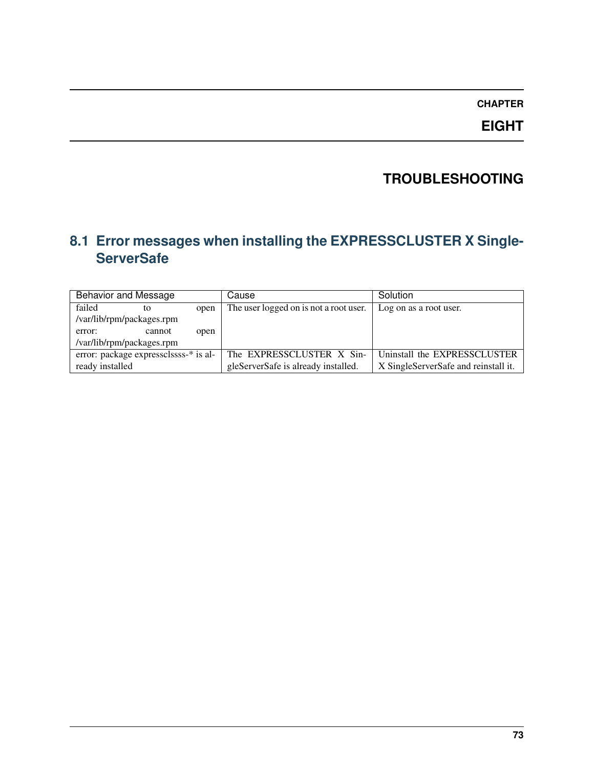# CHAPTER EIGHT

# TROUBLESHOOTING

## 8.1 Error messages when installing the EXPRESSCLUSTER X SingleServerSafe

| Behavior and Message | Cause | Solution |
|---|---|---|
| failed to open /var/lib/rpm/packages.rpm<br>error: cannot open /var/lib/rpm/packages.rpm | The user logged on is not a root user. | Log on as a root user. |
| error: package expressclssss-* is already installed | The EXPRESSCLUSTER X SingleServerSafe is already installed. | Uninstall the EXPRESSCLUSTER X SingleServerSafe and reinstall it. |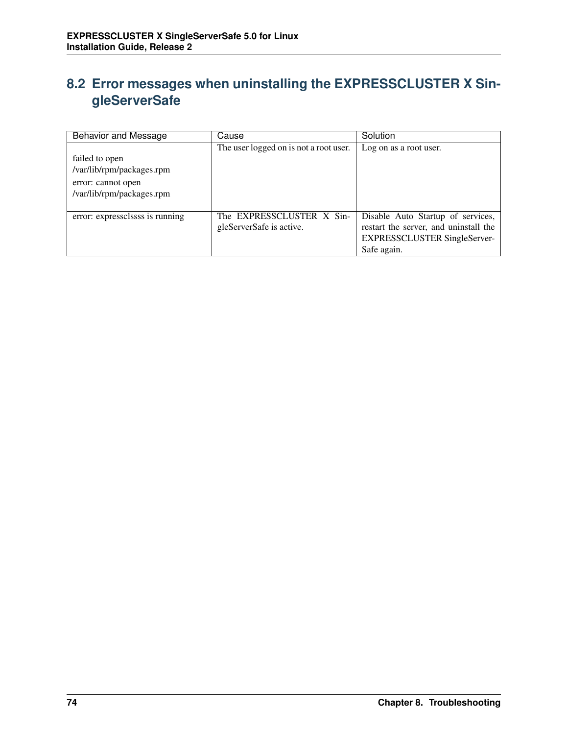## 8.2 Error messages when uninstalling the EXPRESSCLUSTER X SingleServerSafe

| Behavior and Message | Cause | Solution |
|---|---|---|
| failed to open /var/lib/rpm/packages.rpm<br>error: cannot open /var/lib/rpm/packages.rpm | The user logged on is not a root user. | Log on as a root user. |
| error: expressclssss is running | The EXPRESSCLUSTER X SingleServerSafe is active. | Disable Auto Startup of services, restart the server, and uninstall the EXPRESSCLUSTER SingleServerSafe again. |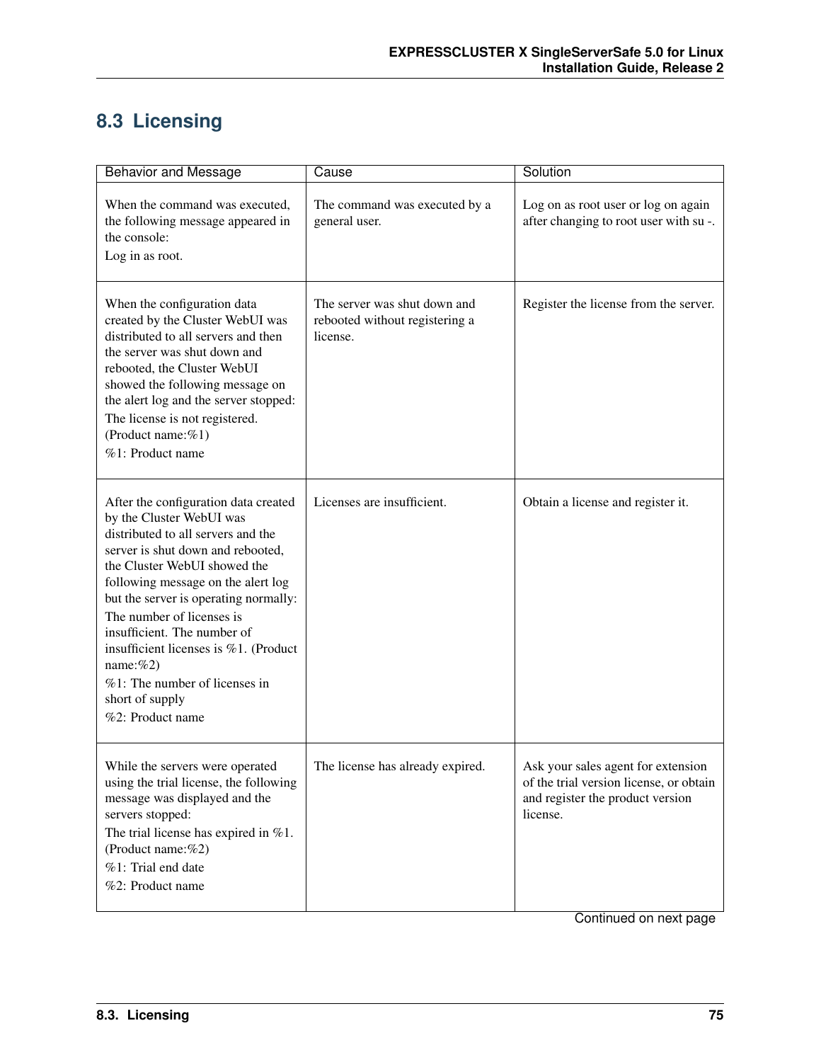## 8.3 Licensing

| Behavior and Message | Cause | Solution |
|---|---|---|
| When the command was executed, the following message appeared in the console:<br>Log in as root. | The command was executed by a general user. | Log on as root user or log on again after changing to root user with su -. |
| When the configuration data created by the Cluster WebUI was distributed to all servers and then the server was shut down and rebooted, the Cluster WebUI showed the following message on the alert log and the server stopped:<br>The license is not registered. (Product name:%1)<br>%1: Product name | The server was shut down and rebooted without registering a license. | Register the license from the server. |
| After the configuration data created by the Cluster WebUI was distributed to all servers and the server is shut down and rebooted, the Cluster WebUI showed the following message on the alert log but the server is operating normally:<br>The number of licenses is insufficient. The number of insufficient licenses is %1. (Product name:%2)<br>%1: The number of licenses in short of supply<br>%2: Product name | Licenses are insufficient. | Obtain a license and register it. |
| While the servers were operated using the trial license, the following message was displayed and the servers stopped:<br>The trial license has expired in %1. (Product name:%2)<br>%1: Trial end date<br>%2: Product name | The license has already expired. | Ask your sales agent for extension of the trial version license, or obtain and register the product version license. |

Continued on next page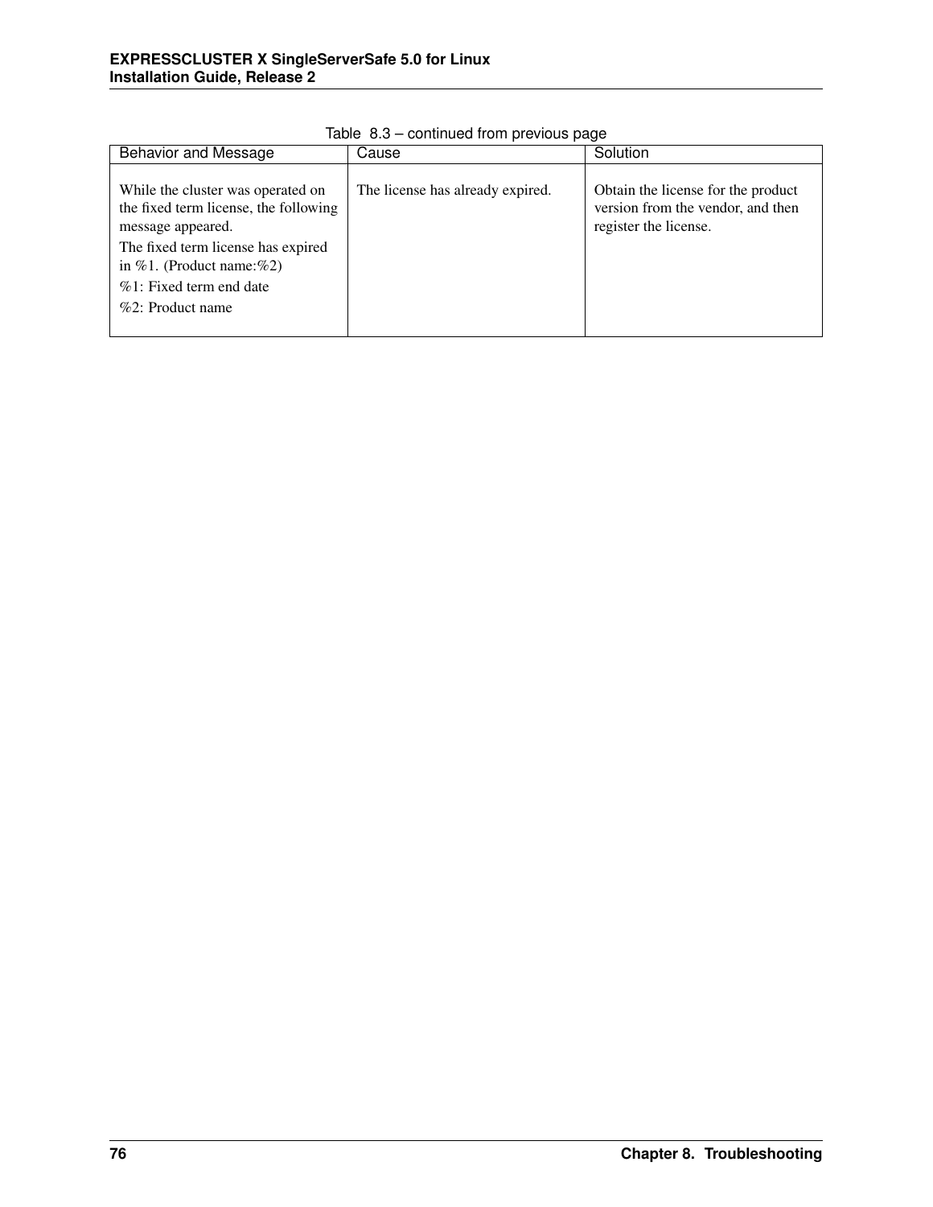Table 8.3 – continued from previous page

| Behavior and Message | Cause | Solution |
|---|---|---|
| While the cluster was operated on the fixed term license, the following message appeared.<br>The fixed term license has expired in %1. (Product name:%2)<br>%1: Fixed term end date<br>%2: Product name | The license has already expired. | Obtain the license for the product version from the vendor, and then register the license. |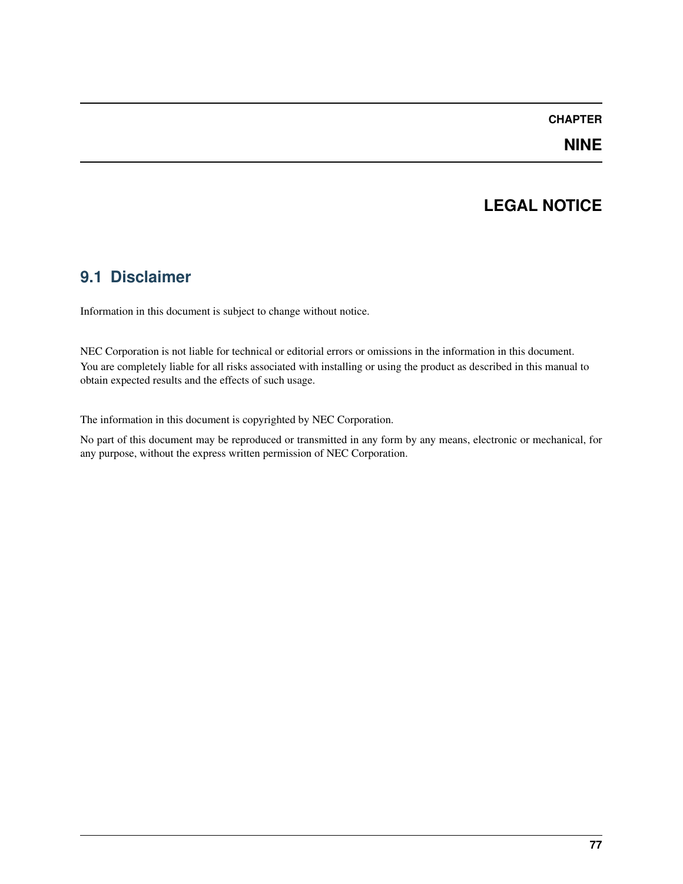# CHAPTER NINE

# LEGAL NOTICE

## 9.1 Disclaimer

Information in this document is subject to change without notice.

NEC Corporation is not liable for technical or editorial errors or omissions in the information in this document. You are completely liable for all risks associated with installing or using the product as described in this manual to obtain expected results and the effects of such usage.

The information in this document is copyrighted by NEC Corporation.

No part of this document may be reproduced or transmitted in any form by any means, electronic or mechanical, for any purpose, without the express written permission of NEC Corporation.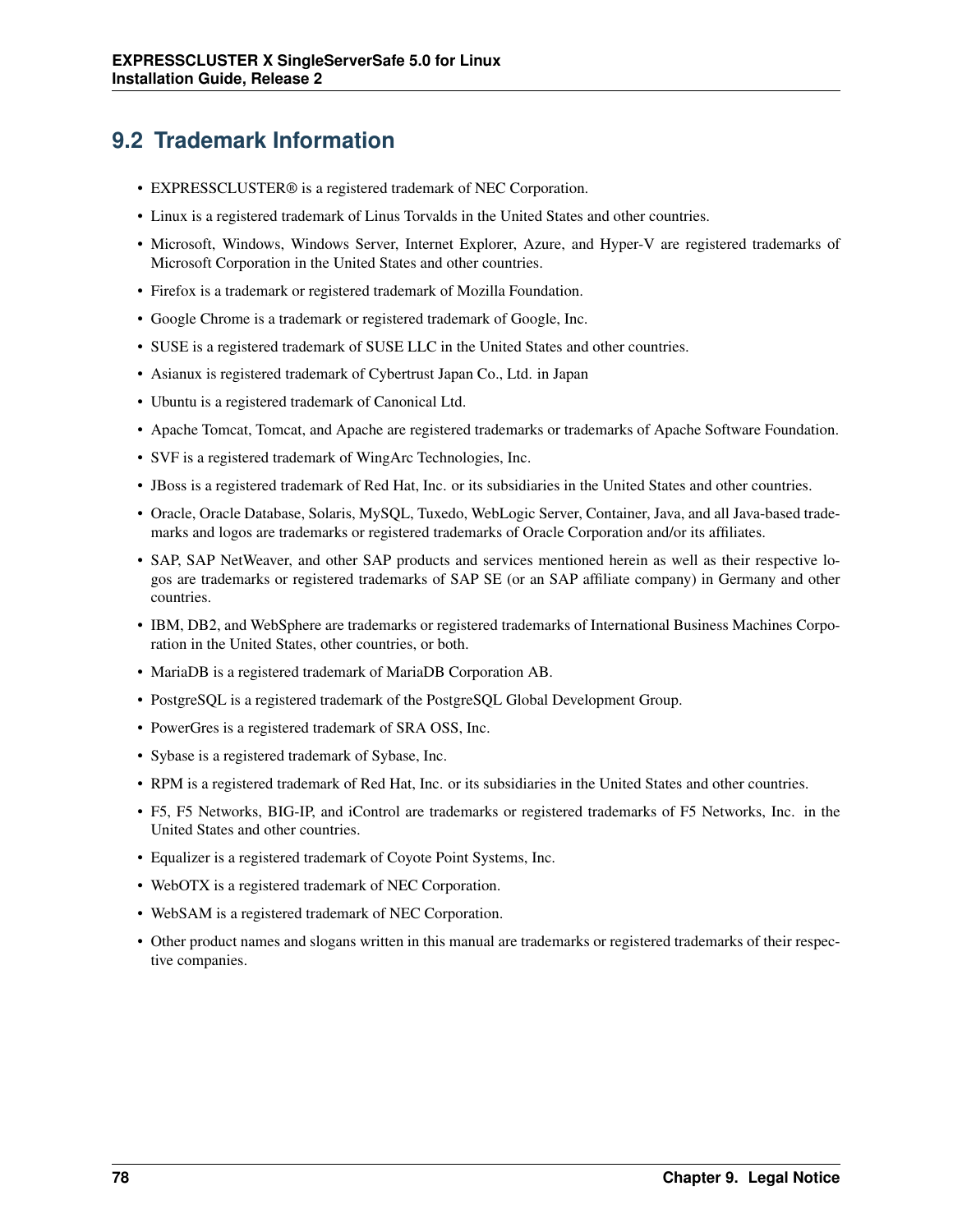## 9.2 Trademark Information

- EXPRESSCLUSTER® is a registered trademark of NEC Corporation.
- Linux is a registered trademark of Linus Torvalds in the United States and other countries.
- Microsoft, Windows, Windows Server, Internet Explorer, Azure, and Hyper-V are registered trademarks of Microsoft Corporation in the United States and other countries.
- Firefox is a trademark or registered trademark of Mozilla Foundation.
- Google Chrome is a trademark or registered trademark of Google, Inc.
- SUSE is a registered trademark of SUSE LLC in the United States and other countries.
- Asianux is registered trademark of Cybertrust Japan Co., Ltd. in Japan
- Ubuntu is a registered trademark of Canonical Ltd.
- Apache Tomcat, Tomcat, and Apache are registered trademarks or trademarks of Apache Software Foundation.
- SVF is a registered trademark of WingArc Technologies, Inc.
- JBoss is a registered trademark of Red Hat, Inc. or its subsidiaries in the United States and other countries.
- Oracle, Oracle Database, Solaris, MySQL, Tuxedo, WebLogic Server, Container, Java, and all Java-based trademarks and logos are trademarks or registered trademarks of Oracle Corporation and/or its affiliates.
- SAP, SAP NetWeaver, and other SAP products and services mentioned herein as well as their respective logos are trademarks or registered trademarks of SAP SE (or an SAP affiliate company) in Germany and other countries.
- IBM, DB2, and WebSphere are trademarks or registered trademarks of International Business Machines Corporation in the United States, other countries, or both.
- MariaDB is a registered trademark of MariaDB Corporation AB.
- PostgreSQL is a registered trademark of the PostgreSQL Global Development Group.
- PowerGres is a registered trademark of SRA OSS, Inc.
- Sybase is a registered trademark of Sybase, Inc.
- RPM is a registered trademark of Red Hat, Inc. or its subsidiaries in the United States and other countries.
- F5, F5 Networks, BIG-IP, and iControl are trademarks or registered trademarks of F5 Networks, Inc. in the United States and other countries.
- Equalizer is a registered trademark of Coyote Point Systems, Inc.
- WebOTX is a registered trademark of NEC Corporation.
- WebSAM is a registered trademark of NEC Corporation.
- Other product names and slogans written in this manual are trademarks or registered trademarks of their respective companies.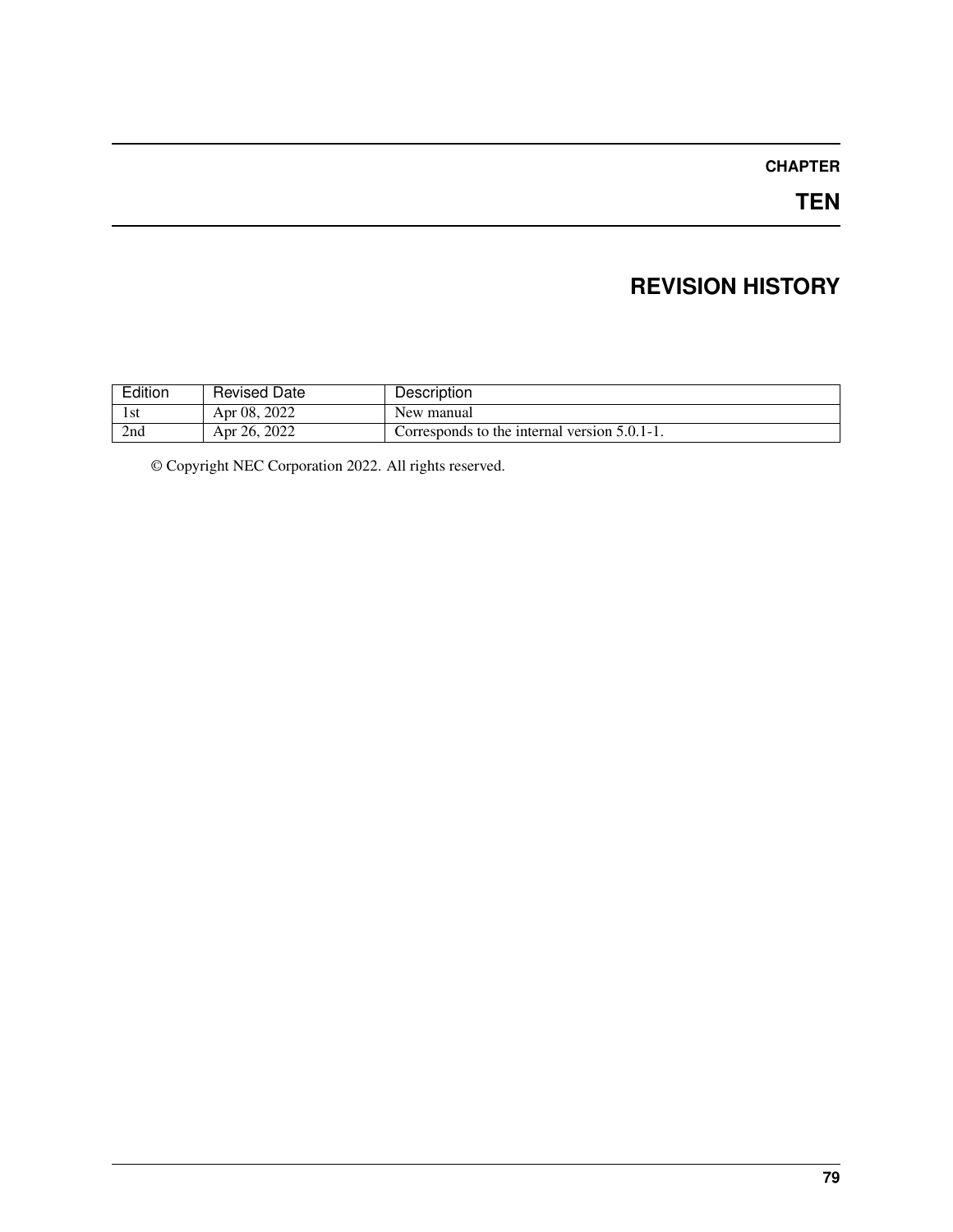# CHAPTER TEN

# REVISION HISTORY

| Edition | Revised Date | Description |
| --- | --- | --- |
| 1st | Apr 08, 2022 | New manual |
| 2nd | Apr 26, 2022 | Corresponds to the internal version 5.0.1-1. |

© Copyright NEC Corporation 2022. All rights reserved.